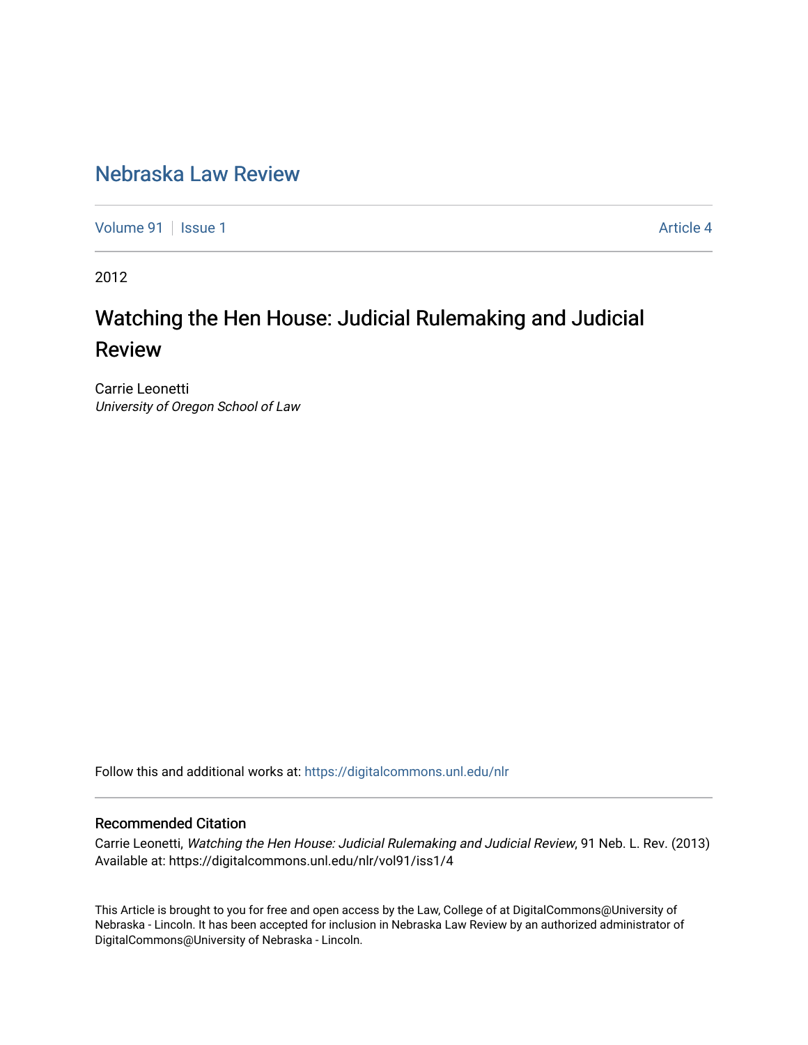# Nebraska Law Review

Volume 91 | Issue 1 Article 4

2012

## Watching the Hen House: Judicial Rulemaking and Judicial Review

Carrie Leonetti
*University of Oregon School of Law*

Follow this and additional works at: https://digitalcommons.unl.edu/nlr

### Recommended Citation

Carrie Leonetti, *Watching the Hen House: Judicial Rulemaking and Judicial Review*, 91 Neb. L. Rev. (2013)
Available at: https://digitalcommons.unl.edu/nlr/vol91/iss1/4

This Article is brought to you for free and open access by the Law, College of at DigitalCommons@University of Nebraska - Lincoln. It has been accepted for inclusion in Nebraska Law Review by an authorized administrator of DigitalCommons@University of Nebraska - Lincoln.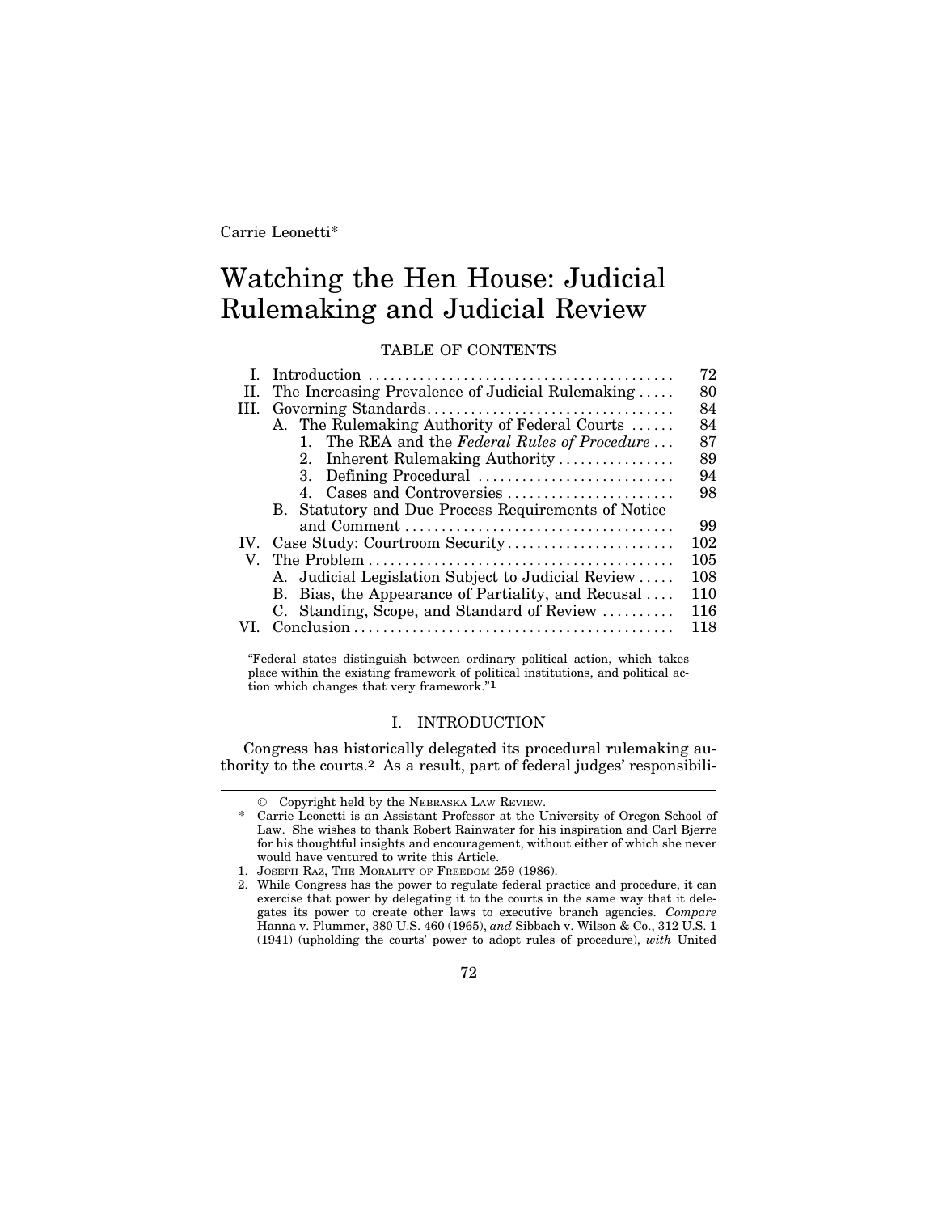Carrie Leonetti*

# Watching the Hen House: Judicial Rulemaking and Judicial Review

TABLE OF CONTENTS

| | | |
|---|---|---|
| I. | Introduction | 72 |
| II. | The Increasing Prevalence of Judicial Rulemaking | 80 |
| III. | Governing Standards | 84 |
| | A. The Rulemaking Authority of Federal Courts | 84 |
| | 1. The REA and the *Federal Rules of Procedure* | 87 |
| | 2. Inherent Rulemaking Authority | 89 |
| | 3. Defining Procedural | 94 |
| | 4. Cases and Controversies | 98 |
| | B. Statutory and Due Process Requirements of Notice and Comment | 99 |
| IV. | Case Study: Courtroom Security | 102 |
| V. | The Problem | 105 |
| | A. Judicial Legislation Subject to Judicial Review | 108 |
| | B. Bias, the Appearance of Partiality, and Recusal | 110 |
| | C. Standing, Scope, and Standard of Review | 116 |
| VI. | Conclusion | 118 |

"Federal states distinguish between ordinary political action, which takes place within the existing framework of political institutions, and political action which changes that very framework."[1]

## I. INTRODUCTION

Congress has historically delegated its procedural rulemaking authority to the courts.[2] As a result, part of federal judges' responsibili-

---

© Copyright held by the NEBRASKA LAW REVIEW.

\* Carrie Leonetti is an Assistant Professor at the University of Oregon School of Law. She wishes to thank Robert Rainwater for his inspiration and Carl Bjerre for his thoughtful insights and encouragement, without either of which she never would have ventured to write this Article.

1. JOSEPH RAZ, THE MORALITY OF FREEDOM 259 (1986).

2. While Congress has the power to regulate federal practice and procedure, it can exercise that power by delegating it to the courts in the same way that it delegates its power to create other laws to executive branch agencies. *Compare* Hanna v. Plummer, 380 U.S. 460 (1965), *and* Sibbach v. Wilson & Co., 312 U.S. 1 (1941) (upholding the courts' power to adopt rules of procedure), *with* United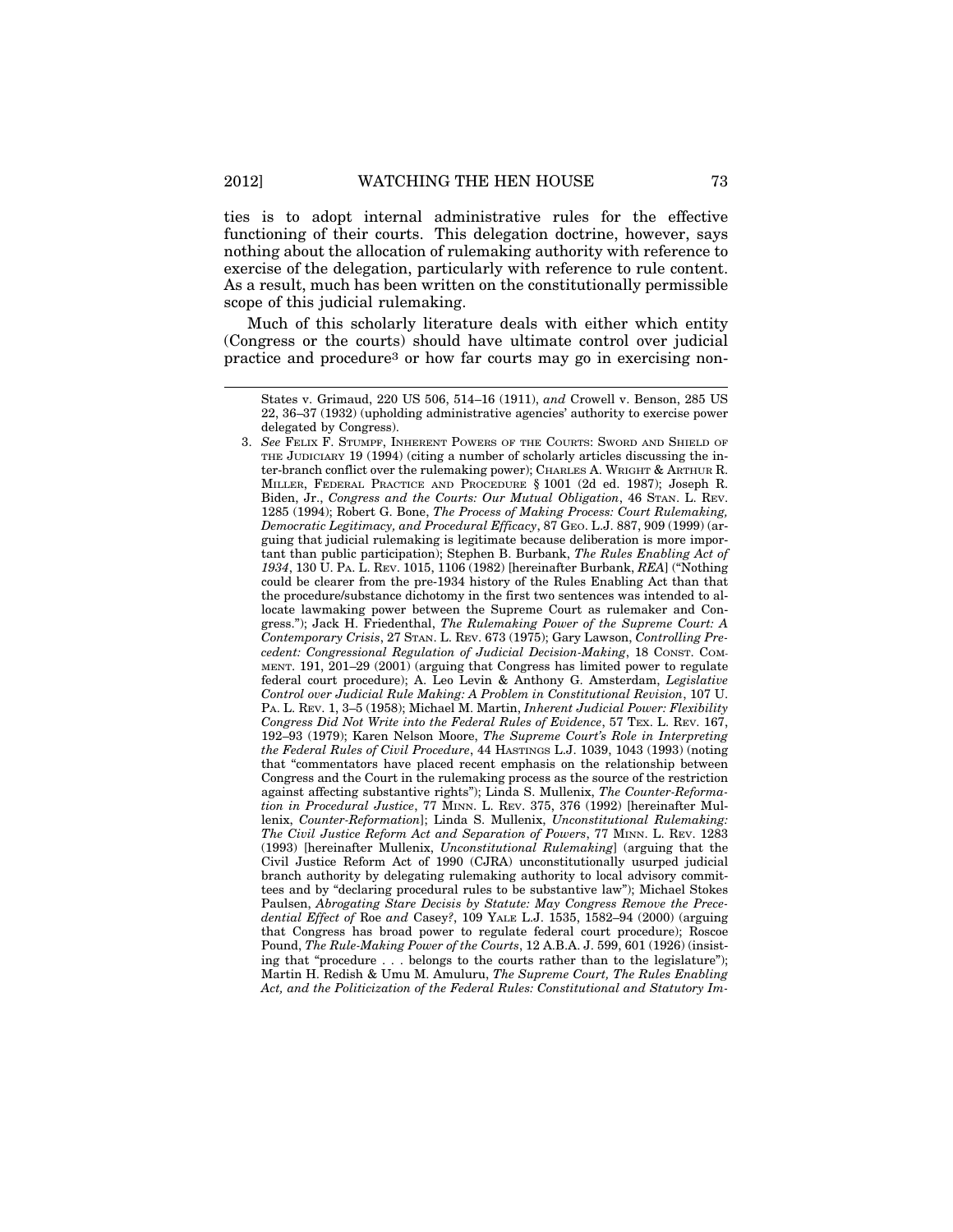ties is to adopt internal administrative rules for the effective functioning of their courts. This delegation doctrine, however, says nothing about the allocation of rulemaking authority with reference to exercise of the delegation, particularly with reference to rule content. As a result, much has been written on the constitutionally permissible scope of this judicial rulemaking.

Much of this scholarly literature deals with either which entity (Congress or the courts) should have ultimate control over judicial practice and procedure[3] or how far courts may go in exercising non-

---

States v. Grimaud, 220 US 506, 514–16 (1911), *and* Crowell v. Benson, 285 US 22, 36–37 (1932) (upholding administrative agencies' authority to exercise power delegated by Congress).

3. *See* FELIX F. STUMPF, INHERENT POWERS OF THE COURTS: SWORD AND SHIELD OF THE JUDICIARY 19 (1994) (citing a number of scholarly articles discussing the inter-branch conflict over the rulemaking power); CHARLES A. WRIGHT & ARTHUR R. MILLER, FEDERAL PRACTICE AND PROCEDURE § 1001 (2d ed. 1987); Joseph R. Biden, Jr., *Congress and the Courts: Our Mutual Obligation*, 46 STAN. L. REV. 1285 (1994); Robert G. Bone, *The Process of Making Process: Court Rulemaking, Democratic Legitimacy, and Procedural Efficacy*, 87 GEO. L.J. 887, 909 (1999) (arguing that judicial rulemaking is legitimate because deliberation is more important than public participation); Stephen B. Burbank, *The Rules Enabling Act of 1934*, 130 U. PA. L. REV. 1015, 1106 (1982) [hereinafter Burbank, *REA*] ("Nothing could be clearer from the pre-1934 history of the Rules Enabling Act than that the procedure/substance dichotomy in the first two sentences was intended to allocate lawmaking power between the Supreme Court as rulemaker and Congress."); Jack H. Friedenthal, *The Rulemaking Power of the Supreme Court: A Contemporary Crisis*, 27 STAN. L. REV. 673 (1975); Gary Lawson, *Controlling Precedent: Congressional Regulation of Judicial Decision-Making*, 18 CONST. COMMENT. 191, 201–29 (2001) (arguing that Congress has limited power to regulate federal court procedure); A. Leo Levin & Anthony G. Amsterdam, *Legislative Control over Judicial Rule Making: A Problem in Constitutional Revision*, 107 U. PA. L. REV. 1, 3–5 (1958); Michael M. Martin, *Inherent Judicial Power: Flexibility Congress Did Not Write into the Federal Rules of Evidence*, 57 TEX. L. REV. 167, 192–93 (1979); Karen Nelson Moore, *The Supreme Court's Role in Interpreting the Federal Rules of Civil Procedure*, 44 HASTINGS L.J. 1039, 1043 (1993) (noting that "commentators have placed recent emphasis on the relationship between Congress and the Court in the rulemaking process as the source of the restriction against affecting substantive rights"); Linda S. Mullenix, *The Counter-Reformation in Procedural Justice*, 77 MINN. L. REV. 375, 376 (1992) [hereinafter Mullenix, *Counter-Reformation*]; Linda S. Mullenix, *Unconstitutional Rulemaking: The Civil Justice Reform Act and Separation of Powers*, 77 MINN. L. REV. 1283 (1993) [hereinafter Mullenix, *Unconstitutional Rulemaking*] (arguing that the Civil Justice Reform Act of 1990 (CJRA) unconstitutionally usurped judicial branch authority by delegating rulemaking authority to local advisory committees and by "declaring procedural rules to be substantive law"); Michael Stokes Paulsen, *Abrogating Stare Decisis by Statute: May Congress Remove the Precedential Effect of* Roe *and* Casey*?*, 109 YALE L.J. 1535, 1582–94 (2000) (arguing that Congress has broad power to regulate federal court procedure); Roscoe Pound, *The Rule-Making Power of the Courts*, 12 A.B.A. J. 599, 601 (1926) (insisting that "procedure . . . belongs to the courts rather than to the legislature"); Martin H. Redish & Umu M. Amuluru, *The Supreme Court, The Rules Enabling Act, and the Politicization of the Federal Rules: Constitutional and Statutory Im-*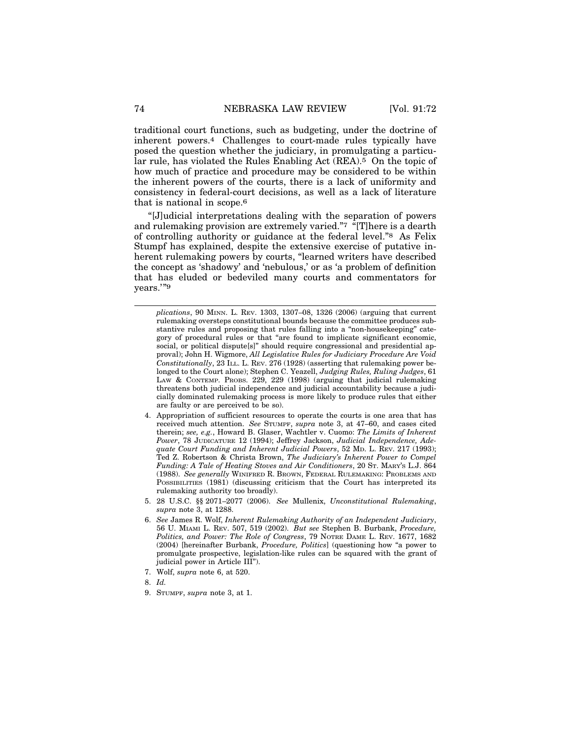traditional court functions, such as budgeting, under the doctrine of inherent powers.[4] Challenges to court-made rules typically have posed the question whether the judiciary, in promulgating a particular rule, has violated the Rules Enabling Act (REA).[5] On the topic of how much of practice and procedure may be considered to be within the inherent powers of the courts, there is a lack of uniformity and consistency in federal-court decisions, as well as a lack of literature that is national in scope.[6]

"[J]udicial interpretations dealing with the separation of powers and rulemaking provision are extremely varied."[7] "[T]here is a dearth of controlling authority or guidance at the federal level."[8] As Felix Stumpf has explained, despite the extensive exercise of putative inherent rulemaking powers by courts, "learned writers have described the concept as 'shadowy' and 'nebulous,' or as 'a problem of definition that has eluded or bedeviled many courts and commentators for years.'"[9]

---

*plications*, 90 MINN. L. REV. 1303, 1307–08, 1326 (2006) (arguing that current rulemaking oversteps constitutional bounds because the committee produces substantive rules and proposing that rules falling into a "non-housekeeping" category of procedural rules or that "are found to implicate significant economic, social, or political dispute[s]" should require congressional and presidential approval); John H. Wigmore, *All Legislative Rules for Judiciary Procedure Are Void Constitutionally*, 23 ILL. L. REV. 276 (1928) (asserting that rulemaking power belonged to the Court alone); Stephen C. Yeazell, *Judging Rules, Ruling Judges*, 61 LAW & CONTEMP. PROBS. 229, 229 (1998) (arguing that judicial rulemaking threatens both judicial independence and judicial accountability because a judicially dominated rulemaking process is more likely to produce rules that either are faulty or are perceived to be so).

4. Appropriation of sufficient resources to operate the courts is one area that has received much attention. *See* STUMPF, *supra* note 3, at 47–60, and cases cited therein; *see, e.g.*, Howard B. Glaser, Wachtler v. Cuomo: *The Limits of Inherent Power*, 78 JUDICATURE 12 (1994); Jeffrey Jackson, *Judicial Independence, Adequate Court Funding and Inherent Judicial Powers*, 52 MD. L. REV. 217 (1993); Ted Z. Robertson & Christa Brown, *The Judiciary's Inherent Power to Compel Funding: A Tale of Heating Stoves and Air Conditioners*, 20 ST. MARY'S L.J. 864 (1988). *See generally* WINIFRED R. BROWN, FEDERAL RULEMAKING: PROBLEMS AND POSSIBILITIES (1981) (discussing criticism that the Court has interpreted its rulemaking authority too broadly).

5. 28 U.S.C. §§ 2071–2077 (2006). *See* Mullenix, *Unconstitutional Rulemaking*, *supra* note 3, at 1288.

6. *See* James R. Wolf, *Inherent Rulemaking Authority of an Independent Judiciary*, 56 U. MIAMI L. REV. 507, 519 (2002). *But see* Stephen B. Burbank, *Procedure, Politics, and Power: The Role of Congress*, 79 NOTRE DAME L. REV. 1677, 1682 (2004) [hereinafter Burbank, *Procedure, Politics*] (questioning how "a power to promulgate prospective, legislation-like rules can be squared with the grant of judicial power in Article III").

7. Wolf, *supra* note 6, at 520.

8. *Id.*

9. STUMPF, *supra* note 3, at 1.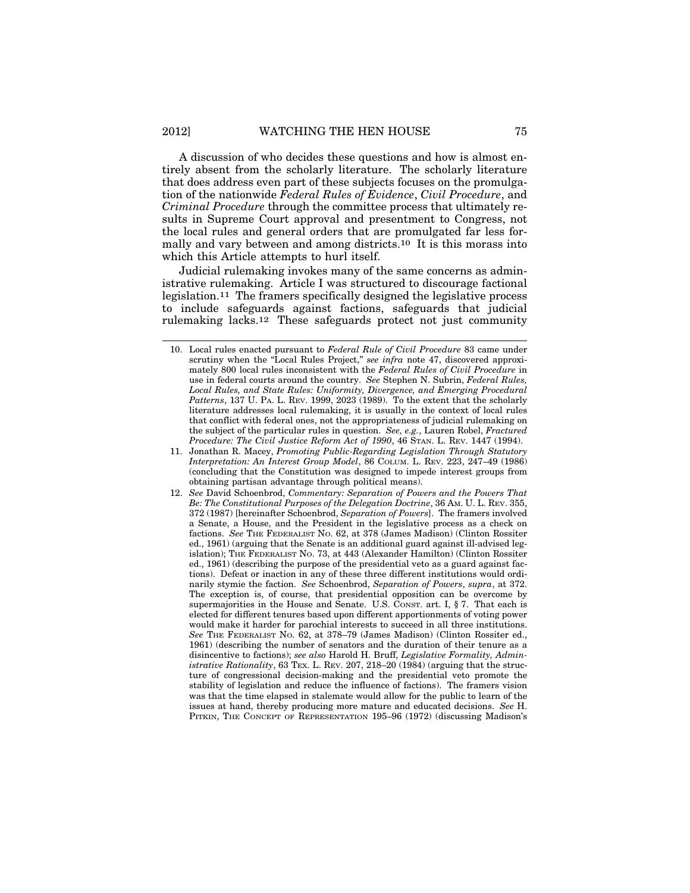A discussion of who decides these questions and how is almost entirely absent from the scholarly literature. The scholarly literature that does address even part of these subjects focuses on the promulgation of the nationwide *Federal Rules of Evidence*, *Civil Procedure*, and *Criminal Procedure* through the committee process that ultimately results in Supreme Court approval and presentment to Congress, not the local rules and general orders that are promulgated far less formally and vary between and among districts.[10] It is this morass into which this Article attempts to hurl itself.

Judicial rulemaking invokes many of the same concerns as administrative rulemaking. Article I was structured to discourage factional legislation.[11] The framers specifically designed the legislative process to include safeguards against factions, safeguards that judicial rulemaking lacks.[12] These safeguards protect not just community

---

10. Local rules enacted pursuant to *Federal Rule of Civil Procedure* 83 came under scrutiny when the "Local Rules Project," *see infra* note 47, discovered approximately 800 local rules inconsistent with the *Federal Rules of Civil Procedure* in use in federal courts around the country. *See* Stephen N. Subrin, *Federal Rules, Local Rules, and State Rules: Uniformity, Divergence, and Emerging Procedural Patterns*, 137 U. PA. L. REV. 1999, 2023 (1989). To the extent that the scholarly literature addresses local rulemaking, it is usually in the context of local rules that conflict with federal ones, not the appropriateness of judicial rulemaking on the subject of the particular rules in question. *See, e.g.*, Lauren Robel, *Fractured Procedure: The Civil Justice Reform Act of 1990*, 46 STAN. L. REV. 1447 (1994).

11. Jonathan R. Macey, *Promoting Public-Regarding Legislation Through Statutory Interpretation: An Interest Group Model*, 86 COLUM. L. REV. 223, 247–49 (1986) (concluding that the Constitution was designed to impede interest groups from obtaining partisan advantage through political means).

12. *See* David Schoenbrod, *Commentary: Separation of Powers and the Powers That Be: The Constitutional Purposes of the Delegation Doctrine*, 36 AM. U. L. REV. 355, 372 (1987) [hereinafter Schoenbrod, *Separation of Powers*]. The framers involved a Senate, a House, and the President in the legislative process as a check on factions. *See* THE FEDERALIST NO. 62, at 378 (James Madison) (Clinton Rossiter ed., 1961) (arguing that the Senate is an additional guard against ill-advised legislation); THE FEDERALIST NO. 73, at 443 (Alexander Hamilton) (Clinton Rossiter ed., 1961) (describing the purpose of the presidential veto as a guard against factions). Defeat or inaction in any of these three different institutions would ordinarily stymie the faction. *See* Schoenbrod, *Separation of Powers*, *supra*, at 372. The exception is, of course, that presidential opposition can be overcome by supermajorities in the House and Senate. U.S. CONST. art. I, § 7. That each is elected for different tenures based upon different apportionments of voting power would make it harder for parochial interests to succeed in all three institutions. *See* THE FEDERALIST NO. 62, at 378–79 (James Madison) (Clinton Rossiter ed., 1961) (describing the number of senators and the duration of their tenure as a disincentive to factions); *see also* Harold H. Bruff, *Legislative Formality, Administrative Rationality*, 63 TEX. L. REV. 207, 218–20 (1984) (arguing that the structure of congressional decision-making and the presidential veto promote the stability of legislation and reduce the influence of factions). The framers vision was that the time elapsed in stalemate would allow for the public to learn of the issues at hand, thereby producing more mature and educated decisions. *See* H. PITKIN, THE CONCEPT OF REPRESENTATION 195–96 (1972) (discussing Madison's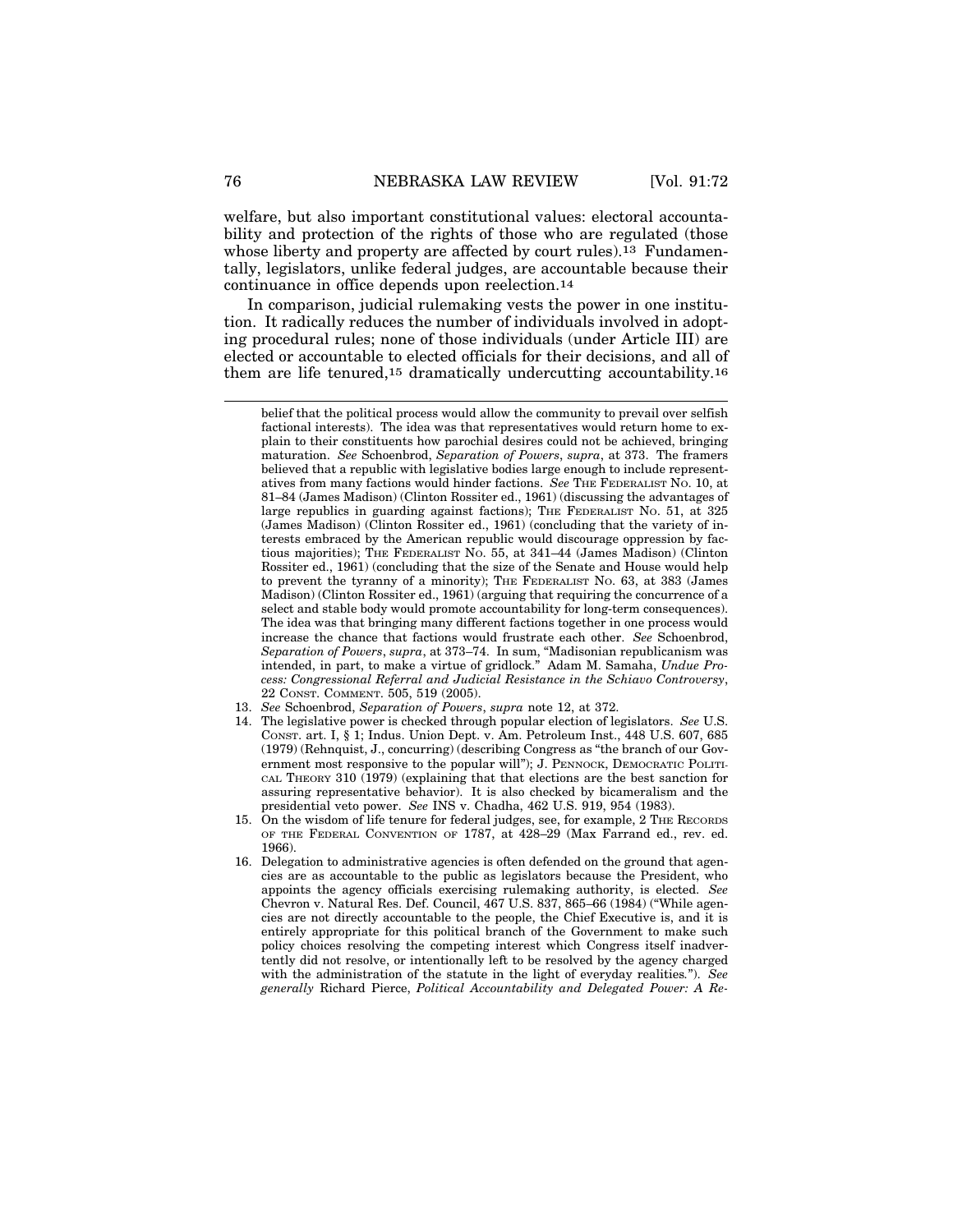welfare, but also important constitutional values: electoral accountability and protection of the rights of those who are regulated (those whose liberty and property are affected by court rules).[13] Fundamentally, legislators, unlike federal judges, are accountable because their continuance in office depends upon reelection.[14]

In comparison, judicial rulemaking vests the power in one institution. It radically reduces the number of individuals involved in adopting procedural rules; none of those individuals (under Article III) are elected or accountable to elected officials for their decisions, and all of them are life tenured,[15] dramatically undercutting accountability.[16]

---

belief that the political process would allow the community to prevail over selfish factional interests). The idea was that representatives would return home to explain to their constituents how parochial desires could not be achieved, bringing maturation. *See* Schoenbrod, *Separation of Powers*, *supra*, at 373. The framers believed that a republic with legislative bodies large enough to include representatives from many factions would hinder factions. *See* THE FEDERALIST NO. 10, at 81–84 (James Madison) (Clinton Rossiter ed., 1961) (discussing the advantages of large republics in guarding against factions); THE FEDERALIST NO. 51, at 325 (James Madison) (Clinton Rossiter ed., 1961) (concluding that the variety of interests embraced by the American republic would discourage oppression by factious majorities); THE FEDERALIST NO. 55, at 341–44 (James Madison) (Clinton Rossiter ed., 1961) (concluding that the size of the Senate and House would help to prevent the tyranny of a minority); THE FEDERALIST NO. 63, at 383 (James Madison) (Clinton Rossiter ed., 1961) (arguing that requiring the concurrence of a select and stable body would promote accountability for long-term consequences). The idea was that bringing many different factions together in one process would increase the chance that factions would frustrate each other. *See* Schoenbrod, *Separation of Powers*, *supra*, at 373–74. In sum, "Madisonian republicanism was intended, in part, to make a virtue of gridlock." Adam M. Samaha, *Undue Process: Congressional Referral and Judicial Resistance in the Schiavo Controversy*, 22 CONST. COMMENT. 505, 519 (2005).

13. *See* Schoenbrod, *Separation of Powers*, *supra* note 12, at 372.
14. The legislative power is checked through popular election of legislators. *See* U.S. CONST. art. I, § 1; Indus. Union Dept. v. Am. Petroleum Inst., 448 U.S. 607, 685 (1979) (Rehnquist, J., concurring) (describing Congress as "the branch of our Government most responsive to the popular will"); J. PENNOCK, DEMOCRATIC POLITICAL THEORY 310 (1979) (explaining that that elections are the best sanction for assuring representative behavior). It is also checked by bicameralism and the presidential veto power. *See* INS v. Chadha, 462 U.S. 919, 954 (1983).
15. On the wisdom of life tenure for federal judges, see, for example, 2 THE RECORDS OF THE FEDERAL CONVENTION OF 1787, at 428–29 (Max Farrand ed., rev. ed. 1966).
16. Delegation to administrative agencies is often defended on the ground that agencies are as accountable to the public as legislators because the President, who appoints the agency officials exercising rulemaking authority, is elected. *See* Chevron v. Natural Res. Def. Council, 467 U.S. 837, 865–66 (1984) ("While agencies are not directly accountable to the people, the Chief Executive is, and it is entirely appropriate for this political branch of the Government to make such policy choices resolving the competing interest which Congress itself inadvertently did not resolve, or intentionally left to be resolved by the agency charged with the administration of the statute in the light of everyday realities."). *See generally* Richard Pierce, *Political Accountability and Delegated Power: A Re-*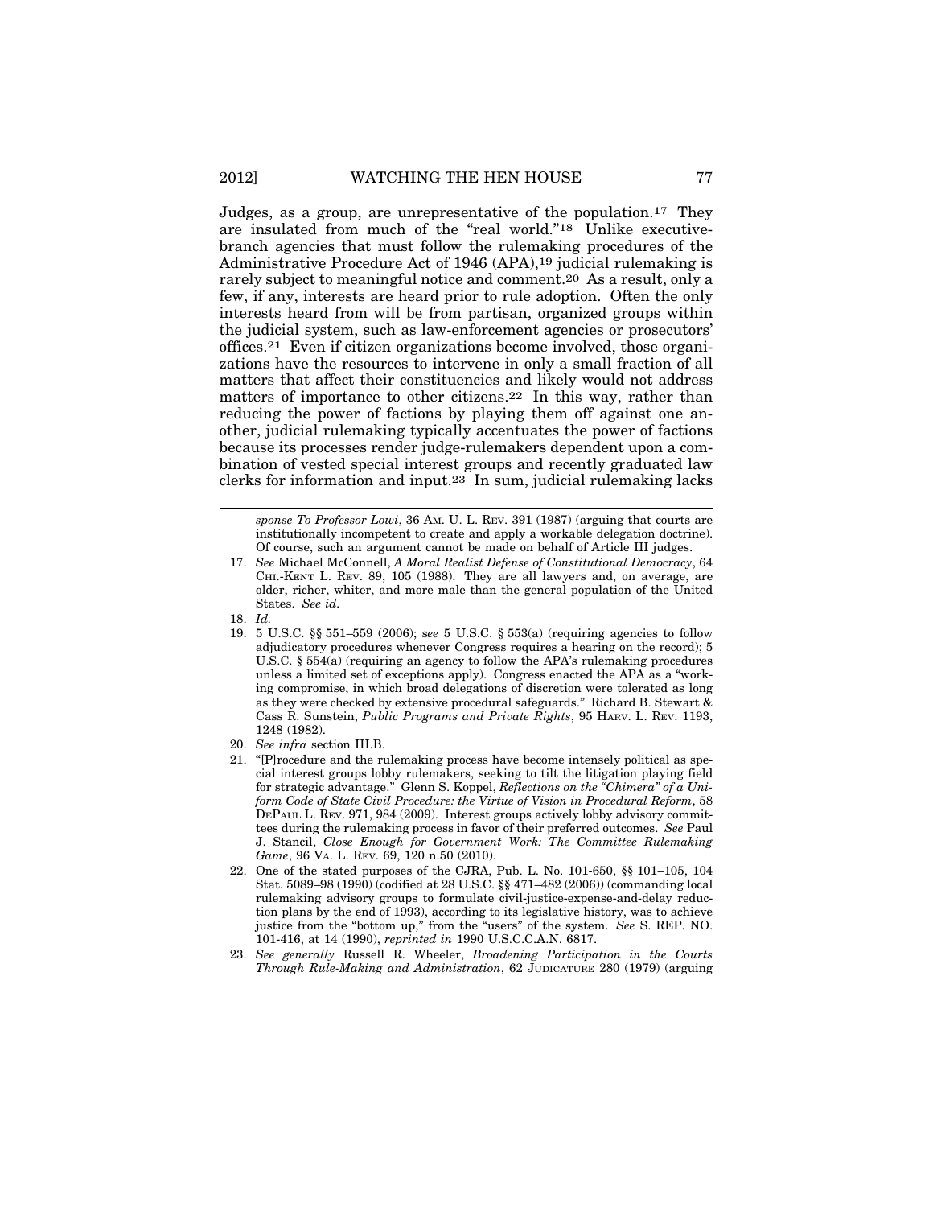Judges, as a group, are unrepresentative of the population.[17] They are insulated from much of the "real world."[18] Unlike executive-branch agencies that must follow the rulemaking procedures of the Administrative Procedure Act of 1946 (APA),[19] judicial rulemaking is rarely subject to meaningful notice and comment.[20] As a result, only a few, if any, interests are heard prior to rule adoption. Often the only interests heard from will be from partisan, organized groups within the judicial system, such as law-enforcement agencies or prosecutors' offices.[21] Even if citizen organizations become involved, those organizations have the resources to intervene in only a small fraction of all matters that affect their constituencies and likely would not address matters of importance to other citizens.[22] In this way, rather than reducing the power of factions by playing them off against one another, judicial rulemaking typically accentuates the power of factions because its processes render judge-rulemakers dependent upon a combination of vested special interest groups and recently graduated law clerks for information and input.[23] In sum, judicial rulemaking lacks

---

*sponse To Professor Lowi*, 36 AM. U. L. REV. 391 (1987) (arguing that courts are institutionally incompetent to create and apply a workable delegation doctrine). Of course, such an argument cannot be made on behalf of Article III judges.

17. *See* Michael McConnell, *A Moral Realist Defense of Constitutional Democracy*, 64 CHI.-KENT L. REV. 89, 105 (1988). They are all lawyers and, on average, are older, richer, whiter, and more male than the general population of the United States. *See id.*

18. *Id.*

19. 5 U.S.C. §§ 551–559 (2006); *see* 5 U.S.C. § 553(a) (requiring agencies to follow adjudicatory procedures whenever Congress requires a hearing on the record); 5 U.S.C. § 554(a) (requiring an agency to follow the APA's rulemaking procedures unless a limited set of exceptions apply). Congress enacted the APA as a "working compromise, in which broad delegations of discretion were tolerated as long as they were checked by extensive procedural safeguards." Richard B. Stewart & Cass R. Sunstein, *Public Programs and Private Rights*, 95 HARV. L. REV. 1193, 1248 (1982).

20. *See infra* section III.B.

21. "[P]rocedure and the rulemaking process have become intensely political as special interest groups lobby rulemakers, seeking to tilt the litigation playing field for strategic advantage." Glenn S. Koppel, *Reflections on the "Chimera" of a Uniform Code of State Civil Procedure: the Virtue of Vision in Procedural Reform*, 58 DEPAUL L. REV. 971, 984 (2009). Interest groups actively lobby advisory committees during the rulemaking process in favor of their preferred outcomes. *See* Paul J. Stancil, *Close Enough for Government Work: The Committee Rulemaking Game*, 96 VA. L. REV. 69, 120 n.50 (2010).

22. One of the stated purposes of the CJRA, Pub. L. No. 101-650, §§ 101–105, 104 Stat. 5089–98 (1990) (codified at 28 U.S.C. §§ 471–482 (2006)) (commanding local rulemaking advisory groups to formulate civil-justice-expense-and-delay reduction plans by the end of 1993), according to its legislative history, was to achieve justice from the "bottom up," from the "users" of the system. *See* S. REP. NO. 101-416, at 14 (1990), *reprinted in* 1990 U.S.C.C.A.N. 6817.

23. *See generally* Russell R. Wheeler, *Broadening Participation in the Courts Through Rule-Making and Administration*, 62 JUDICATURE 280 (1979) (arguing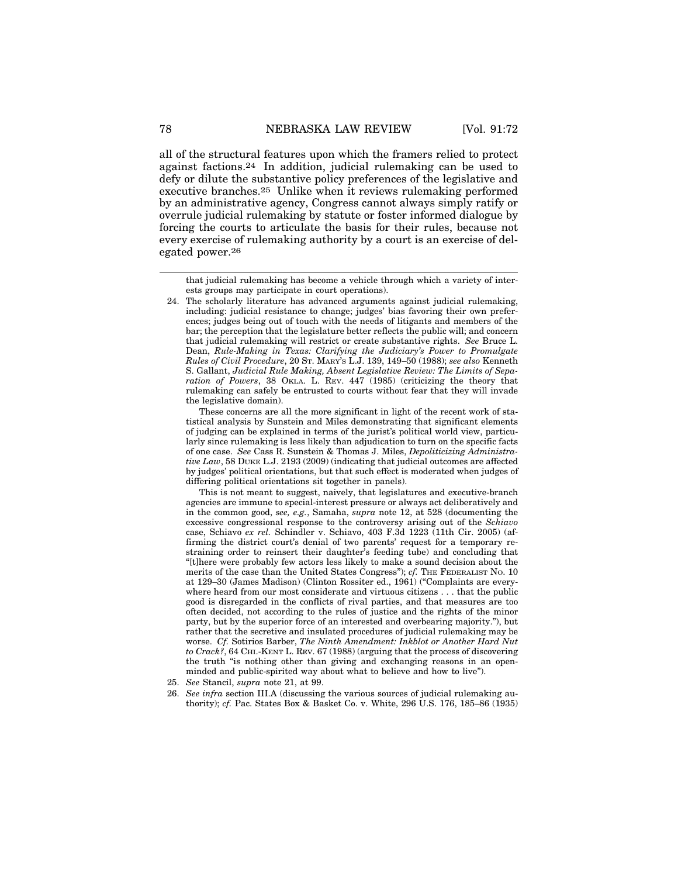all of the structural features upon which the framers relied to protect against factions.[24] In addition, judicial rulemaking can be used to defy or dilute the substantive policy preferences of the legislative and executive branches.[25] Unlike when it reviews rulemaking performed by an administrative agency, Congress cannot always simply ratify or overrule judicial rulemaking by statute or foster informed dialogue by forcing the courts to articulate the basis for their rules, because not every exercise of rulemaking authority by a court is an exercise of delegated power.[26]

---

that judicial rulemaking has become a vehicle through which a variety of interests groups may participate in court operations).

24. The scholarly literature has advanced arguments against judicial rulemaking, including: judicial resistance to change; judges' bias favoring their own preferences; judges being out of touch with the needs of litigants and members of the bar; the perception that the legislature better reflects the public will; and concern that judicial rulemaking will restrict or create substantive rights. *See* Bruce L. Dean, *Rule-Making in Texas: Clarifying the Judiciary's Power to Promulgate Rules of Civil Procedure*, 20 ST. MARY'S L.J. 139, 149–50 (1988); *see also* Kenneth S. Gallant, *Judicial Rule Making, Absent Legislative Review: The Limits of Separation of Powers*, 38 OKLA. L. REV. 447 (1985) (criticizing the theory that rulemaking can safely be entrusted to courts without fear that they will invade the legislative domain).

 These concerns are all the more significant in light of the recent work of statistical analysis by Sunstein and Miles demonstrating that significant elements of judging can be explained in terms of the jurist's political world view, particularly since rulemaking is less likely than adjudication to turn on the specific facts of one case. *See* Cass R. Sunstein & Thomas J. Miles, *Depoliticizing Administrative Law*, 58 DUKE L.J. 2193 (2009) (indicating that judicial outcomes are affected by judges' political orientations, but that such effect is moderated when judges of differing political orientations sit together in panels).

 This is not meant to suggest, naively, that legislatures and executive-branch agencies are immune to special-interest pressure or always act deliberatively and in the common good, *see, e.g.*, Samaha, *supra* note 12, at 528 (documenting the excessive congressional response to the controversy arising out of the *Schiavo* case, Schiavo *ex rel.* Schindler v. Schiavo, 403 F.3d 1223 (11th Cir. 2005) (affirming the district court's denial of two parents' request for a temporary restraining order to reinsert their daughter's feeding tube) and concluding that "[t]here were probably few actors less likely to make a sound decision about the merits of the case than the United States Congress"); *cf.* THE FEDERALIST NO. 10 at 129–30 (James Madison) (Clinton Rossiter ed., 1961) ("Complaints are everywhere heard from our most considerate and virtuous citizens . . . that the public good is disregarded in the conflicts of rival parties, and that measures are too often decided, not according to the rules of justice and the rights of the minor party, but by the superior force of an interested and overbearing majority."), but rather that the secretive and insulated procedures of judicial rulemaking may be worse. *Cf.* Sotirios Barber, *The Ninth Amendment: Inkblot or Another Hard Nut to Crack?*, 64 CHI.-KENT L. REV. 67 (1988) (arguing that the process of discovering the truth "is nothing other than giving and exchanging reasons in an open-minded and public-spirited way about what to believe and how to live").

25. *See* Stancil, *supra* note 21, at 99.

26. *See infra* section III.A (discussing the various sources of judicial rulemaking authority); *cf.* Pac. States Box & Basket Co. v. White, 296 U.S. 176, 185–86 (1935)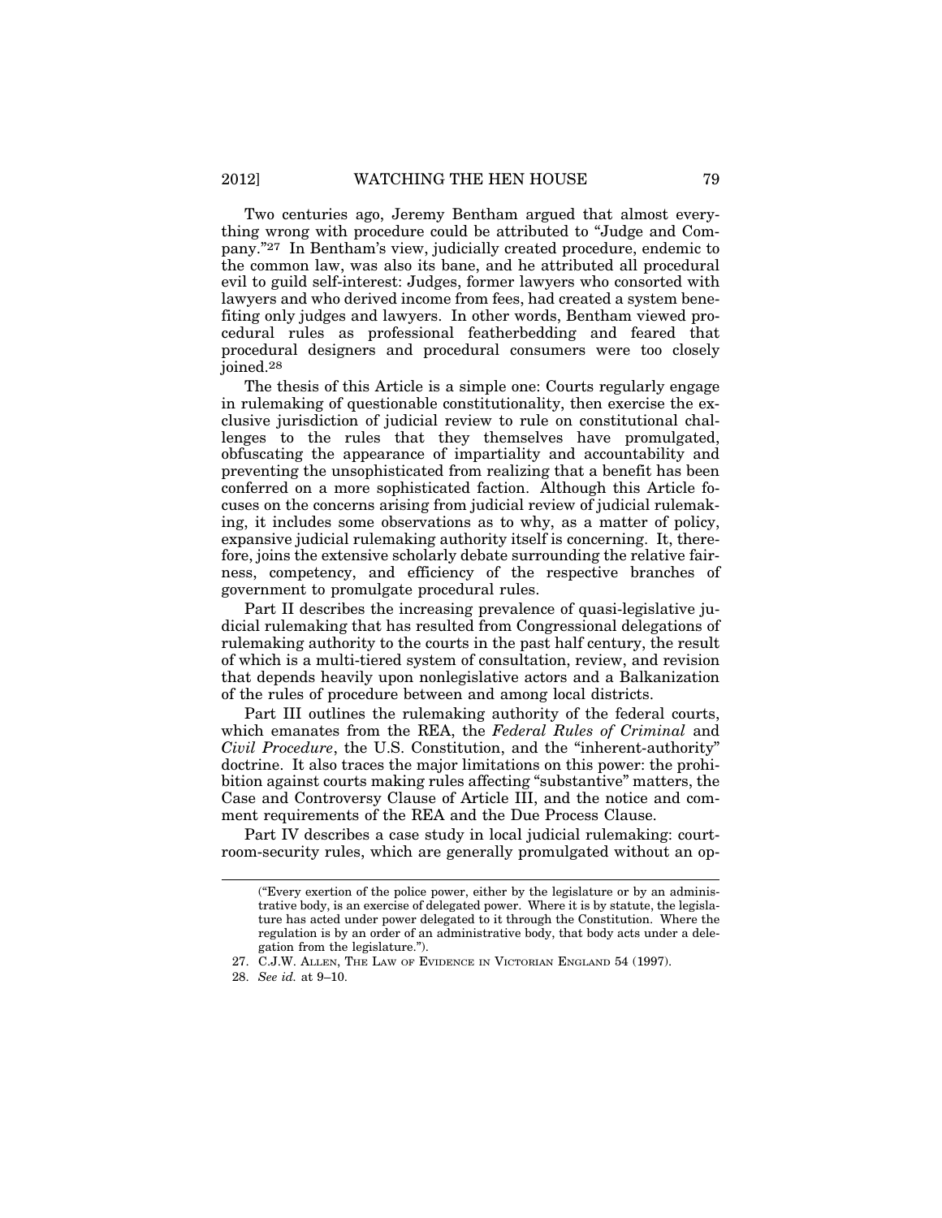Two centuries ago, Jeremy Bentham argued that almost everything wrong with procedure could be attributed to "Judge and Company."[27] In Bentham's view, judicially created procedure, endemic to the common law, was also its bane, and he attributed all procedural evil to guild self-interest: Judges, former lawyers who consorted with lawyers and who derived income from fees, had created a system benefiting only judges and lawyers. In other words, Bentham viewed procedural rules as professional featherbedding and feared that procedural designers and procedural consumers were too closely joined.[28]

The thesis of this Article is a simple one: Courts regularly engage in rulemaking of questionable constitutionality, then exercise the exclusive jurisdiction of judicial review to rule on constitutional challenges to the rules that they themselves have promulgated, obfuscating the appearance of impartiality and accountability and preventing the unsophisticated from realizing that a benefit has been conferred on a more sophisticated faction. Although this Article focuses on the concerns arising from judicial review of judicial rulemaking, it includes some observations as to why, as a matter of policy, expansive judicial rulemaking authority itself is concerning. It, therefore, joins the extensive scholarly debate surrounding the relative fairness, competency, and efficiency of the respective branches of government to promulgate procedural rules.

Part II describes the increasing prevalence of quasi-legislative judicial rulemaking that has resulted from Congressional delegations of rulemaking authority to the courts in the past half century, the result of which is a multi-tiered system of consultation, review, and revision that depends heavily upon nonlegislative actors and a Balkanization of the rules of procedure between and among local districts.

Part III outlines the rulemaking authority of the federal courts, which emanates from the REA, the *Federal Rules of Criminal* and *Civil Procedure*, the U.S. Constitution, and the "inherent-authority" doctrine. It also traces the major limitations on this power: the prohibition against courts making rules affecting "substantive" matters, the Case and Controversy Clause of Article III, and the notice and comment requirements of the REA and the Due Process Clause.

Part IV describes a case study in local judicial rulemaking: courtroom-security rules, which are generally promulgated without an op-

("Every exertion of the police power, either by the legislature or by an administrative body, is an exercise of delegated power. Where it is by statute, the legislature has acted under power delegated to it through the Constitution. Where the regulation is by an order of an administrative body, that body acts under a delegation from the legislature.").

27. C.J.W. ALLEN, THE LAW OF EVIDENCE IN VICTORIAN ENGLAND 54 (1997).

28. *See id.* at 9–10.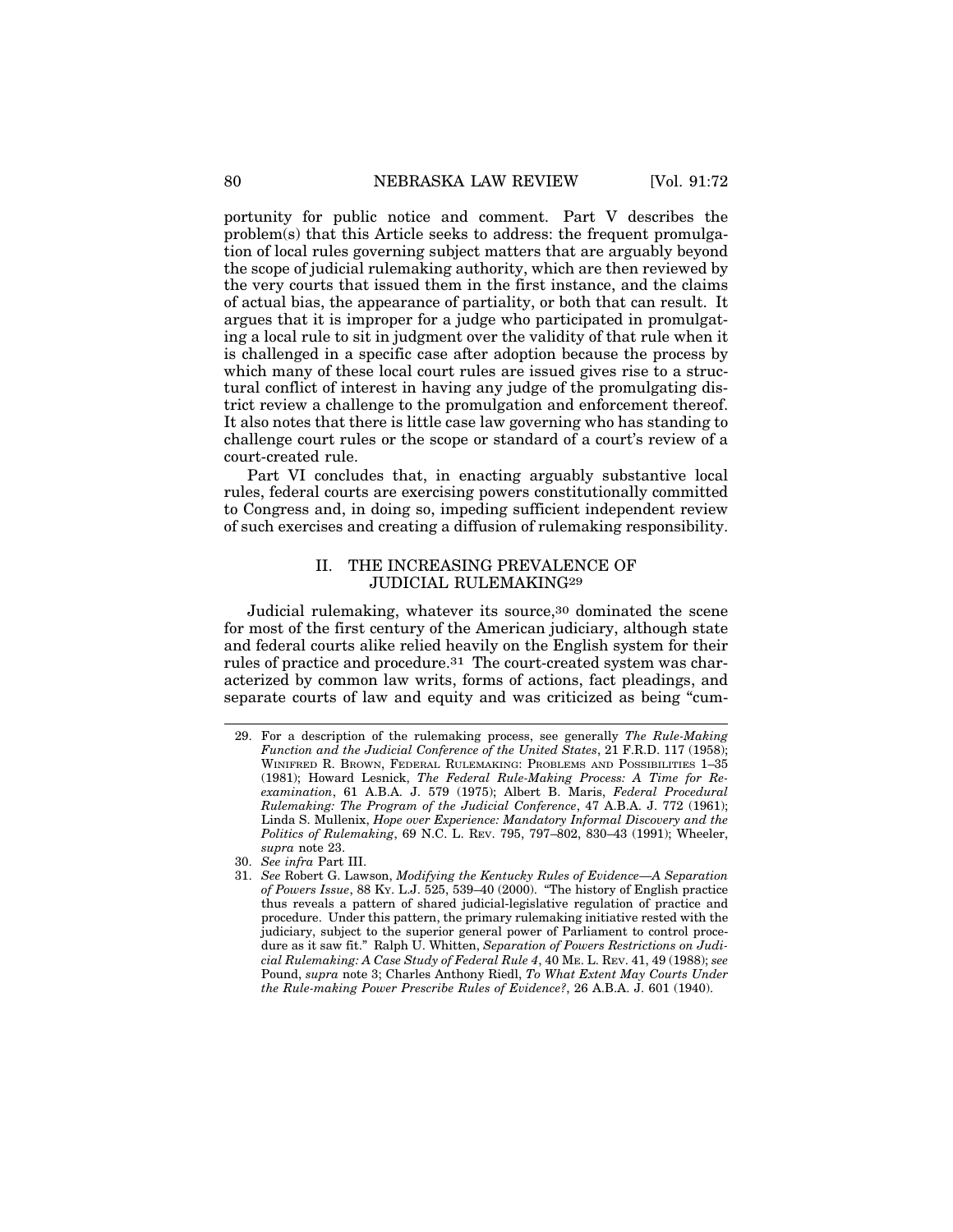portunity for public notice and comment. Part V describes the problem(s) that this Article seeks to address: the frequent promulgation of local rules governing subject matters that are arguably beyond the scope of judicial rulemaking authority, which are then reviewed by the very courts that issued them in the first instance, and the claims of actual bias, the appearance of partiality, or both that can result. It argues that it is improper for a judge who participated in promulgating a local rule to sit in judgment over the validity of that rule when it is challenged in a specific case after adoption because the process by which many of these local court rules are issued gives rise to a structural conflict of interest in having any judge of the promulgating district review a challenge to the promulgation and enforcement thereof. It also notes that there is little case law governing who has standing to challenge court rules or the scope or standard of a court's review of a court-created rule.

Part VI concludes that, in enacting arguably substantive local rules, federal courts are exercising powers constitutionally committed to Congress and, in doing so, impeding sufficient independent review of such exercises and creating a diffusion of rulemaking responsibility.

## II. THE INCREASING PREVALENCE OF JUDICIAL RULEMAKING[29]

Judicial rulemaking, whatever its source,[30] dominated the scene for most of the first century of the American judiciary, although state and federal courts alike relied heavily on the English system for their rules of practice and procedure.[31] The court-created system was characterized by common law writs, forms of actions, fact pleadings, and separate courts of law and equity and was criticized as being "cum-

29. For a description of the rulemaking process, see generally *The Rule-Making Function and the Judicial Conference of the United States*, 21 F.R.D. 117 (1958); WINIFRED R. BROWN, FEDERAL RULEMAKING: PROBLEMS AND POSSIBILITIES 1–35 (1981); Howard Lesnick, *The Federal Rule-Making Process: A Time for Re-examination*, 61 A.B.A. J. 579 (1975); Albert B. Maris, *Federal Procedural Rulemaking: The Program of the Judicial Conference*, 47 A.B.A. J. 772 (1961); Linda S. Mullenix, *Hope over Experience: Mandatory Informal Discovery and the Politics of Rulemaking*, 69 N.C. L. REV. 795, 797–802, 830–43 (1991); Wheeler, *supra* note 23.

30. *See infra* Part III.

31. *See* Robert G. Lawson, *Modifying the Kentucky Rules of Evidence—A Separation of Powers Issue*, 88 KY. L.J. 525, 539–40 (2000). "The history of English practice thus reveals a pattern of shared judicial-legislative regulation of practice and procedure. Under this pattern, the primary rulemaking initiative rested with the judiciary, subject to the superior general power of Parliament to control procedure as it saw fit." Ralph U. Whitten, *Separation of Powers Restrictions on Judicial Rulemaking: A Case Study of Federal Rule 4*, 40 ME. L. REV. 41, 49 (1988); *see* Pound, *supra* note 3; Charles Anthony Riedl, *To What Extent May Courts Under the Rule-making Power Prescribe Rules of Evidence?*, 26 A.B.A. J. 601 (1940).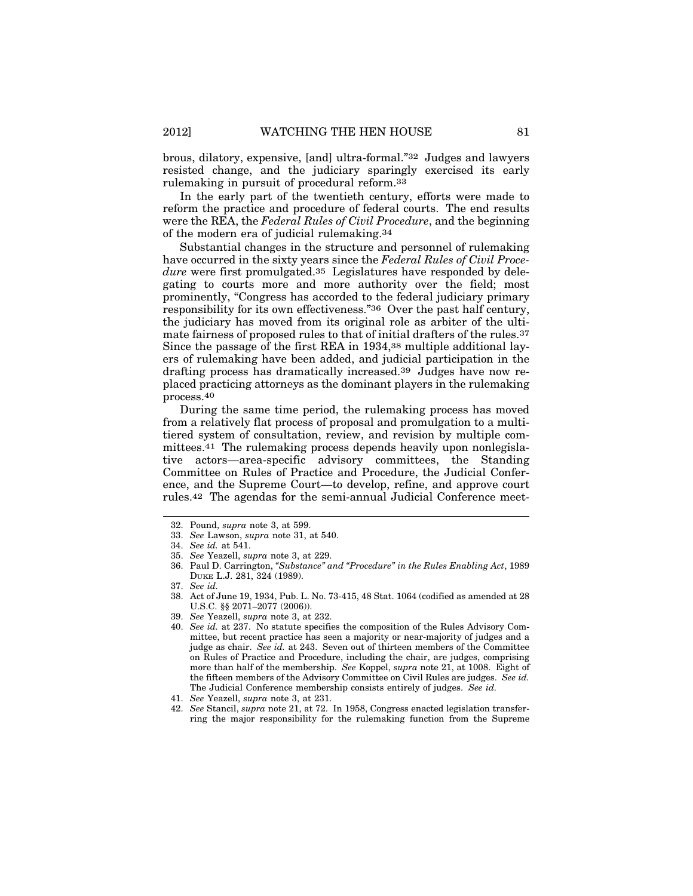brous, dilatory, expensive, [and] ultra-formal."[32] Judges and lawyers resisted change, and the judiciary sparingly exercised its early rulemaking in pursuit of procedural reform.[33]

In the early part of the twentieth century, efforts were made to reform the practice and procedure of federal courts. The end results were the REA, the *Federal Rules of Civil Procedure*, and the beginning of the modern era of judicial rulemaking.[34]

Substantial changes in the structure and personnel of rulemaking have occurred in the sixty years since the *Federal Rules of Civil Procedure* were first promulgated.[35] Legislatures have responded by delegating to courts more and more authority over the field; most prominently, "Congress has accorded to the federal judiciary primary responsibility for its own effectiveness."[36] Over the past half century, the judiciary has moved from its original role as arbiter of the ultimate fairness of proposed rules to that of initial drafters of the rules.[37] Since the passage of the first REA in 1934,[38] multiple additional layers of rulemaking have been added, and judicial participation in the drafting process has dramatically increased.[39] Judges have now replaced practicing attorneys as the dominant players in the rulemaking process.[40]

During the same time period, the rulemaking process has moved from a relatively flat process of proposal and promulgation to a multitiered system of consultation, review, and revision by multiple committees.[41] The rulemaking process depends heavily upon nonlegislative actors—area-specific advisory committees, the Standing Committee on Rules of Practice and Procedure, the Judicial Conference, and the Supreme Court—to develop, refine, and approve court rules.[42] The agendas for the semi-annual Judicial Conference meet-

---

32. Pound, *supra* note 3, at 599.

33. *See* Lawson, *supra* note 31, at 540.

34. *See id.* at 541.

35. *See* Yeazell, *supra* note 3, at 229.

36. Paul D. Carrington, *"Substance" and "Procedure" in the Rules Enabling Act*, 1989 DUKE L.J. 281, 324 (1989).

37. *See id.*

38. Act of June 19, 1934, Pub. L. No. 73-415, 48 Stat. 1064 (codified as amended at 28 U.S.C. §§ 2071–2077 (2006)).

39. *See* Yeazell, *supra* note 3, at 232.

40. *See id.* at 237. No statute specifies the composition of the Rules Advisory Committee, but recent practice has seen a majority or near-majority of judges and a judge as chair. *See id.* at 243. Seven out of thirteen members of the Committee on Rules of Practice and Procedure, including the chair, are judges, comprising more than half of the membership. *See* Koppel, *supra* note 21, at 1008. Eight of the fifteen members of the Advisory Committee on Civil Rules are judges. *See id.* The Judicial Conference membership consists entirely of judges. *See id.*

41. *See* Yeazell, *supra* note 3, at 231.

42. *See* Stancil, *supra* note 21, at 72. In 1958, Congress enacted legislation transferring the major responsibility for the rulemaking function from the Supreme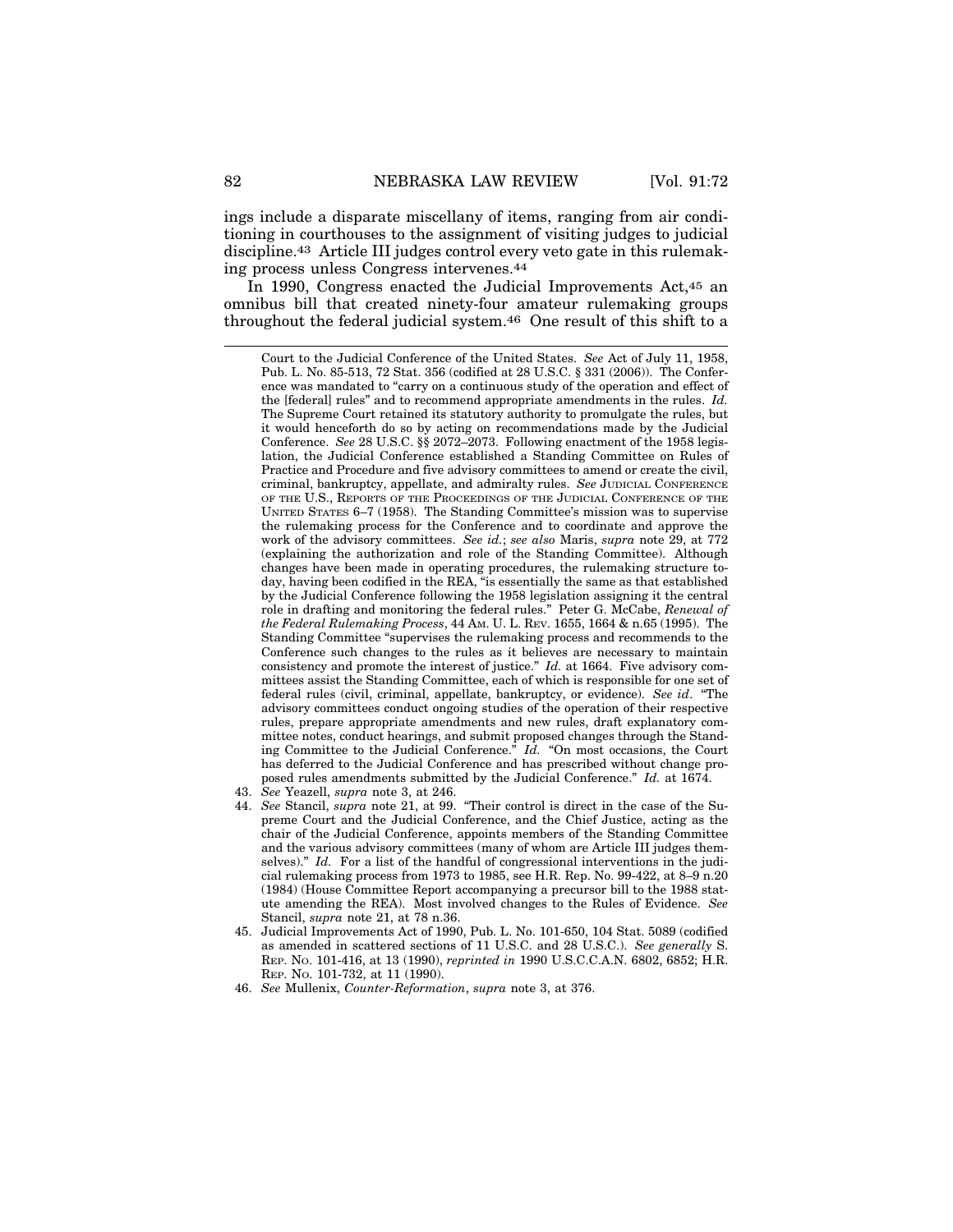ings include a disparate miscellany of items, ranging from air conditioning in courthouses to the assignment of visiting judges to judicial discipline.[43] Article III judges control every veto gate in this rulemaking process unless Congress intervenes.[44]

In 1990, Congress enacted the Judicial Improvements Act,[45] an omnibus bill that created ninety-four amateur rulemaking groups throughout the federal judicial system.[46] One result of this shift to a

---

Court to the Judicial Conference of the United States. *See* Act of July 11, 1958, Pub. L. No. 85-513, 72 Stat. 356 (codified at 28 U.S.C. § 331 (2006)). The Conference was mandated to "carry on a continuous study of the operation and effect of the [federal] rules" and to recommend appropriate amendments in the rules. *Id.* The Supreme Court retained its statutory authority to promulgate the rules, but it would henceforth do so by acting on recommendations made by the Judicial Conference. *See* 28 U.S.C. §§ 2072–2073. Following enactment of the 1958 legislation, the Judicial Conference established a Standing Committee on Rules of Practice and Procedure and five advisory committees to amend or create the civil, criminal, bankruptcy, appellate, and admiralty rules. *See* JUDICIAL CONFERENCE OF THE U.S., REPORTS OF THE PROCEEDINGS OF THE JUDICIAL CONFERENCE OF THE UNITED STATES 6–7 (1958). The Standing Committee's mission was to supervise the rulemaking process for the Conference and to coordinate and approve the work of the advisory committees. *See id.*; *see also* Maris, *supra* note 29, at 772 (explaining the authorization and role of the Standing Committee). Although changes have been made in operating procedures, the rulemaking structure today, having been codified in the REA, "is essentially the same as that established by the Judicial Conference following the 1958 legislation assigning it the central role in drafting and monitoring the federal rules." Peter G. McCabe, *Renewal of the Federal Rulemaking Process*, 44 AM. U. L. REV. 1655, 1664 & n.65 (1995). The Standing Committee "supervises the rulemaking process and recommends to the Conference such changes to the rules as it believes are necessary to maintain consistency and promote the interest of justice." *Id.* at 1664. Five advisory committees assist the Standing Committee, each of which is responsible for one set of federal rules (civil, criminal, appellate, bankruptcy, or evidence). *See id*. "The advisory committees conduct ongoing studies of the operation of their respective rules, prepare appropriate amendments and new rules, draft explanatory committee notes, conduct hearings, and submit proposed changes through the Standing Committee to the Judicial Conference." *Id.* "On most occasions, the Court has deferred to the Judicial Conference and has prescribed without change proposed rules amendments submitted by the Judicial Conference." *Id.* at 1674.

43. *See* Yeazell, *supra* note 3, at 246.

44. *See* Stancil, *supra* note 21, at 99. "Their control is direct in the case of the Supreme Court and the Judicial Conference, and the Chief Justice, acting as the chair of the Judicial Conference, appoints members of the Standing Committee and the various advisory committees (many of whom are Article III judges themselves)." *Id.* For a list of the handful of congressional interventions in the judicial rulemaking process from 1973 to 1985, see H.R. Rep. No. 99-422, at 8–9 n.20 (1984) (House Committee Report accompanying a precursor bill to the 1988 statute amending the REA). Most involved changes to the Rules of Evidence. *See* Stancil, *supra* note 21, at 78 n.36.

45. Judicial Improvements Act of 1990, Pub. L. No. 101-650, 104 Stat. 5089 (codified as amended in scattered sections of 11 U.S.C. and 28 U.S.C.). *See generally* S. REP. NO. 101-416, at 13 (1990), *reprinted in* 1990 U.S.C.C.A.N. 6802, 6852; H.R. REP. NO. 101-732, at 11 (1990).

46. *See* Mullenix, *Counter-Reformation*, *supra* note 3, at 376.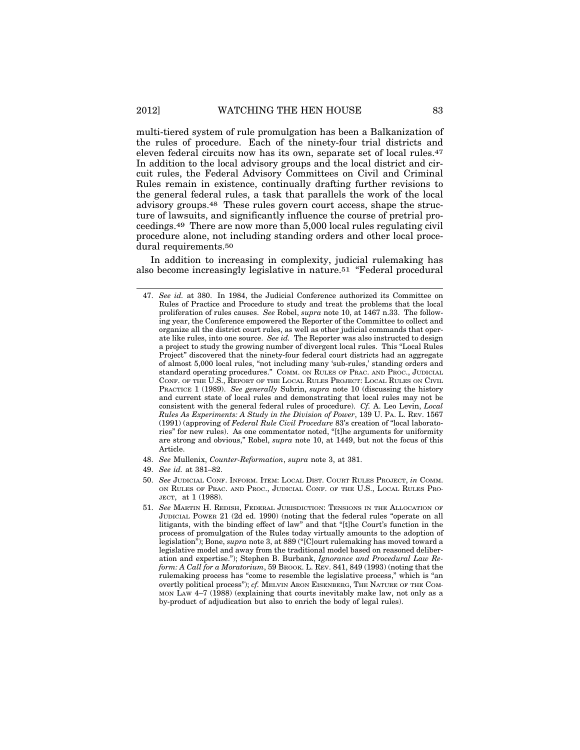multi-tiered system of rule promulgation has been a Balkanization of the rules of procedure. Each of the ninety-four trial districts and eleven federal circuits now has its own, separate set of local rules.[47] In addition to the local advisory groups and the local district and circuit rules, the Federal Advisory Committees on Civil and Criminal Rules remain in existence, continually drafting further revisions to the general federal rules, a task that parallels the work of the local advisory groups.[48] These rules govern court access, shape the structure of lawsuits, and significantly influence the course of pretrial proceedings.[49] There are now more than 5,000 local rules regulating civil procedure alone, not including standing orders and other local procedural requirements.[50]

In addition to increasing in complexity, judicial rulemaking has also become increasingly legislative in nature.[51] "Federal procedural

---

47. *See id.* at 380. In 1984, the Judicial Conference authorized its Committee on Rules of Practice and Procedure to study and treat the problems that the local proliferation of rules causes. *See* Robel, *supra* note 10, at 1467 n.33. The following year, the Conference empowered the Reporter of the Committee to collect and organize all the district court rules, as well as other judicial commands that operate like rules, into one source. *See id.* The Reporter was also instructed to design a project to study the growing number of divergent local rules. This "Local Rules Project" discovered that the ninety-four federal court districts had an aggregate of almost 5,000 local rules, "not including many 'sub-rules,' standing orders and standard operating procedures." COMM. ON RULES OF PRAC. AND PROC., JUDICIAL CONF. OF THE U.S., REPORT OF THE LOCAL RULES PROJECT: LOCAL RULES ON CIVIL PRACTICE 1 (1989). *See generally* Subrin, *supra* note 10 (discussing the history and current state of local rules and demonstrating that local rules may not be consistent with the general federal rules of procedure). *Cf.* A. Leo Levin, *Local Rules As Experiments: A Study in the Division of Power*, 139 U. PA. L. REV. 1567 (1991) (approving of *Federal Rule Civil Procedure* 83's creation of "local laboratories" for new rules). As one commentator noted, "[t]he arguments for uniformity are strong and obvious," Robel, *supra* note 10, at 1449, but not the focus of this Article.

48. *See* Mullenix, *Counter-Reformation*, *supra* note 3, at 381.

49. *See id.* at 381–82.

50. *See* JUDICIAL CONF. INFORM. ITEM: LOCAL DIST. COURT RULES PROJECT, *in* COMM. ON RULES OF PRAC. AND PROC., JUDICIAL CONF. OF THE U.S., LOCAL RULES PROJECT, at 1 (1988).

51. *See* MARTIN H. REDISH, FEDERAL JURISDICTION: TENSIONS IN THE ALLOCATION OF JUDICIAL POWER 21 (2d ed. 1990) (noting that the federal rules "operate on all litigants, with the binding effect of law" and that "[t]he Court's function in the process of promulgation of the Rules today virtually amounts to the adoption of legislation"); Bone, *supra* note 3, at 889 ("[C]ourt rulemaking has moved toward a legislative model and away from the traditional model based on reasoned deliberation and expertise."); Stephen B. Burbank, *Ignorance and Procedural Law Reform: A Call for a Moratorium*, 59 BROOK. L. REV. 841, 849 (1993) (noting that the rulemaking process has "come to resemble the legislative process," which is "an overtly political process"); *cf.* MELVIN ARON EISENBERG, THE NATURE OF THE COMMON LAW 4–7 (1988) (explaining that courts inevitably make law, not only as a by-product of adjudication but also to enrich the body of legal rules).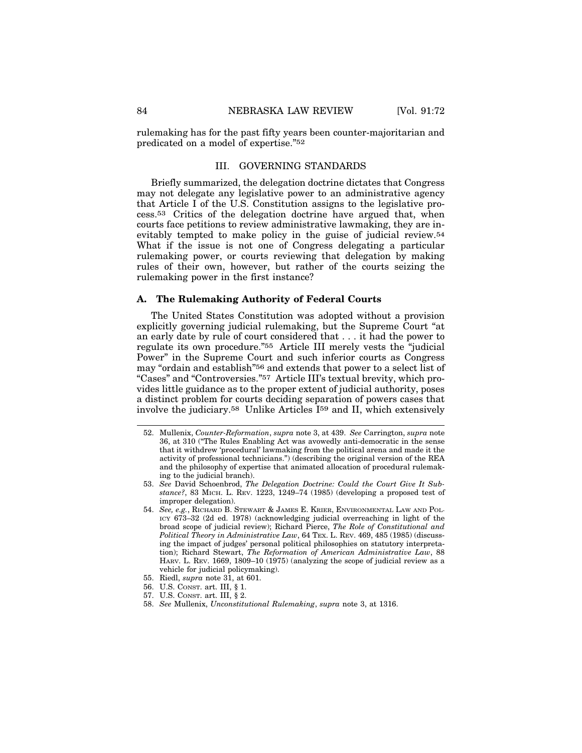rulemaking has for the past fifty years been counter-majoritarian and predicated on a model of expertise."[52]

## III. GOVERNING STANDARDS

Briefly summarized, the delegation doctrine dictates that Congress may not delegate any legislative power to an administrative agency that Article I of the U.S. Constitution assigns to the legislative process.[53] Critics of the delegation doctrine have argued that, when courts face petitions to review administrative lawmaking, they are inevitably tempted to make policy in the guise of judicial review.[54] What if the issue is not one of Congress delegating a particular rulemaking power, or courts reviewing that delegation by making rules of their own, however, but rather of the courts seizing the rulemaking power in the first instance?

### A. The Rulemaking Authority of Federal Courts

The United States Constitution was adopted without a provision explicitly governing judicial rulemaking, but the Supreme Court "at an early date by rule of court considered that . . . it had the power to regulate its own procedure."[55] Article III merely vests the "judicial Power" in the Supreme Court and such inferior courts as Congress may "ordain and establish"[56] and extends that power to a select list of "Cases" and "Controversies."[57] Article III's textual brevity, which provides little guidance as to the proper extent of judicial authority, poses a distinct problem for courts deciding separation of powers cases that involve the judiciary.[58] Unlike Articles I[59] and II, which extensively

---

52. Mullenix, *Counter-Reformation*, *supra* note 3, at 439. *See* Carrington, *supra* note 36, at 310 ("The Rules Enabling Act was avowedly anti-democratic in the sense that it withdrew 'procedural' lawmaking from the political arena and made it the activity of professional technicians.") (describing the original version of the REA and the philosophy of expertise that animated allocation of procedural rulemaking to the judicial branch).

53. *See* David Schoenbrod, *The Delegation Doctrine: Could the Court Give It Substance?*, 83 MICH. L. REV. 1223, 1249–74 (1985) (developing a proposed test of improper delegation).

54. *See, e.g.*, RICHARD B. STEWART & JAMES E. KRIER, ENVIRONMENTAL LAW AND POLICY 673–32 (2d ed. 1978) (acknowledging judicial overreaching in light of the broad scope of judicial review); Richard Pierce, *The Role of Constitutional and Political Theory in Administrative Law*, 64 TEX. L. REV. 469, 485 (1985) (discussing the impact of judges' personal political philosophies on statutory interpretation); Richard Stewart, *The Reformation of American Administrative Law*, 88 HARV. L. REV. 1669, 1809–10 (1975) (analyzing the scope of judicial review as a vehicle for judicial policymaking).

55. Riedl, *supra* note 31, at 601.

56. U.S. CONST. art. III, § 1.

57. U.S. CONST. art. III, § 2.

58. *See* Mullenix, *Unconstitutional Rulemaking*, *supra* note 3, at 1316.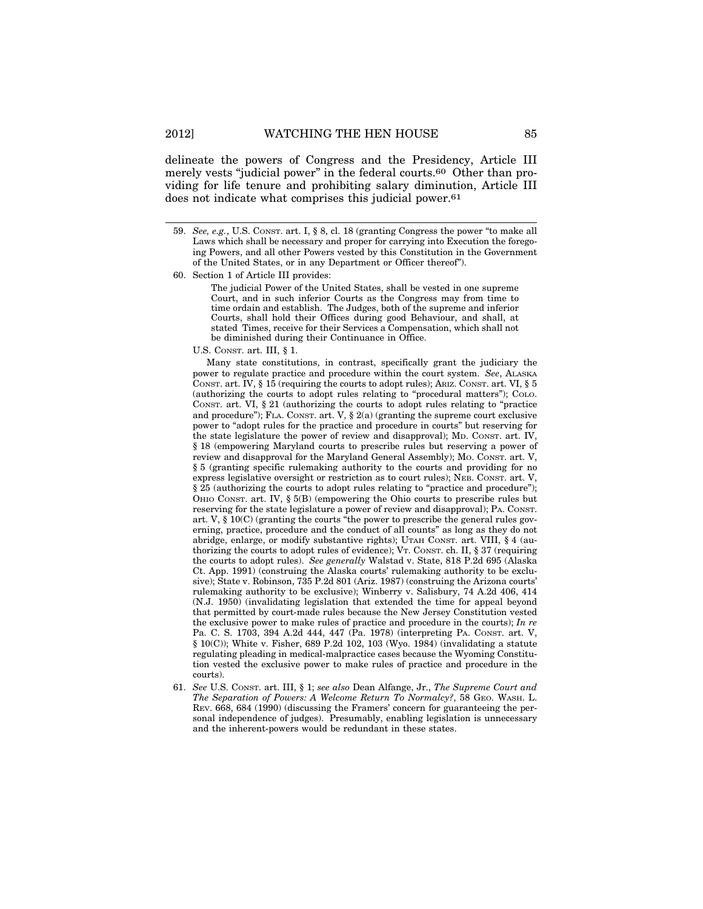delineate the powers of Congress and the Presidency, Article III merely vests "judicial power" in the federal courts.[60] Other than providing for life tenure and prohibiting salary diminution, Article III does not indicate what comprises this judicial power.[61]

---

59. *See, e.g.*, U.S. CONST. art. I, § 8, cl. 18 (granting Congress the power "to make all Laws which shall be necessary and proper for carrying into Execution the foregoing Powers, and all other Powers vested by this Constitution in the Government of the United States, or in any Department or Officer thereof").

60. Section 1 of Article III provides:

> The judicial Power of the United States, shall be vested in one supreme Court, and in such inferior Courts as the Congress may from time to time ordain and establish. The Judges, both of the supreme and inferior Courts, shall hold their Offices during good Behaviour, and shall, at stated Times, receive for their Services a Compensation, which shall not be diminished during their Continuance in Office.

U.S. CONST. art. III, § 1.

Many state constitutions, in contrast, specifically grant the judiciary the power to regulate practice and procedure within the court system. *See*, ALASKA CONST. art. IV, § 15 (requiring the courts to adopt rules); ARIZ. CONST. art. VI, § 5 (authorizing the courts to adopt rules relating to "procedural matters"); COLO. CONST. art. VI, § 21 (authorizing the courts to adopt rules relating to "practice and procedure"); FLA. CONST. art. V, § 2(a) (granting the supreme court exclusive power to "adopt rules for the practice and procedure in courts" but reserving for the state legislature the power of review and disapproval); MD. CONST. art. IV, § 18 (empowering Maryland courts to prescribe rules but reserving a power of review and disapproval for the Maryland General Assembly); MO. CONST. art. V, § 5 (granting specific rulemaking authority to the courts and providing for no express legislative oversight or restriction as to court rules); NEB. CONST. art. V, § 25 (authorizing the courts to adopt rules relating to "practice and procedure"); OHIO CONST. art. IV, § 5(B) (empowering the Ohio courts to prescribe rules but reserving for the state legislature a power of review and disapproval); PA. CONST. art. V, § 10(C) (granting the courts "the power to prescribe the general rules governing, practice, procedure and the conduct of all counts" as long as they do not abridge, enlarge, or modify substantive rights); UTAH CONST. art. VIII, § 4 (authorizing the courts to adopt rules of evidence); VT. CONST. ch. II, § 37 (requiring the courts to adopt rules). *See generally* Walstad v. State, 818 P.2d 695 (Alaska Ct. App. 1991) (construing the Alaska courts' rulemaking authority to be exclusive); State v. Robinson, 735 P.2d 801 (Ariz. 1987) (construing the Arizona courts' rulemaking authority to be exclusive); Winberry v. Salisbury, 74 A.2d 406, 414 (N.J. 1950) (invalidating legislation that extended the time for appeal beyond that permitted by court-made rules because the New Jersey Constitution vested the exclusive power to make rules of practice and procedure in the courts); *In re* Pa. C. S. 1703, 394 A.2d 444, 447 (Pa. 1978) (interpreting PA. CONST. art. V, § 10(C)); White v. Fisher, 689 P.2d 102, 103 (Wyo. 1984) (invalidating a statute regulating pleading in medical-malpractice cases because the Wyoming Constitution vested the exclusive power to make rules of practice and procedure in the courts).

61. *See* U.S. CONST. art. III, § 1; *see also* Dean Alfange, Jr., *The Supreme Court and The Separation of Powers: A Welcome Return To Normalcy?*, 58 GEO. WASH. L. REV. 668, 684 (1990) (discussing the Framers' concern for guaranteeing the personal independence of judges). Presumably, enabling legislation is unnecessary and the inherent-powers would be redundant in these states.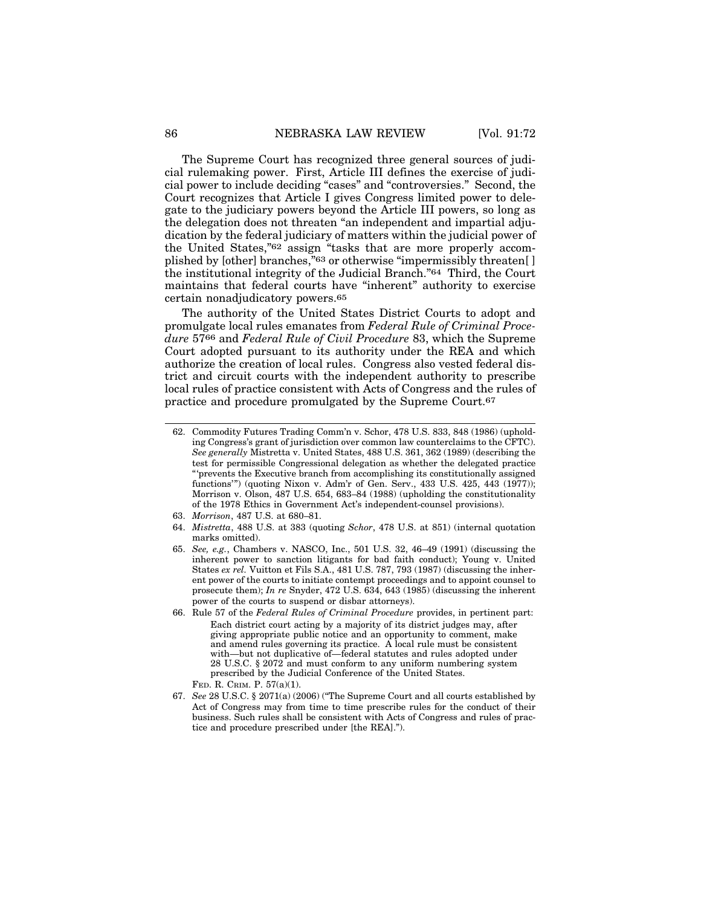The Supreme Court has recognized three general sources of judicial rulemaking power. First, Article III defines the exercise of judicial power to include deciding "cases" and "controversies." Second, the Court recognizes that Article I gives Congress limited power to delegate to the judiciary powers beyond the Article III powers, so long as the delegation does not threaten "an independent and impartial adjudication by the federal judiciary of matters within the judicial power of the United States,"[62] assign "tasks that are more properly accomplished by [other] branches,"[63] or otherwise "impermissibly threaten[ ] the institutional integrity of the Judicial Branch."[64] Third, the Court maintains that federal courts have "inherent" authority to exercise certain nonadjudicatory powers.[65]

The authority of the United States District Courts to adopt and promulgate local rules emanates from *Federal Rule of Criminal Procedure* 57[66] and *Federal Rule of Civil Procedure* 83, which the Supreme Court adopted pursuant to its authority under the REA and which authorize the creation of local rules. Congress also vested federal district and circuit courts with the independent authority to prescribe local rules of practice consistent with Acts of Congress and the rules of practice and procedure promulgated by the Supreme Court.[67]

---

62. Commodity Futures Trading Comm'n v. Schor, 478 U.S. 833, 848 (1986) (upholding Congress's grant of jurisdiction over common law counterclaims to the CFTC). *See generally* Mistretta v. United States, 488 U.S. 361, 362 (1989) (describing the test for permissible Congressional delegation as whether the delegated practice "'prevents the Executive branch from accomplishing its constitutionally assigned functions'") (quoting Nixon v. Adm'r of Gen. Serv., 433 U.S. 425, 443 (1977)); Morrison v. Olson, 487 U.S. 654, 683–84 (1988) (upholding the constitutionality of the 1978 Ethics in Government Act's independent-counsel provisions).
63. *Morrison*, 487 U.S. at 680–81.
64. *Mistretta*, 488 U.S. at 383 (quoting *Schor*, 478 U.S. at 851) (internal quotation marks omitted).
65. *See, e.g.*, Chambers v. NASCO, Inc., 501 U.S. 32, 46–49 (1991) (discussing the inherent power to sanction litigants for bad faith conduct); Young v. United States *ex rel.* Vuitton et Fils S.A., 481 U.S. 787, 793 (1987) (discussing the inherent power of the courts to initiate contempt proceedings and to appoint counsel to prosecute them); *In re* Snyder, 472 U.S. 634, 643 (1985) (discussing the inherent power of the courts to suspend or disbar attorneys).
66. Rule 57 of the *Federal Rules of Criminal Procedure* provides, in pertinent part:

    > Each district court acting by a majority of its district judges may, after giving appropriate public notice and an opportunity to comment, make and amend rules governing its practice. A local rule must be consistent with—but not duplicative of—federal statutes and rules adopted under 28 U.S.C. § 2072 and must conform to any uniform numbering system prescribed by the Judicial Conference of the United States.

    FED. R. CRIM. P. 57(a)(1).
67. *See* 28 U.S.C. § 2071(a) (2006) ("The Supreme Court and all courts established by Act of Congress may from time to time prescribe rules for the conduct of their business. Such rules shall be consistent with Acts of Congress and rules of practice and procedure prescribed under [the REA].").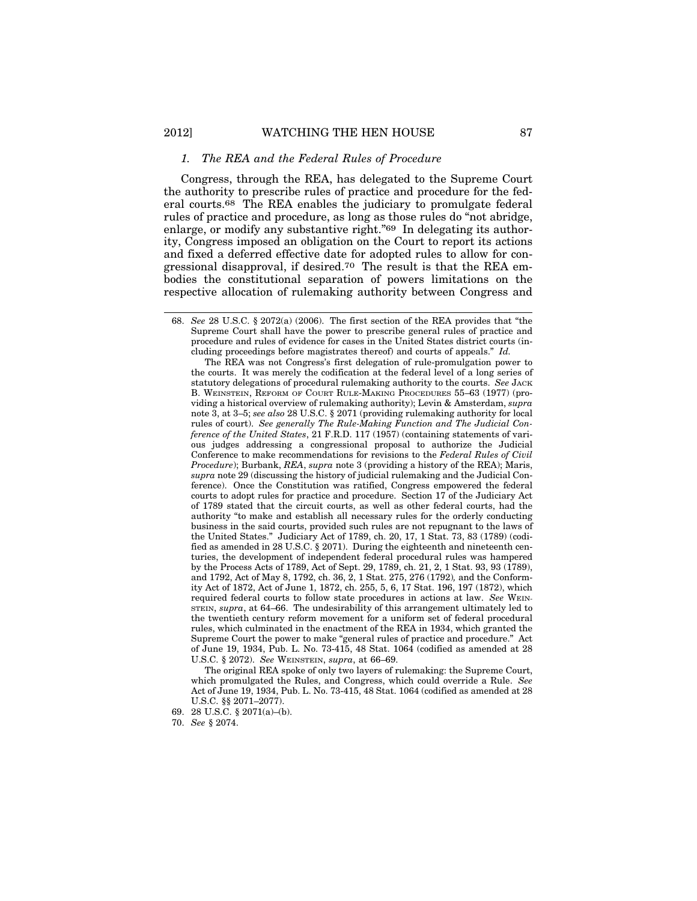### *1. The REA and the Federal Rules of Procedure*

Congress, through the REA, has delegated to the Supreme Court the authority to prescribe rules of practice and procedure for the federal courts.[68] The REA enables the judiciary to promulgate federal rules of practice and procedure, as long as those rules do "not abridge, enlarge, or modify any substantive right."[69] In delegating its authority, Congress imposed an obligation on the Court to report its actions and fixed a deferred effective date for adopted rules to allow for congressional disapproval, if desired.[70] The result is that the REA embodies the constitutional separation of powers limitations on the respective allocation of rulemaking authority between Congress and

---

68. *See* 28 U.S.C. § 2072(a) (2006). The first section of the REA provides that "the Supreme Court shall have the power to prescribe general rules of practice and procedure and rules of evidence for cases in the United States district courts (including proceedings before magistrates thereof) and courts of appeals." *Id.*

The REA was not Congress's first delegation of rule-promulgation power to the courts. It was merely the codification at the federal level of a long series of statutory delegations of procedural rulemaking authority to the courts. *See* JACK B. WEINSTEIN, REFORM OF COURT RULE-MAKING PROCEDURES 55–63 (1977) (providing a historical overview of rulemaking authority); Levin & Amsterdam, *supra* note 3, at 3–5; *see also* 28 U.S.C. § 2071 (providing rulemaking authority for local rules of court). *See generally The Rule-Making Function and The Judicial Conference of the United States*, 21 F.R.D. 117 (1957) (containing statements of various judges addressing a congressional proposal to authorize the Judicial Conference to make recommendations for revisions to the *Federal Rules of Civil Procedure*); Burbank, *REA*, *supra* note 3 (providing a history of the REA); Maris, *supra* note 29 (discussing the history of judicial rulemaking and the Judicial Conference). Once the Constitution was ratified, Congress empowered the federal courts to adopt rules for practice and procedure. Section 17 of the Judiciary Act of 1789 stated that the circuit courts, as well as other federal courts, had the authority "to make and establish all necessary rules for the orderly conducting business in the said courts, provided such rules are not repugnant to the laws of the United States." Judiciary Act of 1789, ch. 20, 17, 1 Stat. 73, 83 (1789) (codified as amended in 28 U.S.C. § 2071). During the eighteenth and nineteenth centuries, the development of independent federal procedural rules was hampered by the Process Acts of 1789, Act of Sept. 29, 1789, ch. 21, 2, 1 Stat. 93, 93 (1789), and 1792, Act of May 8, 1792, ch. 36, 2, 1 Stat. 275, 276 (1792), and the Conformity Act of 1872, Act of June 1, 1872, ch. 255, 5, 6, 17 Stat. 196, 197 (1872), which required federal courts to follow state procedures in actions at law. *See* WEINSTEIN, *supra*, at 64–66. The undesirability of this arrangement ultimately led to the twentieth century reform movement for a uniform set of federal procedural rules, which culminated in the enactment of the REA in 1934, which granted the Supreme Court the power to make "general rules of practice and procedure." Act of June 19, 1934, Pub. L. No. 73-415, 48 Stat. 1064 (codified as amended at 28 U.S.C. § 2072). *See* WEINSTEIN, *supra*, at 66–69.

The original REA spoke of only two layers of rulemaking: the Supreme Court, which promulgated the Rules, and Congress, which could override a Rule. *See* Act of June 19, 1934, Pub. L. No. 73-415, 48 Stat. 1064 (codified as amended at 28 U.S.C. §§ 2071–2077).

69. 28 U.S.C. § 2071(a)–(b).

70. *See* § 2074.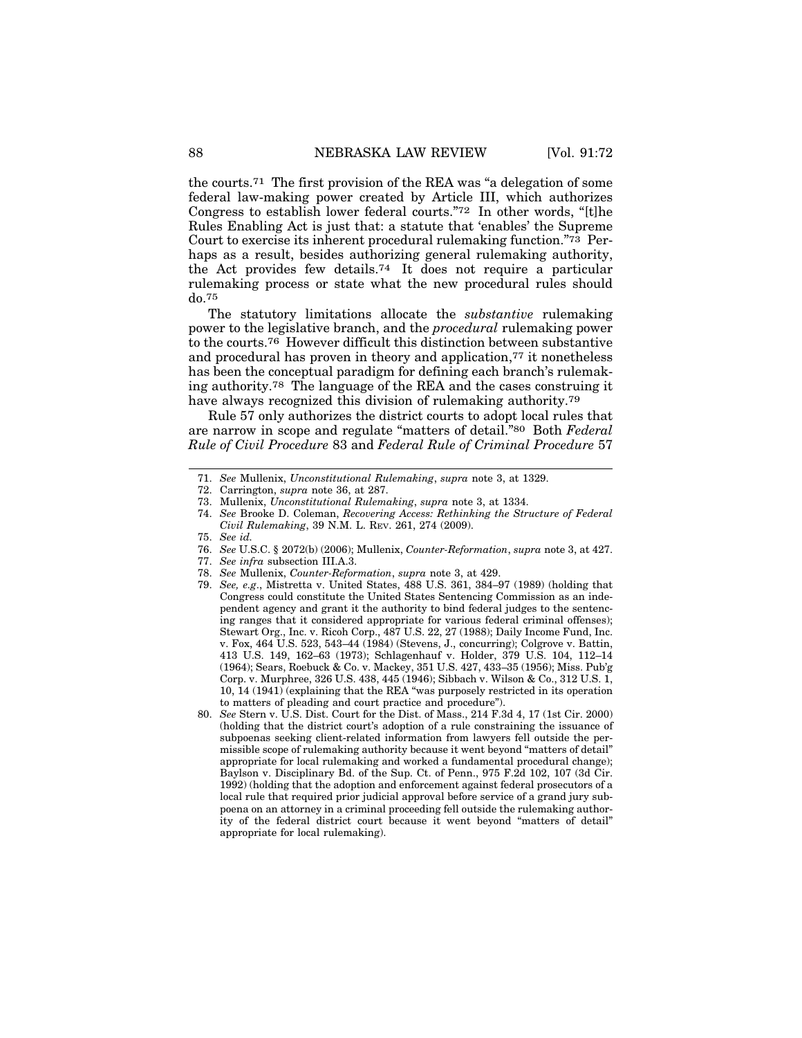the courts.[71] The first provision of the REA was "a delegation of some federal law-making power created by Article III, which authorizes Congress to establish lower federal courts."[72] In other words, "[t]he Rules Enabling Act is just that: a statute that 'enables' the Supreme Court to exercise its inherent procedural rulemaking function."[73] Perhaps as a result, besides authorizing general rulemaking authority, the Act provides few details.[74] It does not require a particular rulemaking process or state what the new procedural rules should do.[75]

The statutory limitations allocate the *substantive* rulemaking power to the legislative branch, and the *procedural* rulemaking power to the courts.[76] However difficult this distinction between substantive and procedural has proven in theory and application,[77] it nonetheless has been the conceptual paradigm for defining each branch's rulemaking authority.[78] The language of the REA and the cases construing it have always recognized this division of rulemaking authority.[79]

Rule 57 only authorizes the district courts to adopt local rules that are narrow in scope and regulate "matters of detail."[80] Both *Federal Rule of Civil Procedure* 83 and *Federal Rule of Criminal Procedure* 57

---

71. *See* Mullenix, *Unconstitutional Rulemaking*, *supra* note 3, at 1329.
72. Carrington, *supra* note 36, at 287.
73. Mullenix, *Unconstitutional Rulemaking*, *supra* note 3, at 1334.
74. *See* Brooke D. Coleman, *Recovering Access: Rethinking the Structure of Federal Civil Rulemaking*, 39 N.M. L. Rev. 261, 274 (2009).
75. *See id.*
76. *See* U.S.C. § 2072(b) (2006); Mullenix, *Counter-Reformation*, *supra* note 3, at 427.
77. *See infra* subsection III.A.3.
78. *See* Mullenix, *Counter-Reformation*, *supra* note 3, at 429.
79. *See, e.g.*, Mistretta v. United States, 488 U.S. 361, 384–97 (1989) (holding that Congress could constitute the United States Sentencing Commission as an independent agency and grant it the authority to bind federal judges to the sentencing ranges that it considered appropriate for various federal criminal offenses); Stewart Org., Inc. v. Ricoh Corp., 487 U.S. 22, 27 (1988); Daily Income Fund, Inc. v. Fox, 464 U.S. 523, 543–44 (1984) (Stevens, J., concurring); Colgrove v. Battin, 413 U.S. 149, 162–63 (1973); Schlagenhauf v. Holder, 379 U.S. 104, 112–14 (1964); Sears, Roebuck & Co. v. Mackey, 351 U.S. 427, 433–35 (1956); Miss. Pub'g Corp. v. Murphree, 326 U.S. 438, 445 (1946); Sibbach v. Wilson & Co., 312 U.S. 1, 10, 14 (1941) (explaining that the REA "was purposely restricted in its operation to matters of pleading and court practice and procedure").
80. *See* Stern v. U.S. Dist. Court for the Dist. of Mass., 214 F.3d 4, 17 (1st Cir. 2000) (holding that the district court's adoption of a rule constraining the issuance of subpoenas seeking client-related information from lawyers fell outside the permissible scope of rulemaking authority because it went beyond "matters of detail" appropriate for local rulemaking and worked a fundamental procedural change); Baylson v. Disciplinary Bd. of the Sup. Ct. of Penn., 975 F.2d 102, 107 (3d Cir. 1992) (holding that the adoption and enforcement against federal prosecutors of a local rule that required prior judicial approval before service of a grand jury subpoena on an attorney in a criminal proceeding fell outside the rulemaking authority of the federal district court because it went beyond "matters of detail" appropriate for local rulemaking).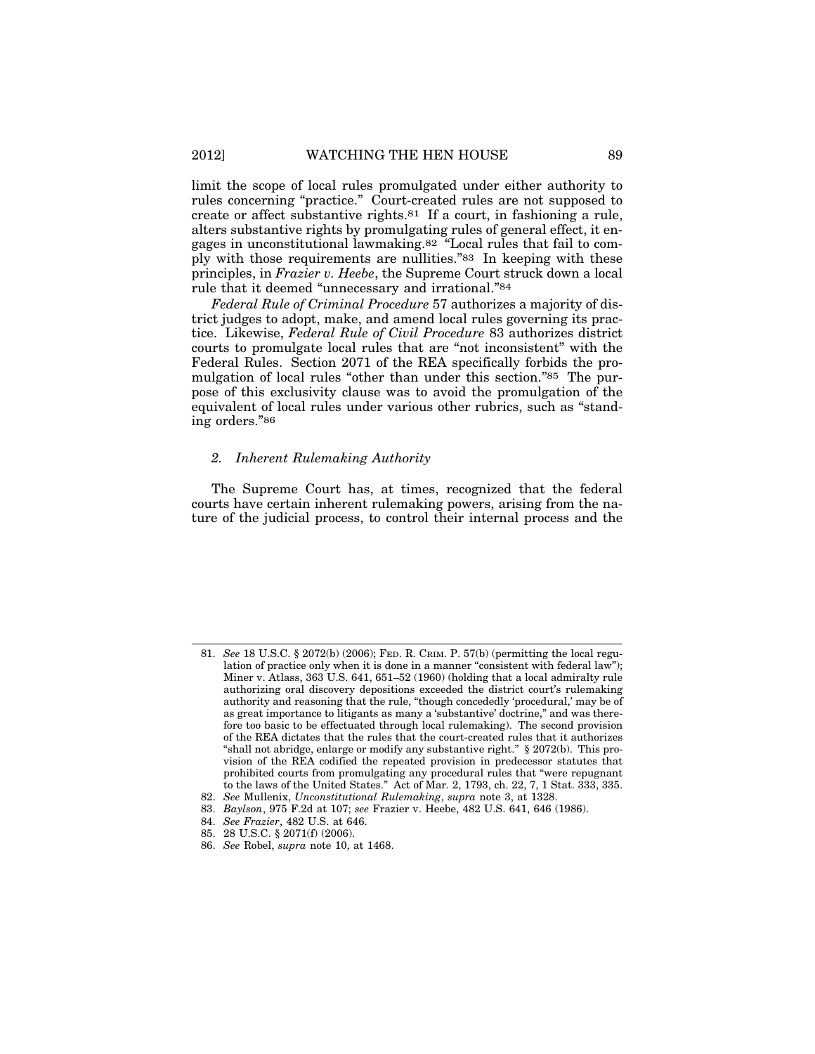limit the scope of local rules promulgated under either authority to rules concerning "practice." Court-created rules are not supposed to create or affect substantive rights.[81] If a court, in fashioning a rule, alters substantive rights by promulgating rules of general effect, it engages in unconstitutional lawmaking.[82] "Local rules that fail to comply with those requirements are nullities."[83] In keeping with these principles, in *Frazier v. Heebe*, the Supreme Court struck down a local rule that it deemed "unnecessary and irrational."[84]

*Federal Rule of Criminal Procedure* 57 authorizes a majority of district judges to adopt, make, and amend local rules governing its practice. Likewise, *Federal Rule of Civil Procedure* 83 authorizes district courts to promulgate local rules that are "not inconsistent" with the Federal Rules. Section 2071 of the REA specifically forbids the promulgation of local rules "other than under this section."[85] The purpose of this exclusivity clause was to avoid the promulgation of the equivalent of local rules under various other rubrics, such as "standing orders."[86]

### *2. Inherent Rulemaking Authority*

The Supreme Court has, at times, recognized that the federal courts have certain inherent rulemaking powers, arising from the nature of the judicial process, to control their internal process and the

---

81. *See* 18 U.S.C. § 2072(b) (2006); FED. R. CRIM. P. 57(b) (permitting the local regulation of practice only when it is done in a manner "consistent with federal law"); Miner v. Atlass, 363 U.S. 641, 651–52 (1960) (holding that a local admiralty rule authorizing oral discovery depositions exceeded the district court's rulemaking authority and reasoning that the rule, "though concededly 'procedural,' may be of as great importance to litigants as many a 'substantive' doctrine," and was therefore too basic to be effectuated through local rulemaking). The second provision of the REA dictates that the rules that the court-created rules that it authorizes "shall not abridge, enlarge or modify any substantive right." § 2072(b). This provision of the REA codified the repeated provision in predecessor statutes that prohibited courts from promulgating any procedural rules that "were repugnant to the laws of the United States." Act of Mar. 2, 1793, ch. 22, 7, 1 Stat. 333, 335.
82. *See* Mullenix, *Unconstitutional Rulemaking*, *supra* note 3, at 1328.
83. *Baylson*, 975 F.2d at 107; *see* Frazier v. Heebe, 482 U.S. 641, 646 (1986).
84. *See Frazier*, 482 U.S. at 646.
85. 28 U.S.C. § 2071(f) (2006).
86. *See* Robel, *supra* note 10, at 1468.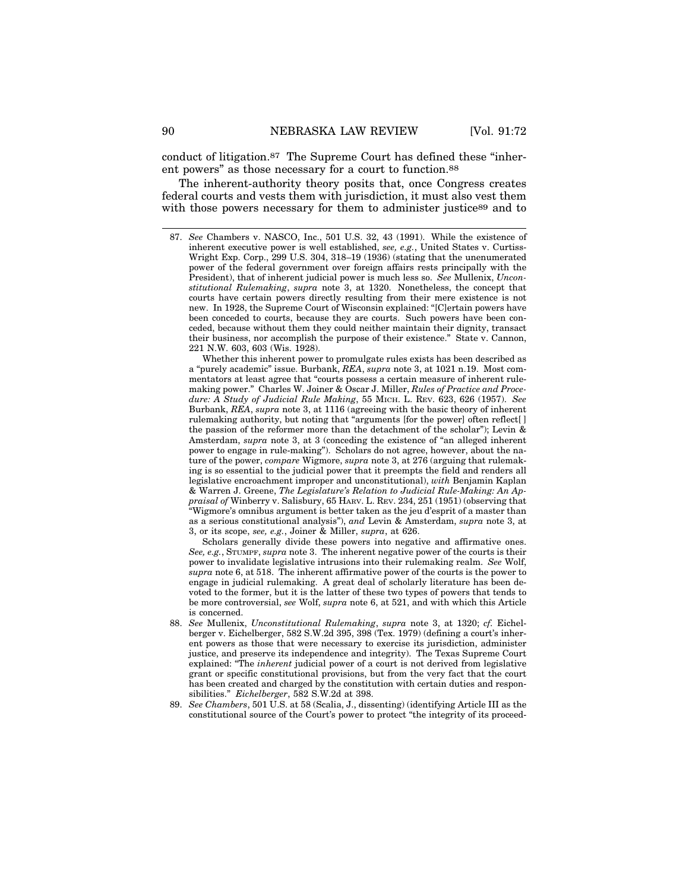conduct of litigation.[87] The Supreme Court has defined these "inherent powers" as those necessary for a court to function.[88]

The inherent-authority theory posits that, once Congress creates federal courts and vests them with jurisdiction, it must also vest them with those powers necessary for them to administer justice[89] and to

---

87. *See* Chambers v. NASCO, Inc., 501 U.S. 32, 43 (1991). While the existence of inherent executive power is well established, *see, e.g.*, United States v. Curtiss-Wright Exp. Corp., 299 U.S. 304, 318–19 (1936) (stating that the unenumerated power of the federal government over foreign affairs rests principally with the President), that of inherent judicial power is much less so. *See* Mullenix, *Unconstitutional Rulemaking*, *supra* note 3, at 1320. Nonetheless, the concept that courts have certain powers directly resulting from their mere existence is not new. In 1928, the Supreme Court of Wisconsin explained: "[C]ertain powers have been conceded to courts, because they are courts. Such powers have been conceded, because without them they could neither maintain their dignity, transact their business, nor accomplish the purpose of their existence." State v. Cannon, 221 N.W. 603, 603 (Wis. 1928).

    Whether this inherent power to promulgate rules exists has been described as a "purely academic" issue. Burbank, *REA*, *supra* note 3, at 1021 n.19. Most commentators at least agree that "courts possess a certain measure of inherent rulemaking power." Charles W. Joiner & Oscar J. Miller, *Rules of Practice and Procedure: A Study of Judicial Rule Making*, 55 MICH. L. REV. 623, 626 (1957). *See* Burbank, *REA*, *supra* note 3, at 1116 (agreeing with the basic theory of inherent rulemaking authority, but noting that "arguments [for the power] often reflect[ ] the passion of the reformer more than the detachment of the scholar"); Levin & Amsterdam, *supra* note 3, at 3 (conceding the existence of "an alleged inherent power to engage in rule-making"). Scholars do not agree, however, about the nature of the power, *compare* Wigmore, *supra* note 3, at 276 (arguing that rulemaking is so essential to the judicial power that it preempts the field and renders all legislative encroachment improper and unconstitutional), *with* Benjamin Kaplan & Warren J. Greene, *The Legislature's Relation to Judicial Rule-Making: An Appraisal of* Winberry v. Salisbury, 65 HARV. L. REV. 234, 251 (1951) (observing that "Wigmore's omnibus argument is better taken as the jeu d'esprit of a master than as a serious constitutional analysis"), *and* Levin & Amsterdam, *supra* note 3, at 3, or its scope, *see, e.g.*, Joiner & Miller, *supra*, at 626.

    Scholars generally divide these powers into negative and affirmative ones. *See, e.g.*, STUMPF, *supra* note 3. The inherent negative power of the courts is their power to invalidate legislative intrusions into their rulemaking realm. *See* Wolf, *supra* note 6, at 518. The inherent affirmative power of the courts is the power to engage in judicial rulemaking. A great deal of scholarly literature has been devoted to the former, but it is the latter of these two types of powers that tends to be more controversial, *see* Wolf, *supra* note 6, at 521, and with which this Article is concerned.

88. *See* Mullenix, *Unconstitutional Rulemaking*, *supra* note 3, at 1320; *cf.* Eichelberger v. Eichelberger, 582 S.W.2d 395, 398 (Tex. 1979) (defining a court's inherent powers as those that were necessary to exercise its jurisdiction, administer justice, and preserve its independence and integrity). The Texas Supreme Court explained: "The *inherent* judicial power of a court is not derived from legislative grant or specific constitutional provisions, but from the very fact that the court has been created and charged by the constitution with certain duties and responsibilities." *Eichelberger*, 582 S.W.2d at 398.

89. *See Chambers*, 501 U.S. at 58 (Scalia, J., dissenting) (identifying Article III as the constitutional source of the Court's power to protect "the integrity of its proceed-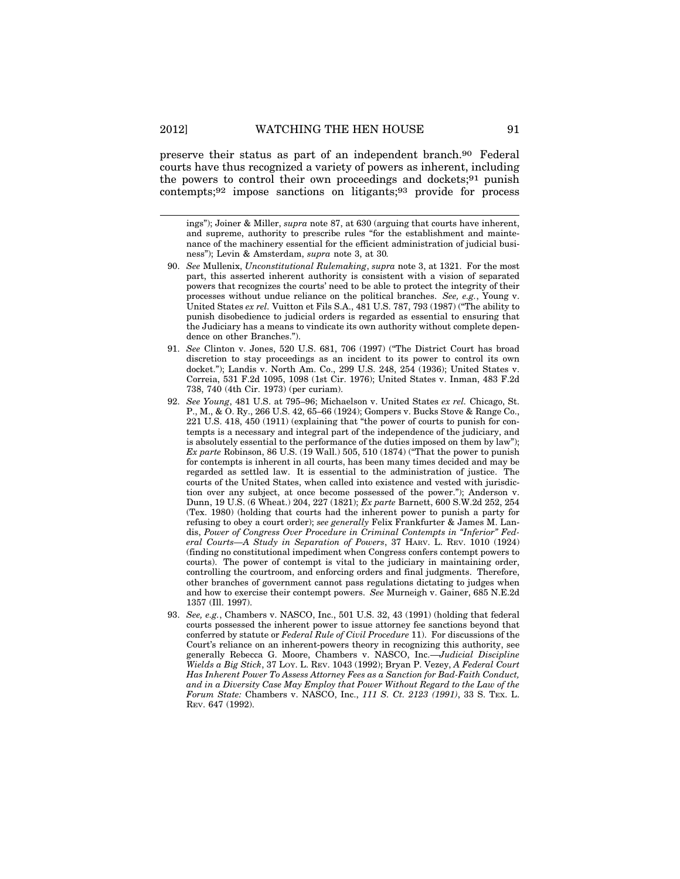preserve their status as part of an independent branch.[90] Federal courts have thus recognized a variety of powers as inherent, including the powers to control their own proceedings and dockets;[91] punish contempts;[92] impose sanctions on litigants;[93] provide for process

---

ings"); Joiner & Miller, *supra* note 87, at 630 (arguing that courts have inherent, and supreme, authority to prescribe rules "for the establishment and maintenance of the machinery essential for the efficient administration of judicial business"); Levin & Amsterdam, *supra* note 3, at 30*.*

90. *See* Mullenix, *Unconstitutional Rulemaking*, *supra* note 3, at 1321. For the most part, this asserted inherent authority is consistent with a vision of separated powers that recognizes the courts' need to be able to protect the integrity of their processes without undue reliance on the political branches. *See, e.g.*, Young v. United States *ex rel.* Vuitton et Fils S.A., 481 U.S. 787, 793 (1987) ("The ability to punish disobedience to judicial orders is regarded as essential to ensuring that the Judiciary has a means to vindicate its own authority without complete dependence on other Branches.").

91. *See* Clinton v. Jones, 520 U.S. 681, 706 (1997) ("The District Court has broad discretion to stay proceedings as an incident to its power to control its own docket."); Landis v. North Am. Co., 299 U.S. 248, 254 (1936); United States v. Correia, 531 F.2d 1095, 1098 (1st Cir. 1976); United States v. Inman, 483 F.2d 738, 740 (4th Cir. 1973) (per curiam).

92. *See Young*, 481 U.S. at 795–96; Michaelson v. United States *ex rel.* Chicago, St. P., M., & O. Ry., 266 U.S. 42, 65–66 (1924); Gompers v. Bucks Stove & Range Co., 221 U.S. 418, 450 (1911) (explaining that "the power of courts to punish for contempts is a necessary and integral part of the independence of the judiciary, and is absolutely essential to the performance of the duties imposed on them by law"); *Ex parte* Robinson, 86 U.S. (19 Wall.) 505, 510 (1874) ("That the power to punish for contempts is inherent in all courts, has been many times decided and may be regarded as settled law. It is essential to the administration of justice. The courts of the United States, when called into existence and vested with jurisdiction over any subject, at once become possessed of the power."); Anderson v. Dunn, 19 U.S. (6 Wheat.) 204, 227 (1821); *Ex parte* Barnett, 600 S.W.2d 252, 254 (Tex. 1980) (holding that courts had the inherent power to punish a party for refusing to obey a court order); *see generally* Felix Frankfurter & James M. Landis, *Power of Congress Over Procedure in Criminal Contempts in "Inferior" Federal Courts—A Study in Separation of Powers*, 37 HARV. L. REV. 1010 (1924) (finding no constitutional impediment when Congress confers contempt powers to courts). The power of contempt is vital to the judiciary in maintaining order, controlling the courtroom, and enforcing orders and final judgments. Therefore, other branches of government cannot pass regulations dictating to judges when and how to exercise their contempt powers. *See* Murneigh v. Gainer, 685 N.E.2d 1357 (Ill. 1997).

93. *See, e.g.*, Chambers v. NASCO, Inc., 501 U.S. 32, 43 (1991) (holding that federal courts possessed the inherent power to issue attorney fee sanctions beyond that conferred by statute or *Federal Rule of Civil Procedure* 11). For discussions of the Court's reliance on an inherent-powers theory in recognizing this authority, see generally Rebecca G. Moore, Chambers v. NASCO, Inc.*—Judicial Discipline Wields a Big Stick*, 37 LOY. L. REV. 1043 (1992); Bryan P. Vezey, *A Federal Court Has Inherent Power To Assess Attorney Fees as a Sanction for Bad-Faith Conduct, and in a Diversity Case May Employ that Power Without Regard to the Law of the Forum State:* Chambers v. NASCO, Inc., *111 S. Ct. 2123 (1991)*, 33 S. TEX. L. REV. 647 (1992).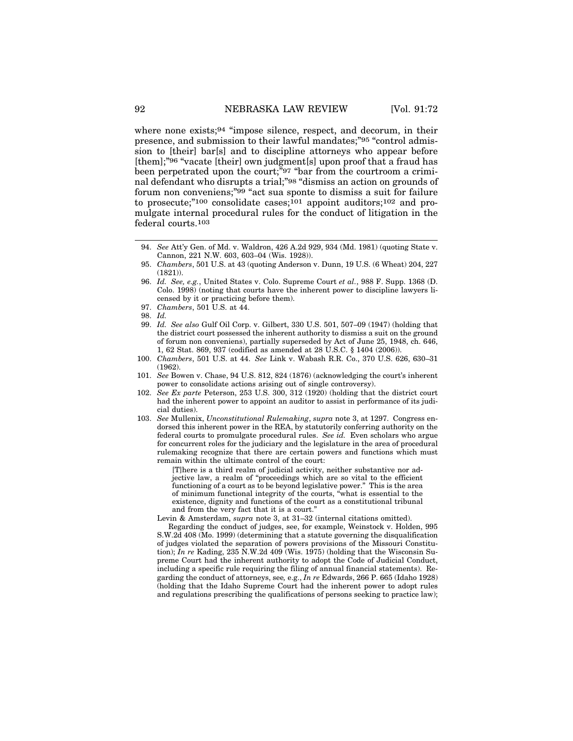where none exists;[94] "impose silence, respect, and decorum, in their presence, and submission to their lawful mandates;"[95] "control admission to [their] bar[s] and to discipline attorneys who appear before [them];"[96] "vacate [their] own judgment[s] upon proof that a fraud has been perpetrated upon the court;"[97] "bar from the courtroom a criminal defendant who disrupts a trial;"[98] "dismiss an action on grounds of forum non conveniens;"[99] "act sua sponte to dismiss a suit for failure to prosecute;"[100] consolidate cases;[101] appoint auditors;[102] and promulgate internal procedural rules for the conduct of litigation in the federal courts.[103]

---

94. *See* Att'y Gen. of Md. v. Waldron, 426 A.2d 929, 934 (Md. 1981) (quoting State v. Cannon, 221 N.W. 603, 603–04 (Wis. 1928)).

95. *Chambers*, 501 U.S. at 43 (quoting Anderson v. Dunn, 19 U.S. (6 Wheat) 204, 227 (1821)).

96. *Id. See, e.g.*, United States v. Colo. Supreme Court *et al.*, 988 F. Supp. 1368 (D. Colo. 1998) (noting that courts have the inherent power to discipline lawyers licensed by it or practicing before them).

97. *Chambers*, 501 U.S. at 44.

98. *Id.*

99. *Id. See also* Gulf Oil Corp. v. Gilbert, 330 U.S. 501, 507–09 (1947) (holding that the district court possessed the inherent authority to dismiss a suit on the ground of forum non conveniens), partially superseded by Act of June 25, 1948, ch. 646, 1, 62 Stat. 869, 937 (codified as amended at 28 U.S.C. § 1404 (2006)).

100. *Chambers*, 501 U.S. at 44. *See* Link v. Wabash R.R. Co., 370 U.S. 626, 630–31 (1962).

101. *See* Bowen v. Chase, 94 U.S. 812, 824 (1876) (acknowledging the court's inherent power to consolidate actions arising out of single controversy).

102. *See Ex parte* Peterson, 253 U.S. 300, 312 (1920) (holding that the district court had the inherent power to appoint an auditor to assist in performance of its judicial duties).

103. *See* Mullenix, *Unconstitutional Rulemaking*, *supra* note 3, at 1297. Congress endorsed this inherent power in the REA, by statutorily conferring authority on the federal courts to promulgate procedural rules. *See id.* Even scholars who argue for concurrent roles for the judiciary and the legislature in the area of procedural rulemaking recognize that there are certain powers and functions which must remain within the ultimate control of the court:

    > [T]here is a third realm of judicial activity, neither substantive nor adjective law, a realm of "proceedings which are so vital to the efficient functioning of a court as to be beyond legislative power." This is the area of minimum functional integrity of the courts, "what is essential to the existence, dignity and functions of the court as a constitutional tribunal and from the very fact that it is a court."

    Levin & Amsterdam, *supra* note 3, at 31–32 (internal citations omitted).

    Regarding the conduct of judges, see, for example, Weinstock v. Holden, 995 S.W.2d 408 (Mo. 1999) (determining that a statute governing the disqualification of judges violated the separation of powers provisions of the Missouri Constitution); *In re* Kading, 235 N.W.2d 409 (Wis. 1975) (holding that the Wisconsin Supreme Court had the inherent authority to adopt the Code of Judicial Conduct, including a specific rule requiring the filing of annual financial statements). Regarding the conduct of attorneys, see*,* e.g., *In re* Edwards, 266 P. 665 (Idaho 1928) (holding that the Idaho Supreme Court had the inherent power to adopt rules and regulations prescribing the qualifications of persons seeking to practice law);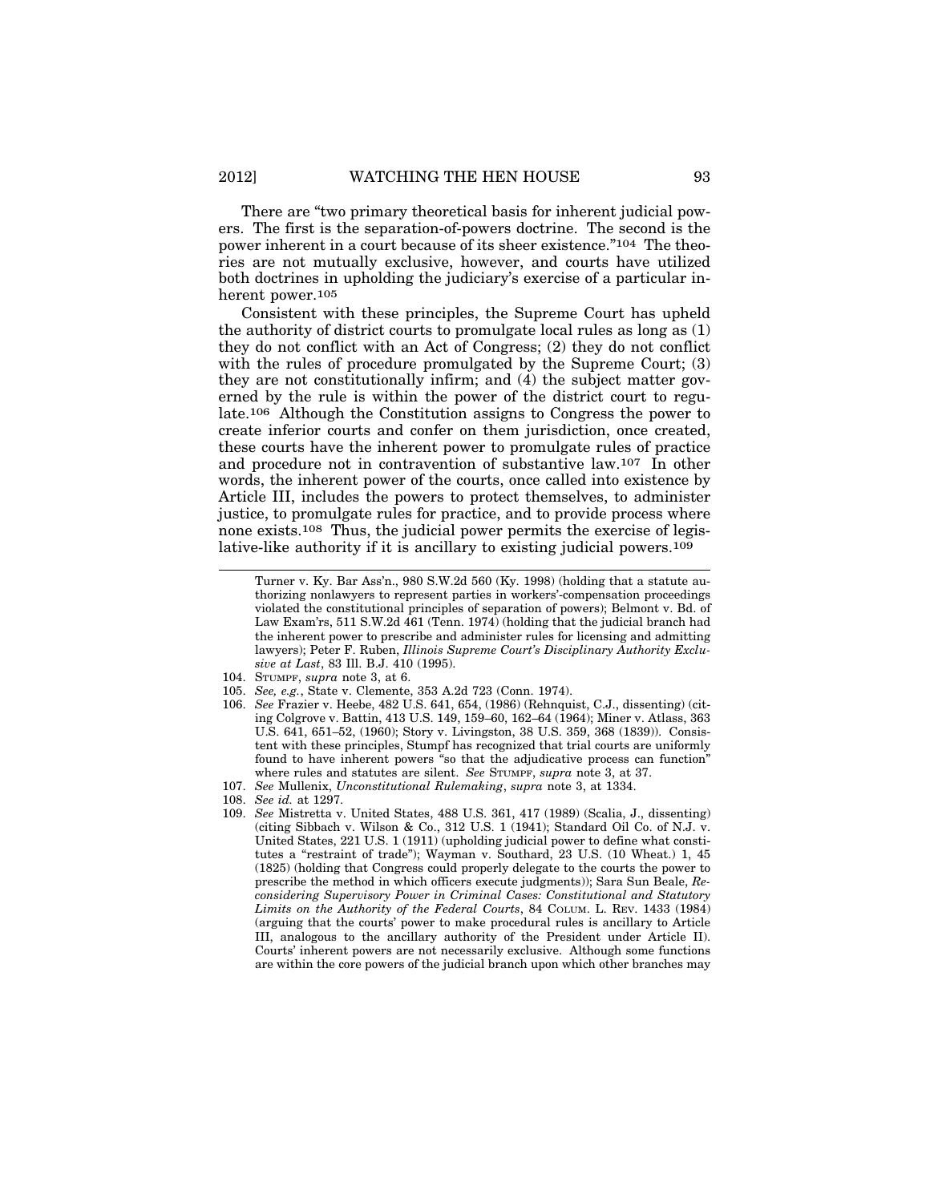There are "two primary theoretical basis for inherent judicial powers. The first is the separation-of-powers doctrine. The second is the power inherent in a court because of its sheer existence."[104] The theories are not mutually exclusive, however, and courts have utilized both doctrines in upholding the judiciary's exercise of a particular inherent power.[105]

Consistent with these principles, the Supreme Court has upheld the authority of district courts to promulgate local rules as long as (1) they do not conflict with an Act of Congress; (2) they do not conflict with the rules of procedure promulgated by the Supreme Court; (3) they are not constitutionally infirm; and (4) the subject matter governed by the rule is within the power of the district court to regulate.[106] Although the Constitution assigns to Congress the power to create inferior courts and confer on them jurisdiction, once created, these courts have the inherent power to promulgate rules of practice and procedure not in contravention of substantive law.[107] In other words, the inherent power of the courts, once called into existence by Article III, includes the powers to protect themselves, to administer justice, to promulgate rules for practice, and to provide process where none exists.[108] Thus, the judicial power permits the exercise of legislative-like authority if it is ancillary to existing judicial powers.[109]

---

Turner v. Ky. Bar Ass'n., 980 S.W.2d 560 (Ky. 1998) (holding that a statute authorizing nonlawyers to represent parties in workers'-compensation proceedings violated the constitutional principles of separation of powers); Belmont v. Bd. of Law Exam'rs, 511 S.W.2d 461 (Tenn. 1974) (holding that the judicial branch had the inherent power to prescribe and administer rules for licensing and admitting lawyers); Peter F. Ruben, *Illinois Supreme Court's Disciplinary Authority Exclusive at Last*, 83 Ill. B.J. 410 (1995).

104. STUMPF, *supra* note 3, at 6.

105. *See, e.g.*, State v. Clemente, 353 A.2d 723 (Conn. 1974).

106. *See* Frazier v. Heebe, 482 U.S. 641, 654, (1986) (Rehnquist, C.J., dissenting) (citing Colgrove v. Battin, 413 U.S. 149, 159–60, 162–64 (1964); Miner v. Atlass, 363 U.S. 641, 651–52, (1960); Story v. Livingston, 38 U.S. 359, 368 (1839)). Consistent with these principles, Stumpf has recognized that trial courts are uniformly found to have inherent powers "so that the adjudicative process can function" where rules and statutes are silent. *See* STUMPF, *supra* note 3, at 37.

107. *See* Mullenix, *Unconstitutional Rulemaking*, *supra* note 3, at 1334.

108. *See id.* at 1297.

109. *See* Mistretta v. United States, 488 U.S. 361, 417 (1989) (Scalia, J., dissenting) (citing Sibbach v. Wilson & Co., 312 U.S. 1 (1941); Standard Oil Co. of N.J. v. United States, 221 U.S. 1 (1911) (upholding judicial power to define what constitutes a "restraint of trade"); Wayman v. Southard, 23 U.S. (10 Wheat.) 1, 45 (1825) (holding that Congress could properly delegate to the courts the power to prescribe the method in which officers execute judgments)); Sara Sun Beale, *Reconsidering Supervisory Power in Criminal Cases: Constitutional and Statutory Limits on the Authority of the Federal Courts*, 84 COLUM. L. REV. 1433 (1984) (arguing that the courts' power to make procedural rules is ancillary to Article III, analogous to the ancillary authority of the President under Article II). Courts' inherent powers are not necessarily exclusive. Although some functions are within the core powers of the judicial branch upon which other branches may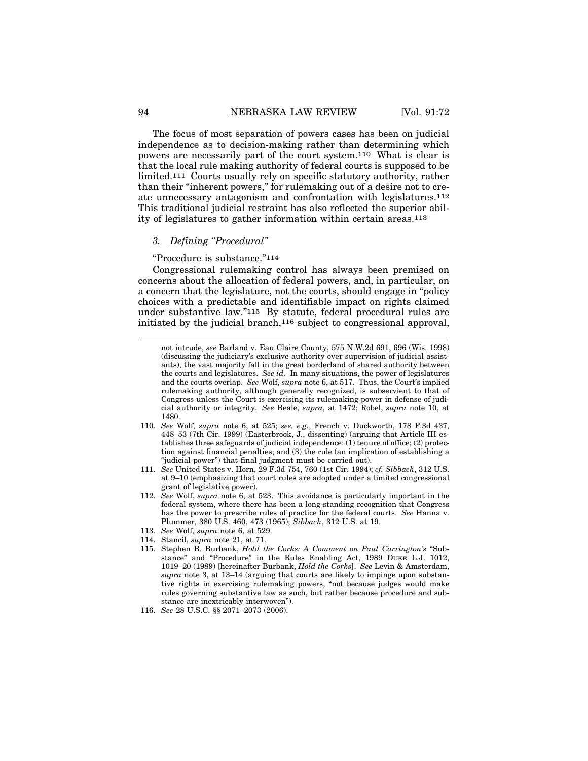The focus of most separation of powers cases has been on judicial independence as to decision-making rather than determining which powers are necessarily part of the court system.[110] What is clear is that the local rule making authority of federal courts is supposed to be limited.[111] Courts usually rely on specific statutory authority, rather than their "inherent powers," for rulemaking out of a desire not to create unnecessary antagonism and confrontation with legislatures.[112] This traditional judicial restraint has also reflected the superior ability of legislatures to gather information within certain areas.[113]

### *3. Defining "Procedural"*

"Procedure is substance."[114]

Congressional rulemaking control has always been premised on concerns about the allocation of federal powers, and, in particular, on a concern that the legislature, not the courts, should engage in "policy choices with a predictable and identifiable impact on rights claimed under substantive law."[115] By statute, federal procedural rules are initiated by the judicial branch,[116] subject to congressional approval,

---

not intrude, *see* Barland v. Eau Claire County, 575 N.W.2d 691, 696 (Wis. 1998) (discussing the judiciary's exclusive authority over supervision of judicial assistants), the vast majority fall in the great borderland of shared authority between the courts and legislatures. *See id.* In many situations, the power of legislatures and the courts overlap. *See* Wolf, *supra* note 6, at 517. Thus, the Court's implied rulemaking authority, although generally recognized, is subservient to that of Congress unless the Court is exercising its rulemaking power in defense of judicial authority or integrity. *See* Beale, *supra*, at 1472; Robel, *supra* note 10, at 1480.

110. *See* Wolf, *supra* note 6, at 525; *see, e.g.*, French v. Duckworth, 178 F.3d 437, 448–53 (7th Cir. 1999) (Easterbrook, J., dissenting) (arguing that Article III establishes three safeguards of judicial independence: (1) tenure of office; (2) protection against financial penalties; and (3) the rule (an implication of establishing a "judicial power") that final judgment must be carried out).

111. *See* United States v. Horn, 29 F.3d 754, 760 (1st Cir. 1994); *cf. Sibbach*, 312 U.S. at 9–10 (emphasizing that court rules are adopted under a limited congressional grant of legislative power).

112. *See* Wolf, *supra* note 6, at 523. This avoidance is particularly important in the federal system, where there has been a long-standing recognition that Congress has the power to prescribe rules of practice for the federal courts. *See* Hanna v. Plummer, 380 U.S. 460, 473 (1965); *Sibbach*, 312 U.S. at 19.

113. *See* Wolf, *supra* note 6, at 529.

114. Stancil, *supra* note 21, at 71.

115. Stephen B. Burbank, *Hold the Corks: A Comment on Paul Carrington's* "Substance" and "Procedure" in the Rules Enabling Act, 1989 DUKE L.J. 1012, 1019–20 (1989) [hereinafter Burbank, *Hold the Corks*]. *See* Levin & Amsterdam, *supra* note 3, at 13–14 (arguing that courts are likely to impinge upon substantive rights in exercising rulemaking powers, "not because judges would make rules governing substantive law as such, but rather because procedure and substance are inextricably interwoven").

116. *See* 28 U.S.C. §§ 2071–2073 (2006).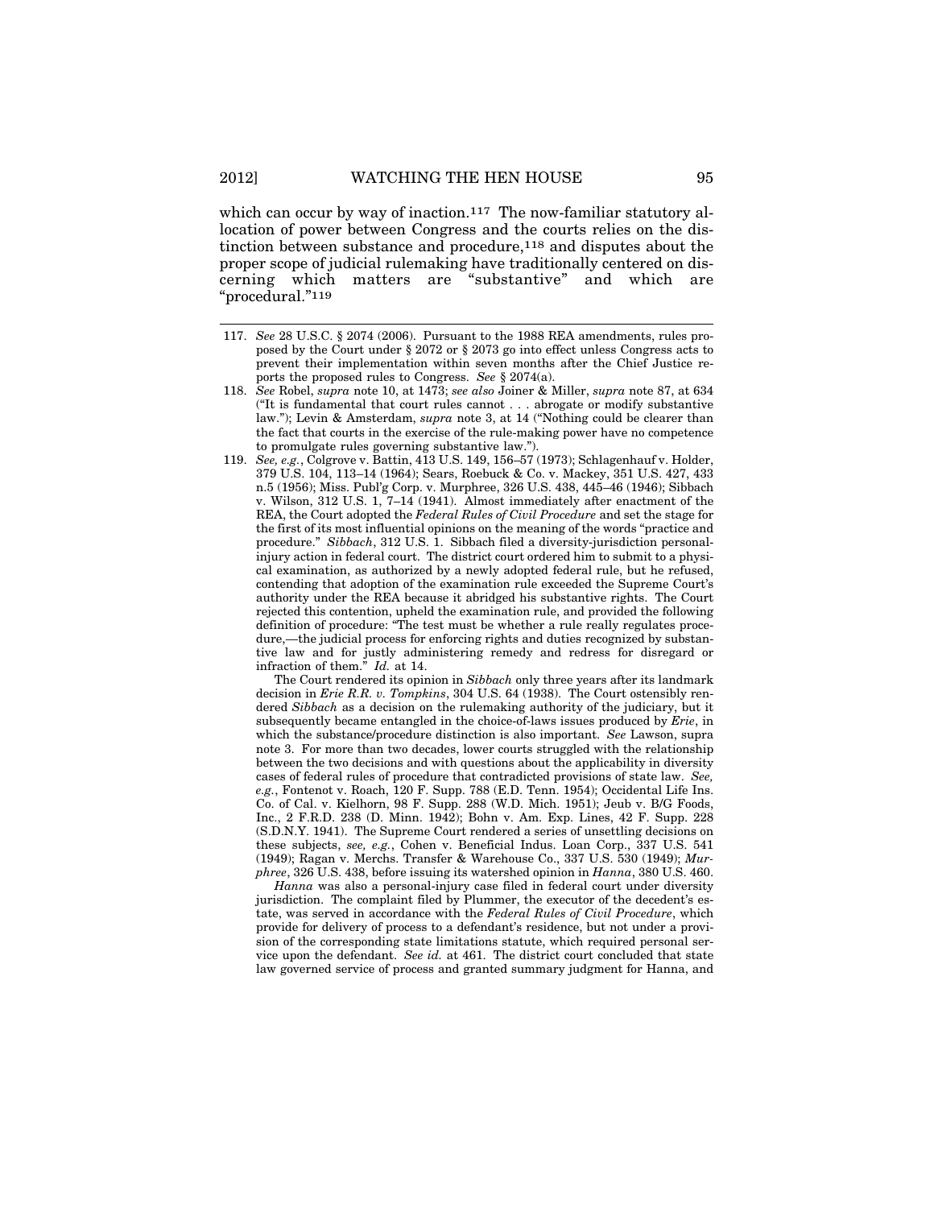which can occur by way of inaction.[117] The now-familiar statutory allocation of power between Congress and the courts relies on the distinction between substance and procedure,[118] and disputes about the proper scope of judicial rulemaking have traditionally centered on discerning which matters are "substantive" and which are "procedural."[119]

---

117. *See* 28 U.S.C. § 2074 (2006). Pursuant to the 1988 REA amendments, rules proposed by the Court under § 2072 or § 2073 go into effect unless Congress acts to prevent their implementation within seven months after the Chief Justice reports the proposed rules to Congress. *See* § 2074(a).

118. *See* Robel, *supra* note 10, at 1473; *see also* Joiner & Miller, *supra* note 87, at 634 ("It is fundamental that court rules cannot . . . abrogate or modify substantive law."); Levin & Amsterdam, *supra* note 3, at 14 ("Nothing could be clearer than the fact that courts in the exercise of the rule-making power have no competence to promulgate rules governing substantive law.").

119. *See, e.g.*, Colgrove v. Battin, 413 U.S. 149, 156–57 (1973); Schlagenhauf v. Holder, 379 U.S. 104, 113–14 (1964); Sears, Roebuck & Co. v. Mackey, 351 U.S. 427, 433 n.5 (1956); Miss. Publ'g Corp. v. Murphree, 326 U.S. 438, 445–46 (1946); Sibbach v. Wilson, 312 U.S. 1, 7–14 (1941). Almost immediately after enactment of the REA, the Court adopted the *Federal Rules of Civil Procedure* and set the stage for the first of its most influential opinions on the meaning of the words "practice and procedure." *Sibbach*, 312 U.S. 1. Sibbach filed a diversity-jurisdiction personal-injury action in federal court. The district court ordered him to submit to a physical examination, as authorized by a newly adopted federal rule, but he refused, contending that adoption of the examination rule exceeded the Supreme Court's authority under the REA because it abridged his substantive rights. The Court rejected this contention, upheld the examination rule, and provided the following definition of procedure: "The test must be whether a rule really regulates procedure,—the judicial process for enforcing rights and duties recognized by substantive law and for justly administering remedy and redress for disregard or infraction of them." *Id.* at 14.

The Court rendered its opinion in *Sibbach* only three years after its landmark decision in *Erie R.R. v. Tompkins*, 304 U.S. 64 (1938). The Court ostensibly rendered *Sibbach* as a decision on the rulemaking authority of the judiciary, but it subsequently became entangled in the choice-of-laws issues produced by *Erie*, in which the substance/procedure distinction is also important. *See* Lawson, supra note 3. For more than two decades, lower courts struggled with the relationship between the two decisions and with questions about the applicability in diversity cases of federal rules of procedure that contradicted provisions of state law. *See, e.g.*, Fontenot v. Roach, 120 F. Supp. 788 (E.D. Tenn. 1954); Occidental Life Ins. Co. of Cal. v. Kielhorn, 98 F. Supp. 288 (W.D. Mich. 1951); Jeub v. B/G Foods, Inc., 2 F.R.D. 238 (D. Minn. 1942); Bohn v. Am. Exp. Lines, 42 F. Supp. 228 (S.D.N.Y. 1941). The Supreme Court rendered a series of unsettling decisions on these subjects, *see, e.g.*, Cohen v. Beneficial Indus. Loan Corp., 337 U.S. 541 (1949); Ragan v. Merchs. Transfer & Warehouse Co., 337 U.S. 530 (1949); *Murphree*, 326 U.S. 438, before issuing its watershed opinion in *Hanna*, 380 U.S. 460.

*Hanna* was also a personal-injury case filed in federal court under diversity jurisdiction. The complaint filed by Plummer, the executor of the decedent's estate, was served in accordance with the *Federal Rules of Civil Procedure*, which provide for delivery of process to a defendant's residence, but not under a provision of the corresponding state limitations statute, which required personal service upon the defendant. *See id.* at 461. The district court concluded that state law governed service of process and granted summary judgment for Hanna, and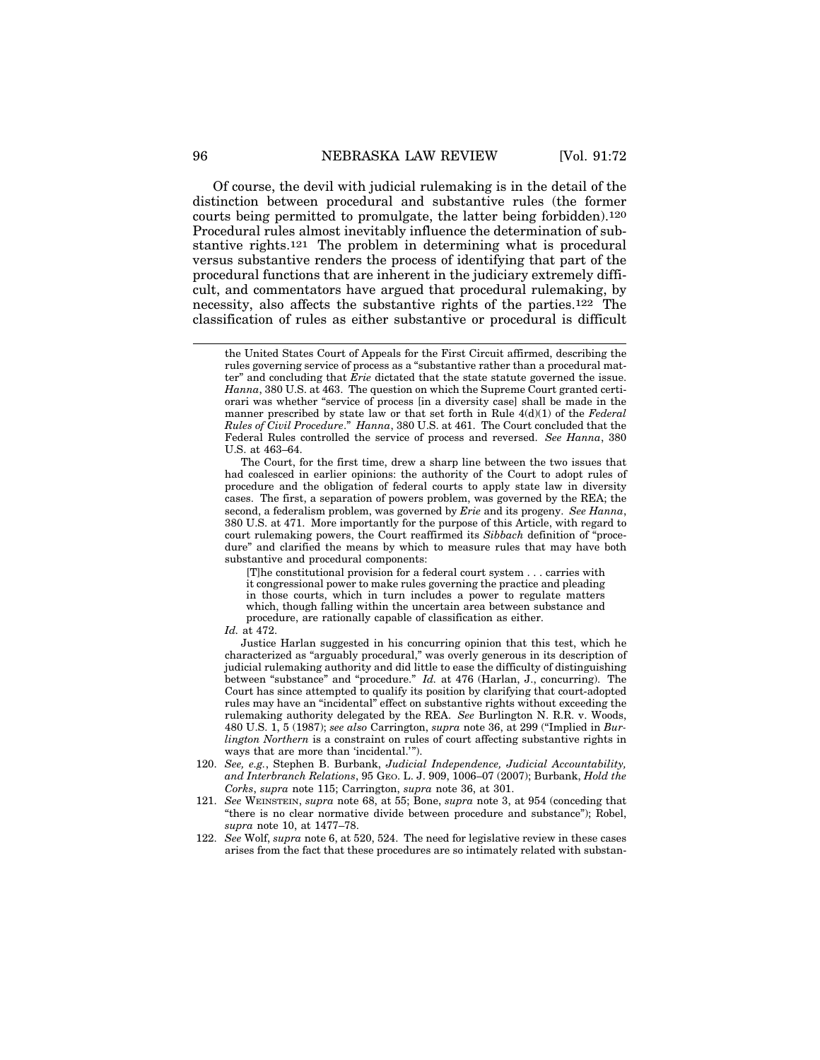Of course, the devil with judicial rulemaking is in the detail of the distinction between procedural and substantive rules (the former courts being permitted to promulgate, the latter being forbidden).[120] Procedural rules almost inevitably influence the determination of substantive rights.[121] The problem in determining what is procedural versus substantive renders the process of identifying that part of the procedural functions that are inherent in the judiciary extremely difficult, and commentators have argued that procedural rulemaking, by necessity, also affects the substantive rights of the parties.[122] The classification of rules as either substantive or procedural is difficult

---

the United States Court of Appeals for the First Circuit affirmed, describing the rules governing service of process as a "substantive rather than a procedural matter" and concluding that *Erie* dictated that the state statute governed the issue. *Hanna*, 380 U.S. at 463. The question on which the Supreme Court granted certiorari was whether "service of process [in a diversity case] shall be made in the manner prescribed by state law or that set forth in Rule 4(d)(1) of the *Federal Rules of Civil Procedure*." *Hanna*, 380 U.S. at 461. The Court concluded that the Federal Rules controlled the service of process and reversed. *See Hanna*, 380 U.S. at 463–64.

The Court, for the first time, drew a sharp line between the two issues that had coalesced in earlier opinions: the authority of the Court to adopt rules of procedure and the obligation of federal courts to apply state law in diversity cases. The first, a separation of powers problem, was governed by the REA; the second, a federalism problem, was governed by *Erie* and its progeny. *See Hanna*, 380 U.S. at 471. More importantly for the purpose of this Article, with regard to court rulemaking powers, the Court reaffirmed its *Sibbach* definition of "procedure" and clarified the means by which to measure rules that may have both substantive and procedural components:

> [T]he constitutional provision for a federal court system . . . carries with it congressional power to make rules governing the practice and pleading in those courts, which in turn includes a power to regulate matters which, though falling within the uncertain area between substance and procedure, are rationally capable of classification as either.

*Id.* at 472.

Justice Harlan suggested in his concurring opinion that this test, which he characterized as "arguably procedural," was overly generous in its description of judicial rulemaking authority and did little to ease the difficulty of distinguishing between "substance" and "procedure." *Id.* at 476 (Harlan, J., concurring). The Court has since attempted to qualify its position by clarifying that court-adopted rules may have an "incidental" effect on substantive rights without exceeding the rulemaking authority delegated by the REA. *See* Burlington N. R.R. v. Woods, 480 U.S. 1, 5 (1987); *see also* Carrington, *supra* note 36, at 299 ("Implied in *Burlington Northern* is a constraint on rules of court affecting substantive rights in ways that are more than 'incidental.'").

120. *See, e.g.*, Stephen B. Burbank, *Judicial Independence, Judicial Accountability, and Interbranch Relations*, 95 Geo. L. J. 909, 1006–07 (2007); Burbank, *Hold the Corks*, *supra* note 115; Carrington, *supra* note 36, at 301.

121. *See* Weinstein, *supra* note 68, at 55; Bone, *supra* note 3, at 954 (conceding that "there is no clear normative divide between procedure and substance"); Robel, *supra* note 10, at 1477–78.

122. *See* Wolf, *supra* note 6, at 520, 524. The need for legislative review in these cases arises from the fact that these procedures are so intimately related with substan-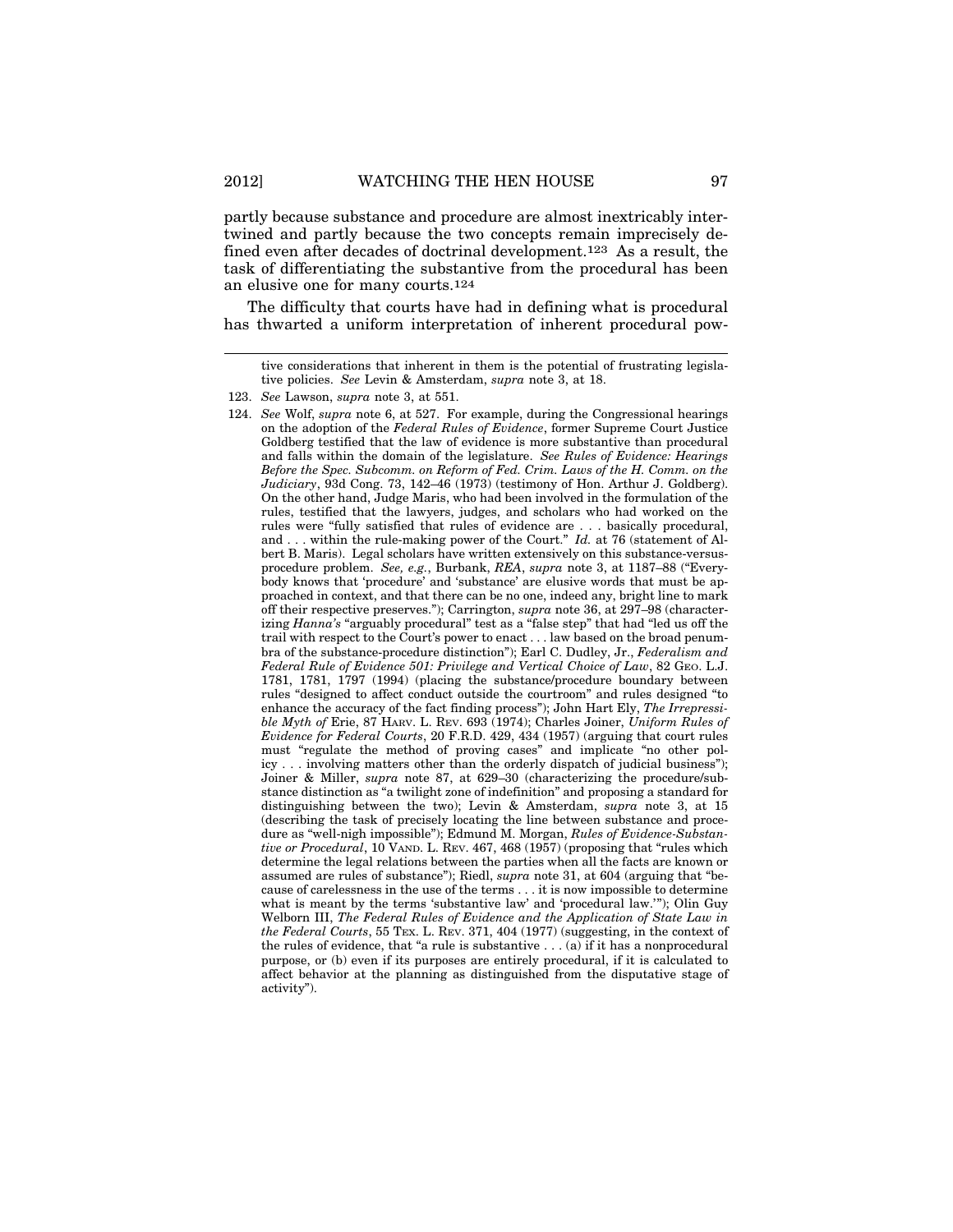partly because substance and procedure are almost inextricably intertwined and partly because the two concepts remain imprecisely defined even after decades of doctrinal development.[123] As a result, the task of differentiating the substantive from the procedural has been an elusive one for many courts.[124]

The difficulty that courts have had in defining what is procedural has thwarted a uniform interpretation of inherent procedural pow-

---

tive considerations that inherent in them is the potential of frustrating legislative policies. *See* Levin & Amsterdam, *supra* note 3, at 18.

123. *See* Lawson, *supra* note 3, at 551.

124. *See* Wolf, *supra* note 6, at 527. For example, during the Congressional hearings on the adoption of the *Federal Rules of Evidence*, former Supreme Court Justice Goldberg testified that the law of evidence is more substantive than procedural and falls within the domain of the legislature. *See Rules of Evidence: Hearings Before the Spec. Subcomm. on Reform of Fed. Crim. Laws of the H. Comm. on the Judiciary*, 93d Cong. 73, 142–46 (1973) (testimony of Hon. Arthur J. Goldberg). On the other hand, Judge Maris, who had been involved in the formulation of the rules, testified that the lawyers, judges, and scholars who had worked on the rules were "fully satisfied that rules of evidence are . . . basically procedural, and . . . within the rule-making power of the Court." *Id.* at 76 (statement of Albert B. Maris). Legal scholars have written extensively on this substance-versus-procedure problem. *See, e.g.*, Burbank, *REA*, *supra* note 3, at 1187–88 ("Everybody knows that 'procedure' and 'substance' are elusive words that must be approached in context, and that there can be no one, indeed any, bright line to mark off their respective preserves."); Carrington, *supra* note 36, at 297–98 (characterizing *Hanna's* "arguably procedural" test as a "false step" that had "led us off the trail with respect to the Court's power to enact . . . law based on the broad penumbra of the substance-procedure distinction"); Earl C. Dudley, Jr., *Federalism and Federal Rule of Evidence 501: Privilege and Vertical Choice of Law*, 82 GEO. L.J. 1781, 1781, 1797 (1994) (placing the substance/procedure boundary between rules "designed to affect conduct outside the courtroom" and rules designed "to enhance the accuracy of the fact finding process"); John Hart Ely, *The Irrepressible Myth of* Erie, 87 HARV. L. REV. 693 (1974); Charles Joiner, *Uniform Rules of Evidence for Federal Courts*, 20 F.R.D. 429, 434 (1957) (arguing that court rules must "regulate the method of proving cases" and implicate "no other policy . . . involving matters other than the orderly dispatch of judicial business"); Joiner & Miller, *supra* note 87, at 629–30 (characterizing the procedure/substance distinction as "a twilight zone of indefinition" and proposing a standard for distinguishing between the two); Levin & Amsterdam, *supra* note 3, at 15 (describing the task of precisely locating the line between substance and procedure as "well-nigh impossible"); Edmund M. Morgan, *Rules of Evidence-Substantive or Procedural*, 10 VAND. L. REV. 467, 468 (1957) (proposing that "rules which determine the legal relations between the parties when all the facts are known or assumed are rules of substance"); Riedl, *supra* note 31, at 604 (arguing that "because of carelessness in the use of the terms . . . it is now impossible to determine what is meant by the terms 'substantive law' and 'procedural law.'"); Olin Guy Welborn III, *The Federal Rules of Evidence and the Application of State Law in the Federal Courts*, 55 TEX. L. REV. 371, 404 (1977) (suggesting, in the context of the rules of evidence, that "a rule is substantive . . . (a) if it has a nonprocedural purpose, or (b) even if its purposes are entirely procedural, if it is calculated to affect behavior at the planning as distinguished from the disputative stage of activity").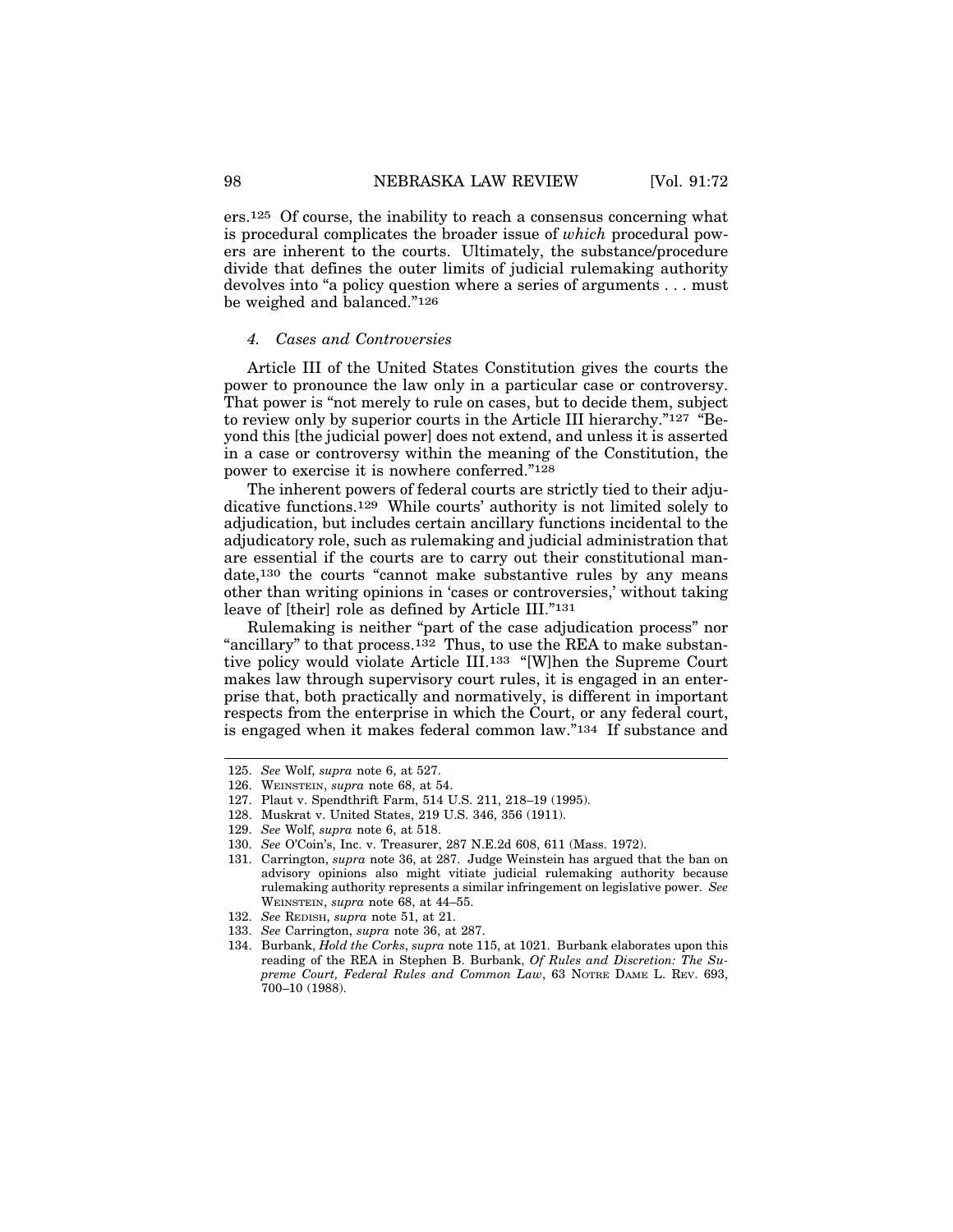ers.[125] Of course, the inability to reach a consensus concerning what is procedural complicates the broader issue of *which* procedural powers are inherent to the courts. Ultimately, the substance/procedure divide that defines the outer limits of judicial rulemaking authority devolves into "a policy question where a series of arguments . . . must be weighed and balanced."[126]

#### *4. Cases and Controversies*

Article III of the United States Constitution gives the courts the power to pronounce the law only in a particular case or controversy. That power is "not merely to rule on cases, but to decide them, subject to review only by superior courts in the Article III hierarchy."[127] "Beyond this [the judicial power] does not extend, and unless it is asserted in a case or controversy within the meaning of the Constitution, the power to exercise it is nowhere conferred."[128]

The inherent powers of federal courts are strictly tied to their adjudicative functions.[129] While courts' authority is not limited solely to adjudication, but includes certain ancillary functions incidental to the adjudicatory role, such as rulemaking and judicial administration that are essential if the courts are to carry out their constitutional mandate,[130] the courts "cannot make substantive rules by any means other than writing opinions in 'cases or controversies,' without taking leave of [their] role as defined by Article III."[131]

Rulemaking is neither "part of the case adjudication process" nor "ancillary" to that process.[132] Thus, to use the REA to make substantive policy would violate Article III.[133] "[W]hen the Supreme Court makes law through supervisory court rules, it is engaged in an enterprise that, both practically and normatively, is different in important respects from the enterprise in which the Court, or any federal court, is engaged when it makes federal common law."[134] If substance and

---

125. *See* Wolf, *supra* note 6, at 527.
126. WEINSTEIN, *supra* note 68, at 54.
127. Plaut v. Spendthrift Farm, 514 U.S. 211, 218–19 (1995).
128. Muskrat v. United States, 219 U.S. 346, 356 (1911).
129. *See* Wolf, *supra* note 6, at 518.
130. *See* O'Coin's, Inc. v. Treasurer, 287 N.E.2d 608, 611 (Mass. 1972).
131. Carrington, *supra* note 36, at 287. Judge Weinstein has argued that the ban on advisory opinions also might vitiate judicial rulemaking authority because rulemaking authority represents a similar infringement on legislative power. *See* WEINSTEIN, *supra* note 68, at 44–55.
132. *See* REDISH, *supra* note 51, at 21.
133. *See* Carrington, *supra* note 36, at 287.
134. Burbank, *Hold the Corks*, *supra* note 115, at 1021. Burbank elaborates upon this reading of the REA in Stephen B. Burbank, *Of Rules and Discretion: The Supreme Court, Federal Rules and Common Law*, 63 NOTRE DAME L. REV. 693, 700–10 (1988).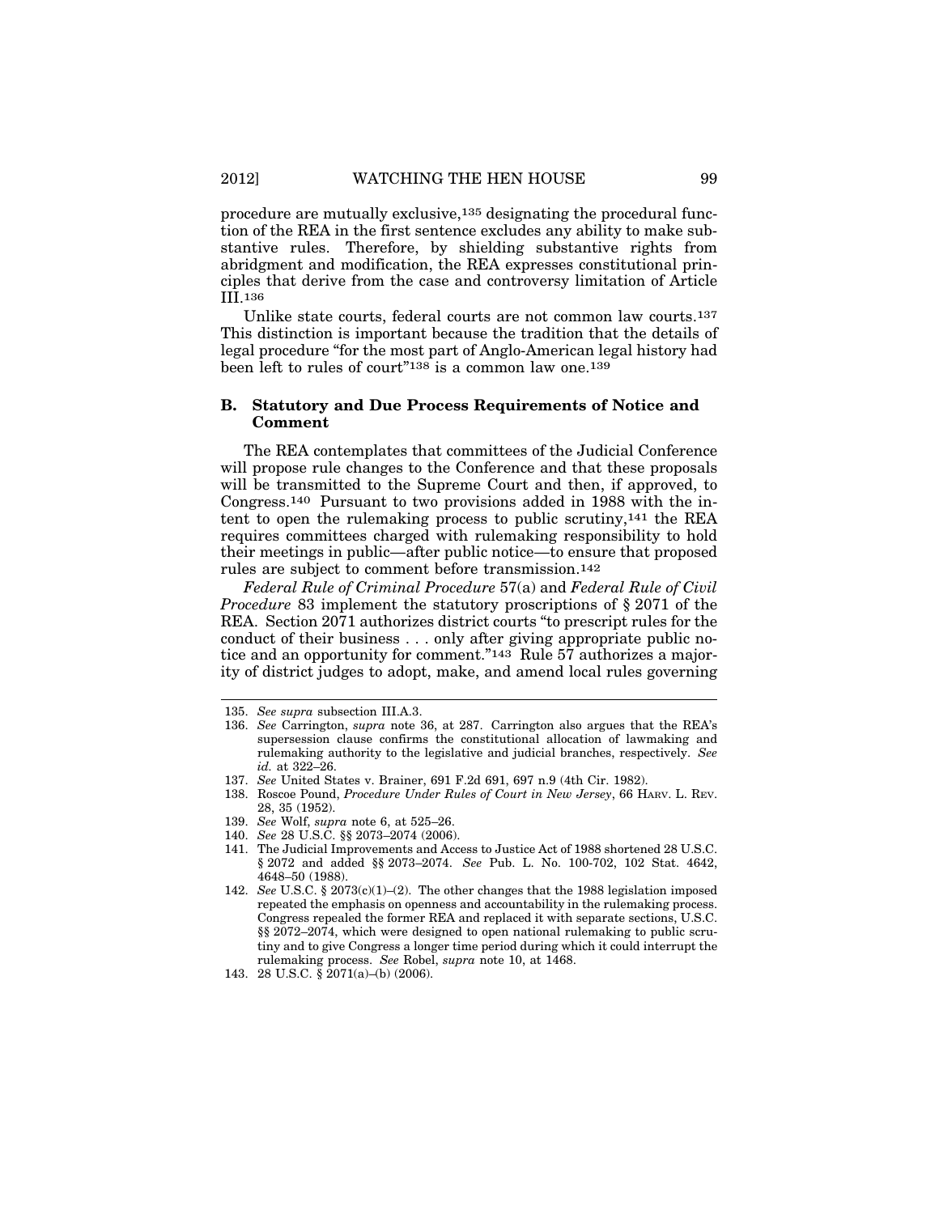procedure are mutually exclusive,[135] designating the procedural function of the REA in the first sentence excludes any ability to make substantive rules. Therefore, by shielding substantive rights from abridgment and modification, the REA expresses constitutional principles that derive from the case and controversy limitation of Article III.[136]

Unlike state courts, federal courts are not common law courts.[137] This distinction is important because the tradition that the details of legal procedure "for the most part of Anglo-American legal history had been left to rules of court"[138] is a common law one.[139]

### B. Statutory and Due Process Requirements of Notice and Comment

The REA contemplates that committees of the Judicial Conference will propose rule changes to the Conference and that these proposals will be transmitted to the Supreme Court and then, if approved, to Congress.[140] Pursuant to two provisions added in 1988 with the intent to open the rulemaking process to public scrutiny,[141] the REA requires committees charged with rulemaking responsibility to hold their meetings in public—after public notice—to ensure that proposed rules are subject to comment before transmission.[142]

*Federal Rule of Criminal Procedure* 57(a) and *Federal Rule of Civil Procedure* 83 implement the statutory proscriptions of § 2071 of the REA. Section 2071 authorizes district courts "to prescript rules for the conduct of their business . . . only after giving appropriate public notice and an opportunity for comment."[143] Rule 57 authorizes a majority of district judges to adopt, make, and amend local rules governing

---

135. *See supra* subsection III.A.3.
136. *See* Carrington, *supra* note 36, at 287. Carrington also argues that the REA's supersession clause confirms the constitutional allocation of lawmaking and rulemaking authority to the legislative and judicial branches, respectively. *See id.* at 322–26.
137. *See* United States v. Brainer, 691 F.2d 691, 697 n.9 (4th Cir. 1982).
138. Roscoe Pound, *Procedure Under Rules of Court in New Jersey*, 66 HARV. L. REV. 28, 35 (1952).
139. *See* Wolf, *supra* note 6, at 525–26.
140. *See* 28 U.S.C. §§ 2073–2074 (2006).
141. The Judicial Improvements and Access to Justice Act of 1988 shortened 28 U.S.C. § 2072 and added §§ 2073–2074. *See* Pub. L. No. 100-702, 102 Stat. 4642, 4648–50 (1988).
142. *See* U.S.C. § 2073(c)(1)–(2). The other changes that the 1988 legislation imposed repeated the emphasis on openness and accountability in the rulemaking process. Congress repealed the former REA and replaced it with separate sections, U.S.C. §§ 2072–2074, which were designed to open national rulemaking to public scrutiny and to give Congress a longer time period during which it could interrupt the rulemaking process. *See* Robel, *supra* note 10, at 1468.
143. 28 U.S.C. § 2071(a)–(b) (2006).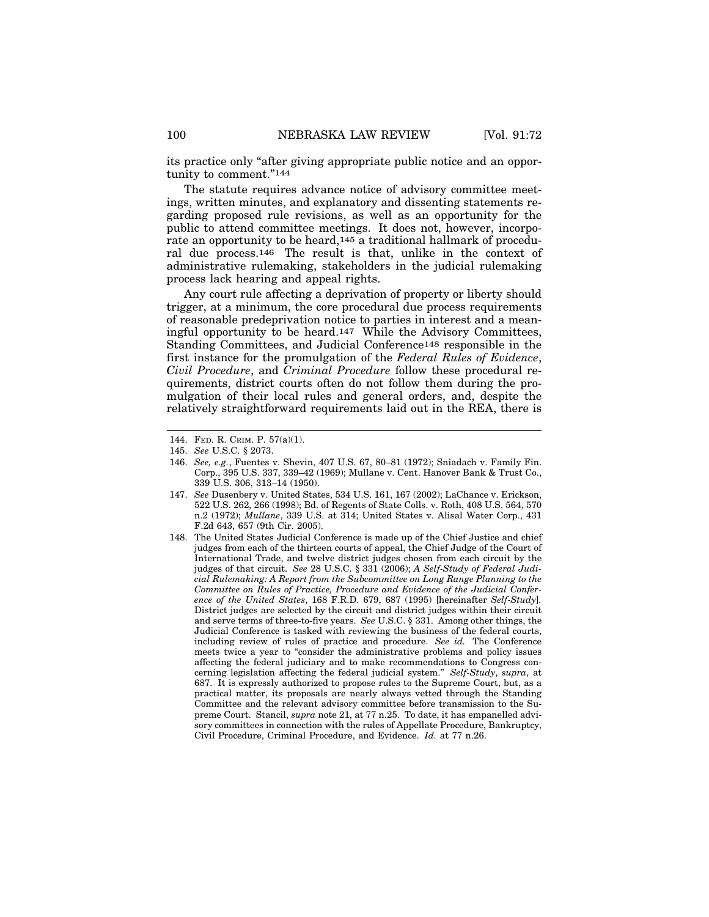its practice only "after giving appropriate public notice and an opportunity to comment."[144]

The statute requires advance notice of advisory committee meetings, written minutes, and explanatory and dissenting statements regarding proposed rule revisions, as well as an opportunity for the public to attend committee meetings. It does not, however, incorporate an opportunity to be heard,[145] a traditional hallmark of procedural due process.[146] The result is that, unlike in the context of administrative rulemaking, stakeholders in the judicial rulemaking process lack hearing and appeal rights.

Any court rule affecting a deprivation of property or liberty should trigger, at a minimum, the core procedural due process requirements of reasonable predeprivation notice to parties in interest and a meaningful opportunity to be heard.[147] While the Advisory Committees, Standing Committees, and Judicial Conference[148] responsible in the first instance for the promulgation of the *Federal Rules of Evidence*, *Civil Procedure*, and *Criminal Procedure* follow these procedural requirements, district courts often do not follow them during the promulgation of their local rules and general orders, and, despite the relatively straightforward requirements laid out in the REA, there is

---

144. FED. R. CRIM. P. 57(a)(1).

145. *See* U.S.C. § 2073.

146. *See, e.g.*, Fuentes v. Shevin, 407 U.S. 67, 80–81 (1972); Sniadach v. Family Fin. Corp., 395 U.S. 337, 339–42 (1969); Mullane v. Cent. Hanover Bank & Trust Co., 339 U.S. 306, 313–14 (1950).

147. *See* Dusenbery v. United States, 534 U.S. 161, 167 (2002); LaChance v. Erickson, 522 U.S. 262, 266 (1998); Bd. of Regents of State Colls. v. Roth, 408 U.S. 564, 570 n.2 (1972); *Mullane*, 339 U.S. at 314; United States v. Alisal Water Corp., 431 F.2d 643, 657 (9th Cir. 2005).

148. The United States Judicial Conference is made up of the Chief Justice and chief judges from each of the thirteen courts of appeal, the Chief Judge of the Court of International Trade, and twelve district judges chosen from each circuit by the judges of that circuit. *See* 28 U.S.C. § 331 (2006); *A Self-Study of Federal Judicial Rulemaking: A Report from the Subcommittee on Long Range Planning to the Committee on Rules of Practice, Procedure and Evidence of the Judicial Conference of the United States*, 168 F.R.D. 679, 687 (1995) [hereinafter *Self-Study*]. District judges are selected by the circuit and district judges within their circuit and serve terms of three-to-five years. *See* U.S.C. § 331. Among other things, the Judicial Conference is tasked with reviewing the business of the federal courts, including review of rules of practice and procedure. *See id.* The Conference meets twice a year to "consider the administrative problems and policy issues affecting the federal judiciary and to make recommendations to Congress concerning legislation affecting the federal judicial system." *Self-Study*, *supra*, at 687. It is expressly authorized to propose rules to the Supreme Court, but, as a practical matter, its proposals are nearly always vetted through the Standing Committee and the relevant advisory committee before transmission to the Supreme Court. Stancil, *supra* note 21, at 77 n.25. To date, it has empanelled advisory committees in connection with the rules of Appellate Procedure, Bankruptcy, Civil Procedure, Criminal Procedure, and Evidence. *Id.* at 77 n.26.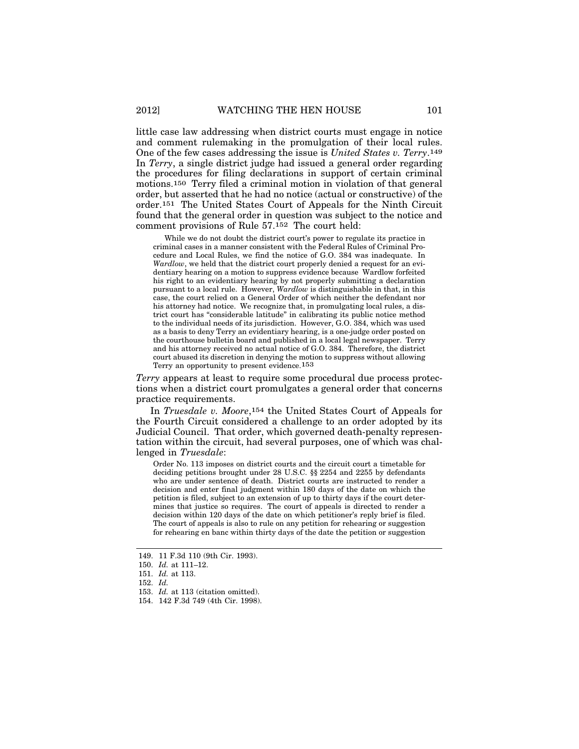little case law addressing when district courts must engage in notice and comment rulemaking in the promulgation of their local rules. One of the few cases addressing the issue is *United States v. Terry*.[149] In *Terry*, a single district judge had issued a general order regarding the procedures for filing declarations in support of certain criminal motions.[150] Terry filed a criminal motion in violation of that general order, but asserted that he had no notice (actual or constructive) of the order.[151] The United States Court of Appeals for the Ninth Circuit found that the general order in question was subject to the notice and comment provisions of Rule 57.[152] The court held:

> While we do not doubt the district court's power to regulate its practice in criminal cases in a manner consistent with the Federal Rules of Criminal Procedure and Local Rules, we find the notice of G.O. 384 was inadequate. In *Wardlow*, we held that the district court properly denied a request for an evidentiary hearing on a motion to suppress evidence because Wardlow forfeited his right to an evidentiary hearing by not properly submitting a declaration pursuant to a local rule. However, *Wardlow* is distinguishable in that, in this case, the court relied on a General Order of which neither the defendant nor his attorney had notice. We recognize that, in promulgating local rules, a district court has "considerable latitude" in calibrating its public notice method to the individual needs of its jurisdiction. However, G.O. 384, which was used as a basis to deny Terry an evidentiary hearing, is a one-judge order posted on the courthouse bulletin board and published in a local legal newspaper. Terry and his attorney received no actual notice of G.O. 384. Therefore, the district court abused its discretion in denying the motion to suppress without allowing Terry an opportunity to present evidence.[153]

*Terry* appears at least to require some procedural due process protections when a district court promulgates a general order that concerns practice requirements.

In *Truesdale v. Moore*,[154] the United States Court of Appeals for the Fourth Circuit considered a challenge to an order adopted by its Judicial Council. That order, which governed death-penalty representation within the circuit, had several purposes, one of which was challenged in *Truesdale*:

> Order No. 113 imposes on district courts and the circuit court a timetable for deciding petitions brought under 28 U.S.C. §§ 2254 and 2255 by defendants who are under sentence of death. District courts are instructed to render a decision and enter final judgment within 180 days of the date on which the petition is filed, subject to an extension of up to thirty days if the court determines that justice so requires. The court of appeals is directed to render a decision within 120 days of the date on which petitioner's reply brief is filed. The court of appeals is also to rule on any petition for rehearing or suggestion for rehearing en banc within thirty days of the date the petition or suggestion

---

149. 11 F.3d 110 (9th Cir. 1993).
150. *Id.* at 111–12.
151. *Id.* at 113.
152. *Id.*
153. *Id.* at 113 (citation omitted).
154. 142 F.3d 749 (4th Cir. 1998).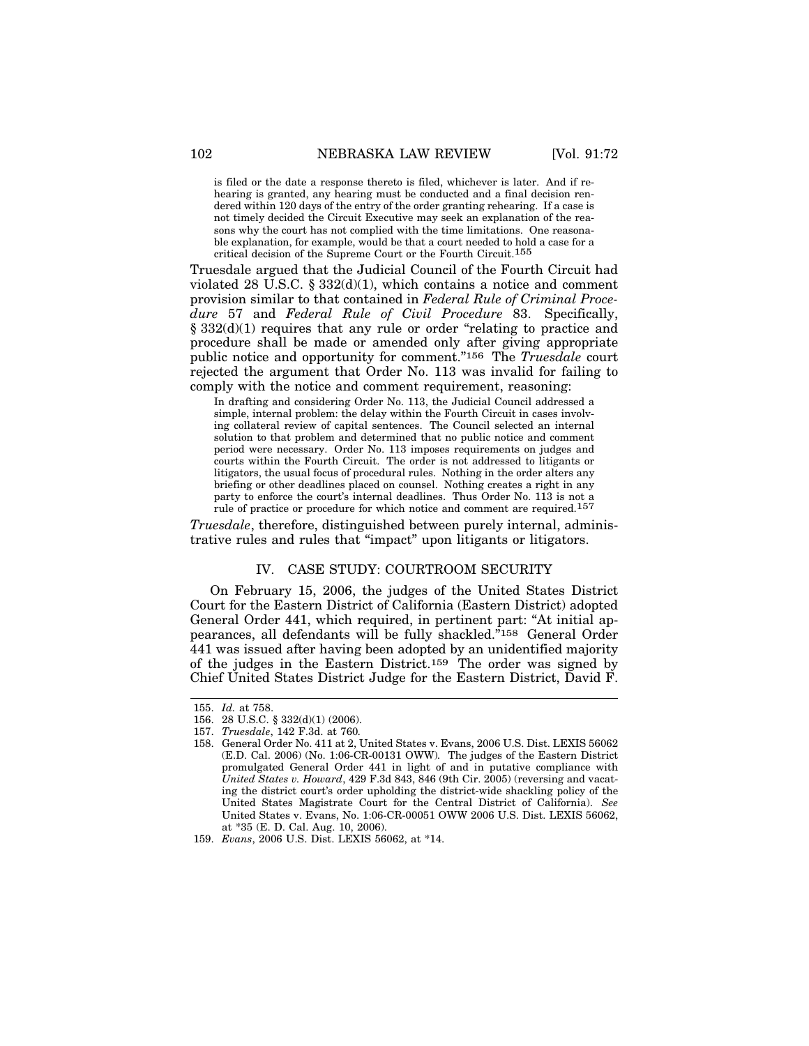> is filed or the date a response thereto is filed, whichever is later. And if rehearing is granted, any hearing must be conducted and a final decision rendered within 120 days of the entry of the order granting rehearing. If a case is not timely decided the Circuit Executive may seek an explanation of the reasons why the court has not complied with the time limitations. One reasonable explanation, for example, would be that a court needed to hold a case for a critical decision of the Supreme Court or the Fourth Circuit.[155]

Truesdale argued that the Judicial Council of the Fourth Circuit had violated 28 U.S.C. § 332(d)(1), which contains a notice and comment provision similar to that contained in *Federal Rule of Criminal Procedure* 57 and *Federal Rule of Civil Procedure* 83. Specifically, § 332(d)(1) requires that any rule or order "relating to practice and procedure shall be made or amended only after giving appropriate public notice and opportunity for comment."[156] The *Truesdale* court rejected the argument that Order No. 113 was invalid for failing to comply with the notice and comment requirement, reasoning:

> In drafting and considering Order No. 113, the Judicial Council addressed a simple, internal problem: the delay within the Fourth Circuit in cases involving collateral review of capital sentences. The Council selected an internal solution to that problem and determined that no public notice and comment period were necessary. Order No. 113 imposes requirements on judges and courts within the Fourth Circuit. The order is not addressed to litigants or litigators, the usual focus of procedural rules. Nothing in the order alters any briefing or other deadlines placed on counsel. Nothing creates a right in any party to enforce the court's internal deadlines. Thus Order No. 113 is not a rule of practice or procedure for which notice and comment are required.[157]

*Truesdale*, therefore, distinguished between purely internal, administrative rules and rules that "impact" upon litigants or litigators.

## IV. CASE STUDY: COURTROOM SECURITY

On February 15, 2006, the judges of the United States District Court for the Eastern District of California (Eastern District) adopted General Order 441, which required, in pertinent part: "At initial appearances, all defendants will be fully shackled."[158] General Order 441 was issued after having been adopted by an unidentified majority of the judges in the Eastern District.[159] The order was signed by Chief United States District Judge for the Eastern District, David F.

---

155. *Id.* at 758.

156. 28 U.S.C. § 332(d)(1) (2006).

157. *Truesdale*, 142 F.3d. at 760.

158. General Order No. 411 at 2, United States v. Evans, 2006 U.S. Dist. LEXIS 56062 (E.D. Cal. 2006) (No. 1:06-CR-00131 OWW). The judges of the Eastern District promulgated General Order 441 in light of and in putative compliance with *United States v. Howard*, 429 F.3d 843, 846 (9th Cir. 2005) (reversing and vacating the district court's order upholding the district-wide shackling policy of the United States Magistrate Court for the Central District of California). *See* United States v. Evans, No. 1:06-CR-00051 OWW 2006 U.S. Dist. LEXIS 56062, at *35 (E. D. Cal. Aug. 10, 2006).

159. *Evans*, 2006 U.S. Dist. LEXIS 56062, at *14.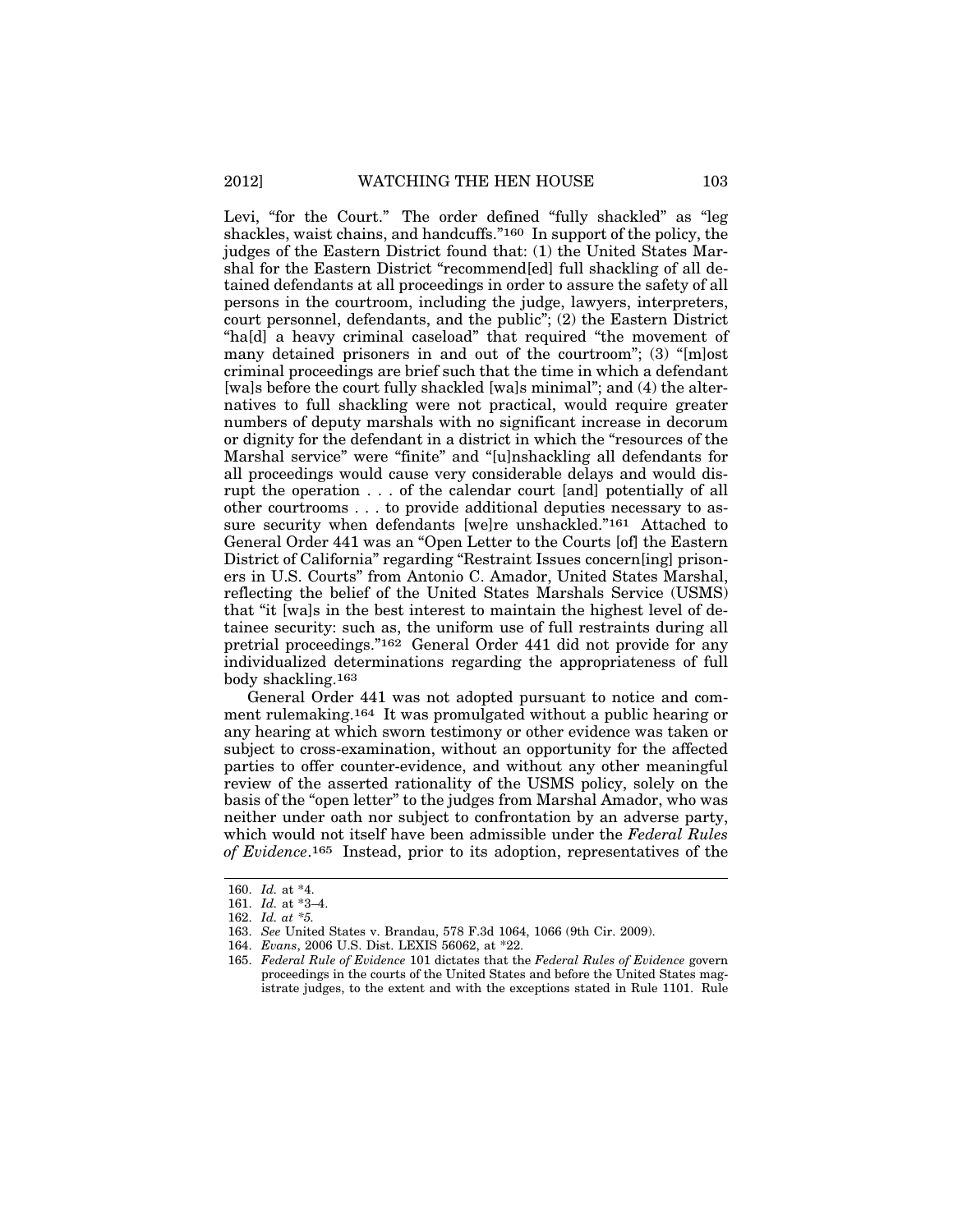Levi, "for the Court." The order defined "fully shackled" as "leg shackles, waist chains, and handcuffs."[160] In support of the policy, the judges of the Eastern District found that: (1) the United States Marshal for the Eastern District "recommend[ed] full shackling of all detained defendants at all proceedings in order to assure the safety of all persons in the courtroom, including the judge, lawyers, interpreters, court personnel, defendants, and the public"; (2) the Eastern District "ha[d] a heavy criminal caseload" that required "the movement of many detained prisoners in and out of the courtroom"; (3) "[m]ost criminal proceedings are brief such that the time in which a defendant [wa]s before the court fully shackled [wa]s minimal"; and (4) the alternatives to full shackling were not practical, would require greater numbers of deputy marshals with no significant increase in decorum or dignity for the defendant in a district in which the "resources of the Marshal service" were "finite" and "[u]nshackling all defendants for all proceedings would cause very considerable delays and would disrupt the operation . . . of the calendar court [and] potentially of all other courtrooms . . . to provide additional deputies necessary to assure security when defendants [we]re unshackled."[161] Attached to General Order 441 was an "Open Letter to the Courts [of] the Eastern District of California" regarding "Restraint Issues concern[ing] prisoners in U.S. Courts" from Antonio C. Amador, United States Marshal, reflecting the belief of the United States Marshals Service (USMS) that "it [wa]s in the best interest to maintain the highest level of detainee security: such as, the uniform use of full restraints during all pretrial proceedings."[162] General Order 441 did not provide for any individualized determinations regarding the appropriateness of full body shackling.[163]

General Order 441 was not adopted pursuant to notice and comment rulemaking.[164] It was promulgated without a public hearing or any hearing at which sworn testimony or other evidence was taken or subject to cross-examination, without an opportunity for the affected parties to offer counter-evidence, and without any other meaningful review of the asserted rationality of the USMS policy, solely on the basis of the "open letter" to the judges from Marshal Amador, who was neither under oath nor subject to confrontation by an adverse party, which would not itself have been admissible under the *Federal Rules of Evidence*.[165] Instead, prior to its adoption, representatives of the

---

160. *Id.* at *4.

161. *Id.* at *3–4.

162. *Id. at *5.*

163. *See* United States v. Brandau, 578 F.3d 1064, 1066 (9th Cir. 2009).

164. *Evans*, 2006 U.S. Dist. LEXIS 56062, at *22.

165. *Federal Rule of Evidence* 101 dictates that the *Federal Rules of Evidence* govern proceedings in the courts of the United States and before the United States magistrate judges, to the extent and with the exceptions stated in Rule 1101. Rule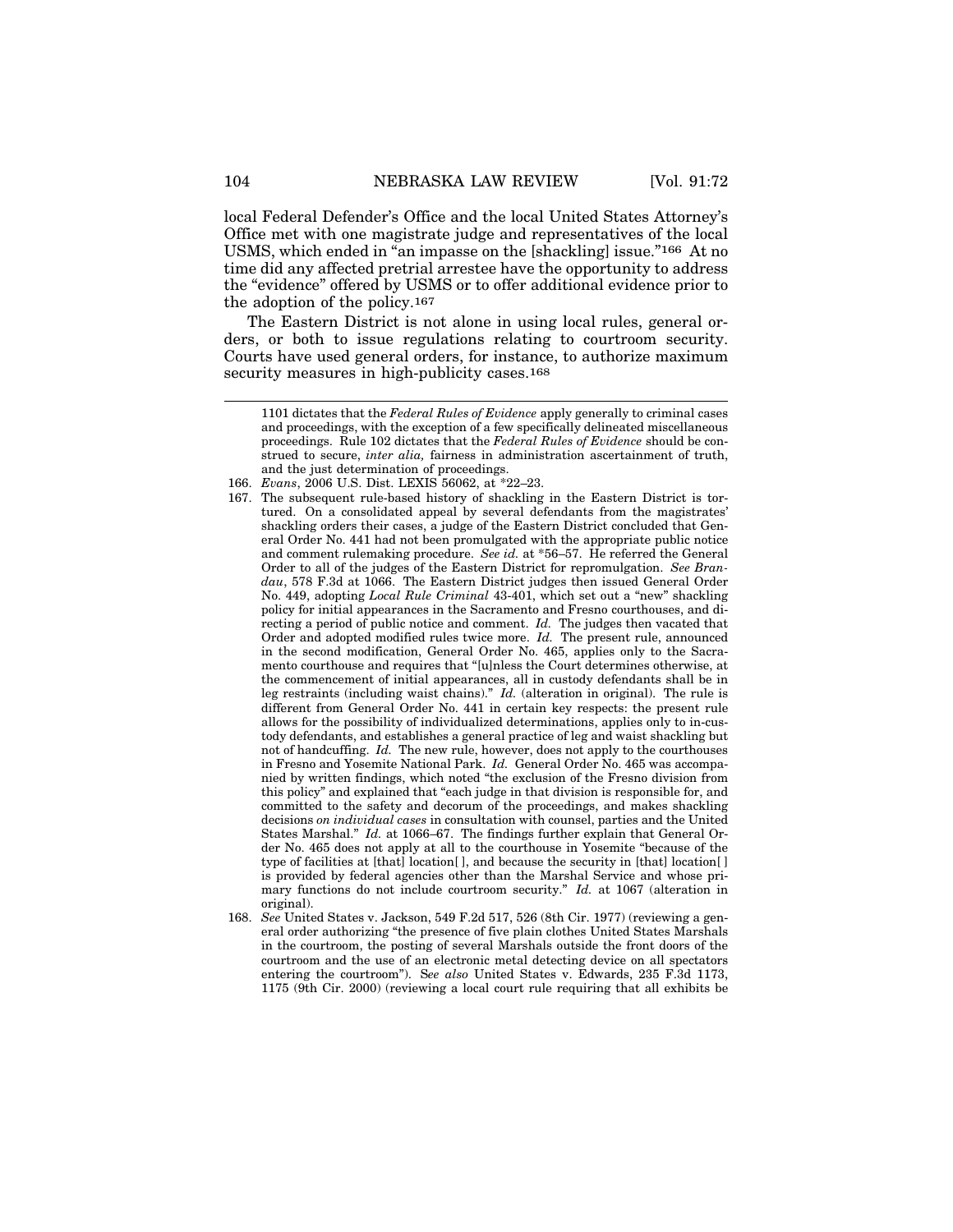local Federal Defender's Office and the local United States Attorney's Office met with one magistrate judge and representatives of the local USMS, which ended in "an impasse on the [shackling] issue."[166] At no time did any affected pretrial arrestee have the opportunity to address the "evidence" offered by USMS or to offer additional evidence prior to the adoption of the policy.[167]

The Eastern District is not alone in using local rules, general orders, or both to issue regulations relating to courtroom security. Courts have used general orders, for instance, to authorize maximum security measures in high-publicity cases.[168]

---

1101 dictates that the *Federal Rules of Evidence* apply generally to criminal cases and proceedings, with the exception of a few specifically delineated miscellaneous proceedings. Rule 102 dictates that the *Federal Rules of Evidence* should be construed to secure, *inter alia,* fairness in administration ascertainment of truth, and the just determination of proceedings.

166. *Evans*, 2006 U.S. Dist. LEXIS 56062, at *22–23.

167. The subsequent rule-based history of shackling in the Eastern District is tortured. On a consolidated appeal by several defendants from the magistrates' shackling orders their cases, a judge of the Eastern District concluded that General Order No. 441 had not been promulgated with the appropriate public notice and comment rulemaking procedure. *See id.* at *56–57. He referred the General Order to all of the judges of the Eastern District for repromulgation. *See Brandau*, 578 F.3d at 1066. The Eastern District judges then issued General Order No. 449, adopting *Local Rule Criminal* 43-401, which set out a "new" shackling policy for initial appearances in the Sacramento and Fresno courthouses, and directing a period of public notice and comment. *Id.* The judges then vacated that Order and adopted modified rules twice more. *Id.* The present rule, announced in the second modification, General Order No. 465, applies only to the Sacramento courthouse and requires that "[u]nless the Court determines otherwise, at the commencement of initial appearances, all in custody defendants shall be in leg restraints (including waist chains)." *Id.* (alteration in original). The rule is different from General Order No. 441 in certain key respects: the present rule allows for the possibility of individualized determinations, applies only to in-custody defendants, and establishes a general practice of leg and waist shackling but not of handcuffing. *Id.* The new rule, however, does not apply to the courthouses in Fresno and Yosemite National Park. *Id.* General Order No. 465 was accompanied by written findings, which noted "the exclusion of the Fresno division from this policy" and explained that "each judge in that division is responsible for, and committed to the safety and decorum of the proceedings, and makes shackling decisions *on individual cases* in consultation with counsel, parties and the United States Marshal." *Id.* at 1066–67. The findings further explain that General Order No. 465 does not apply at all to the courthouse in Yosemite "because of the type of facilities at [that] location[ ], and because the security in [that] location[ ] is provided by federal agencies other than the Marshal Service and whose primary functions do not include courtroom security." *Id.* at 1067 (alteration in original).

168. *See* United States v. Jackson, 549 F.2d 517, 526 (8th Cir. 1977) (reviewing a general order authorizing "the presence of five plain clothes United States Marshals in the courtroom, the posting of several Marshals outside the front doors of the courtroom and the use of an electronic metal detecting device on all spectators entering the courtroom"). S*ee also* United States v. Edwards, 235 F.3d 1173, 1175 (9th Cir. 2000) (reviewing a local court rule requiring that all exhibits be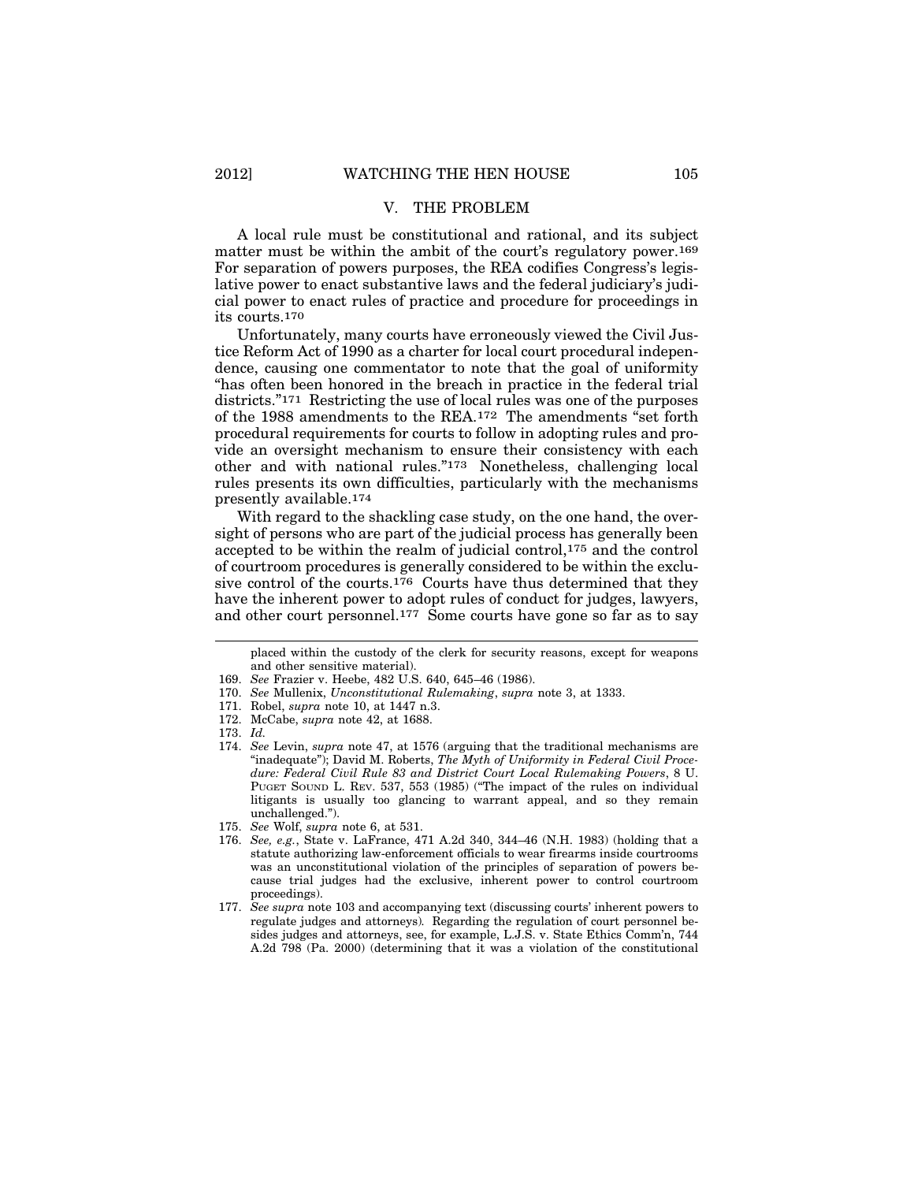## V. THE PROBLEM

A local rule must be constitutional and rational, and its subject matter must be within the ambit of the court's regulatory power.[169] For separation of powers purposes, the REA codifies Congress's legislative power to enact substantive laws and the federal judiciary's judicial power to enact rules of practice and procedure for proceedings in its courts.[170]

Unfortunately, many courts have erroneously viewed the Civil Justice Reform Act of 1990 as a charter for local court procedural independence, causing one commentator to note that the goal of uniformity "has often been honored in the breach in practice in the federal trial districts."[171] Restricting the use of local rules was one of the purposes of the 1988 amendments to the REA.[172] The amendments "set forth procedural requirements for courts to follow in adopting rules and provide an oversight mechanism to ensure their consistency with each other and with national rules."[173] Nonetheless, challenging local rules presents its own difficulties, particularly with the mechanisms presently available.[174]

With regard to the shackling case study, on the one hand, the oversight of persons who are part of the judicial process has generally been accepted to be within the realm of judicial control,[175] and the control of courtroom procedures is generally considered to be within the exclusive control of the courts.[176] Courts have thus determined that they have the inherent power to adopt rules of conduct for judges, lawyers, and other court personnel.[177] Some courts have gone so far as to say

---

placed within the custody of the clerk for security reasons, except for weapons and other sensitive material).

169. *See* Frazier v. Heebe, 482 U.S. 640, 645–46 (1986).

170. *See* Mullenix, *Unconstitutional Rulemaking*, *supra* note 3, at 1333.

171. Robel, *supra* note 10, at 1447 n.3.

172. McCabe, *supra* note 42, at 1688.

173. *Id.*

174. *See* Levin, *supra* note 47, at 1576 (arguing that the traditional mechanisms are "inadequate"); David M. Roberts, *The Myth of Uniformity in Federal Civil Procedure: Federal Civil Rule 83 and District Court Local Rulemaking Powers*, 8 U. PUGET SOUND L. REV. 537, 553 (1985) ("The impact of the rules on individual litigants is usually too glancing to warrant appeal, and so they remain unchallenged.").

175. *See* Wolf, *supra* note 6, at 531.

176. *See, e.g.*, State v. LaFrance, 471 A.2d 340, 344–46 (N.H. 1983) (holding that a statute authorizing law-enforcement officials to wear firearms inside courtrooms was an unconstitutional violation of the principles of separation of powers because trial judges had the exclusive, inherent power to control courtroom proceedings).

177. *See supra* note 103 and accompanying text (discussing courts' inherent powers to regulate judges and attorneys). Regarding the regulation of court personnel besides judges and attorneys, see, for example, L.J.S. v. State Ethics Comm'n, 744 A.2d 798 (Pa. 2000) (determining that it was a violation of the constitutional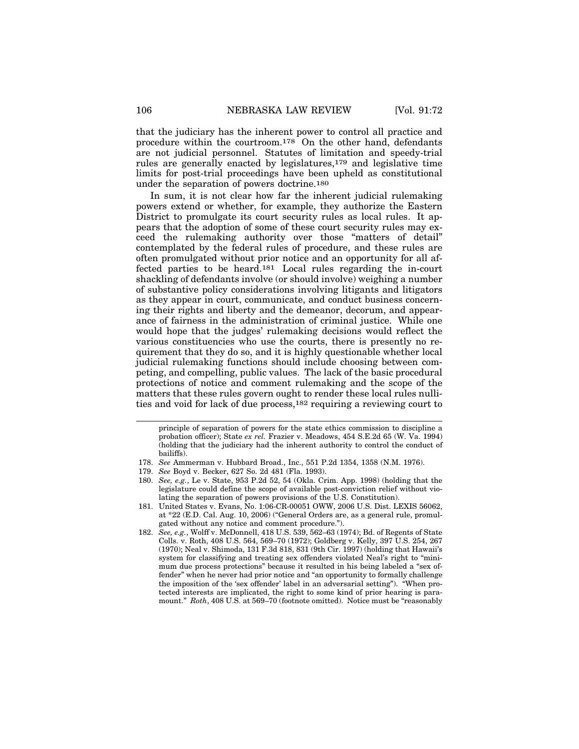that the judiciary has the inherent power to control all practice and procedure within the courtroom.[178] On the other hand, defendants are not judicial personnel. Statutes of limitation and speedy-trial rules are generally enacted by legislatures,[179] and legislative time limits for post-trial proceedings have been upheld as constitutional under the separation of powers doctrine.[180]

In sum, it is not clear how far the inherent judicial rulemaking powers extend or whether, for example, they authorize the Eastern District to promulgate its court security rules as local rules. It appears that the adoption of some of these court security rules may exceed the rulemaking authority over those "matters of detail" contemplated by the federal rules of procedure, and these rules are often promulgated without prior notice and an opportunity for all affected parties to be heard.[181] Local rules regarding the in-court shackling of defendants involve (or should involve) weighing a number of substantive policy considerations involving litigants and litigators as they appear in court, communicate, and conduct business concerning their rights and liberty and the demeanor, decorum, and appearance of fairness in the administration of criminal justice. While one would hope that the judges' rulemaking decisions would reflect the various constituencies who use the courts, there is presently no requirement that they do so, and it is highly questionable whether local judicial rulemaking functions should include choosing between competing, and compelling, public values. The lack of the basic procedural protections of notice and comment rulemaking and the scope of the matters that these rules govern ought to render these local rules nullities and void for lack of due process,[182] requiring a reviewing court to

---

principle of separation of powers for the state ethics commission to discipline a probation officer); State *ex rel.* Frazier v. Meadows, 454 S.E.2d 65 (W. Va. 1994) (holding that the judiciary had the inherent authority to control the conduct of bailiffs).

178. *See* Ammerman v. Hubbard Broad., Inc., 551 P.2d 1354, 1358 (N.M. 1976).

179. *See* Boyd v. Becker, 627 So. 2d 481 (Fla. 1993).

180. *See, e.g.*, Le v. State, 953 P.2d 52, 54 (Okla. Crim. App. 1998) (holding that the legislature could define the scope of available post-conviction relief without violating the separation of powers provisions of the U.S. Constitution).

181. United States v. Evans, No. 1:06-CR-00051 OWW, 2006 U.S. Dist. LEXIS 56062, at *22 (E.D. Cal. Aug. 10, 2006) ("General Orders are, as a general rule, promulgated without any notice and comment procedure.").

182. *See, e.g.*, Wolff v. McDonnell, 418 U.S. 539, 562–63 (1974); Bd. of Regents of State Colls. v. Roth, 408 U.S. 564, 569–70 (1972); Goldberg v. Kelly, 397 U.S. 254, 267 (1970); Neal v. Shimoda, 131 F.3d 818, 831 (9th Cir. 1997) (holding that Hawaii's system for classifying and treating sex offenders violated Neal's right to "minimum due process protections" because it resulted in his being labeled a "sex offender" when he never had prior notice and "an opportunity to formally challenge the imposition of the 'sex offender' label in an adversarial setting"). "When protected interests are implicated, the right to some kind of prior hearing is paramount." *Roth*, 408 U.S. at 569–70 (footnote omitted). Notice must be "reasonably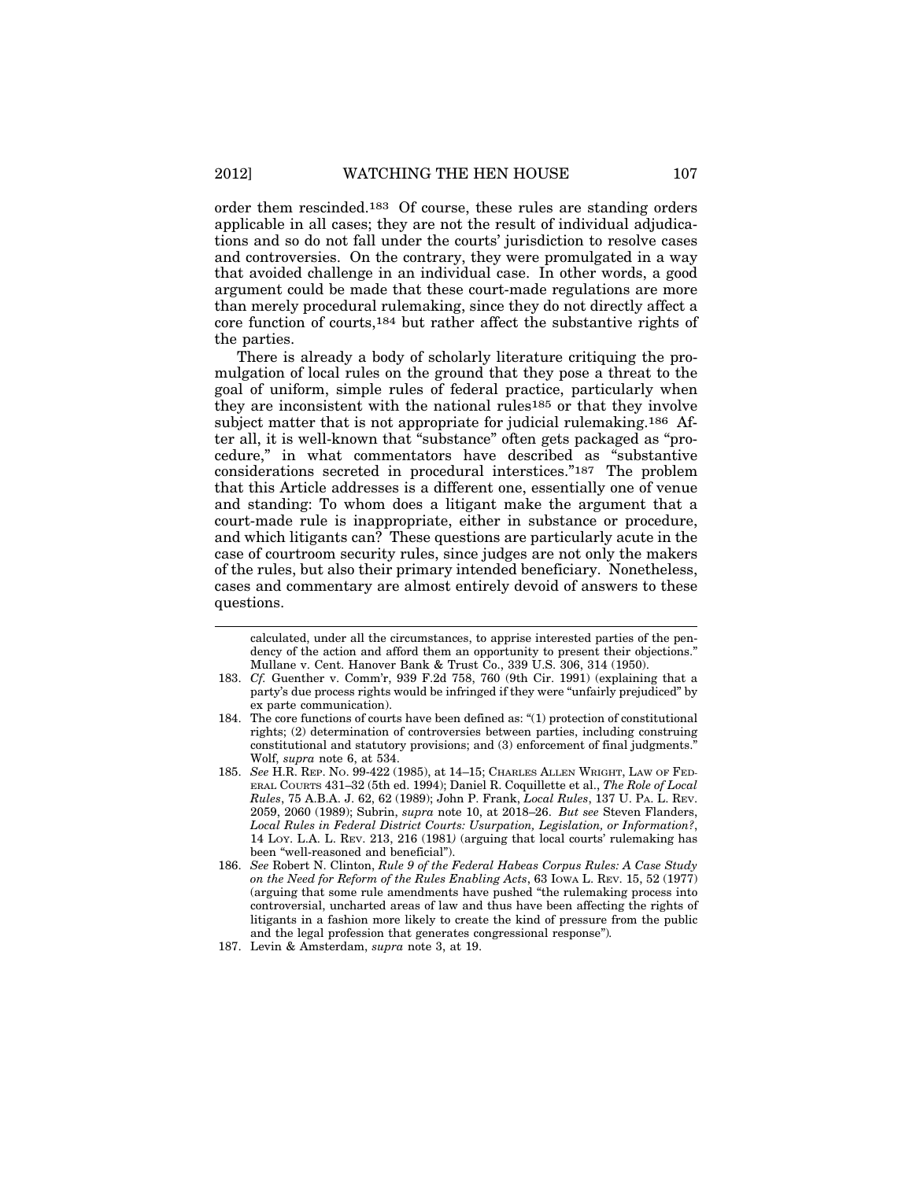order them rescinded.[183] Of course, these rules are standing orders applicable in all cases; they are not the result of individual adjudications and so do not fall under the courts' jurisdiction to resolve cases and controversies. On the contrary, they were promulgated in a way that avoided challenge in an individual case. In other words, a good argument could be made that these court-made regulations are more than merely procedural rulemaking, since they do not directly affect a core function of courts,[184] but rather affect the substantive rights of the parties.

There is already a body of scholarly literature critiquing the promulgation of local rules on the ground that they pose a threat to the goal of uniform, simple rules of federal practice, particularly when they are inconsistent with the national rules[185] or that they involve subject matter that is not appropriate for judicial rulemaking.[186] After all, it is well-known that "substance" often gets packaged as "procedure," in what commentators have described as "substantive considerations secreted in procedural interstices."[187] The problem that this Article addresses is a different one, essentially one of venue and standing: To whom does a litigant make the argument that a court-made rule is inappropriate, either in substance or procedure, and which litigants can? These questions are particularly acute in the case of courtroom security rules, since judges are not only the makers of the rules, but also their primary intended beneficiary. Nonetheless, cases and commentary are almost entirely devoid of answers to these questions.

---

calculated, under all the circumstances, to apprise interested parties of the pendency of the action and afford them an opportunity to present their objections." Mullane v. Cent. Hanover Bank & Trust Co., 339 U.S. 306, 314 (1950).

183. *Cf.* Guenther v. Comm'r, 939 F.2d 758, 760 (9th Cir. 1991) (explaining that a party's due process rights would be infringed if they were "unfairly prejudiced" by ex parte communication).

184. The core functions of courts have been defined as: "(1) protection of constitutional rights; (2) determination of controversies between parties, including construing constitutional and statutory provisions; and (3) enforcement of final judgments." Wolf, *supra* note 6, at 534.

185. *See* H.R. REP. NO. 99-422 (1985), at 14–15; CHARLES ALLEN WRIGHT, LAW OF FEDERAL COURTS 431–32 (5th ed. 1994); Daniel R. Coquillette et al., *The Role of Local Rules*, 75 A.B.A. J. 62, 62 (1989); John P. Frank, *Local Rules*, 137 U. PA. L. REV. 2059, 2060 (1989); Subrin, *supra* note 10, at 2018–26. *But see* Steven Flanders, *Local Rules in Federal District Courts: Usurpation, Legislation, or Information?*, 14 LOY. L.A. L. REV. 213, 216 (1981) (arguing that local courts' rulemaking has been "well-reasoned and beneficial").

186. *See* Robert N. Clinton, *Rule 9 of the Federal Habeas Corpus Rules: A Case Study on the Need for Reform of the Rules Enabling Acts*, 63 IOWA L. REV. 15, 52 (1977) (arguing that some rule amendments have pushed "the rulemaking process into controversial, uncharted areas of law and thus have been affecting the rights of litigants in a fashion more likely to create the kind of pressure from the public and the legal profession that generates congressional response").

187. Levin & Amsterdam, *supra* note 3, at 19.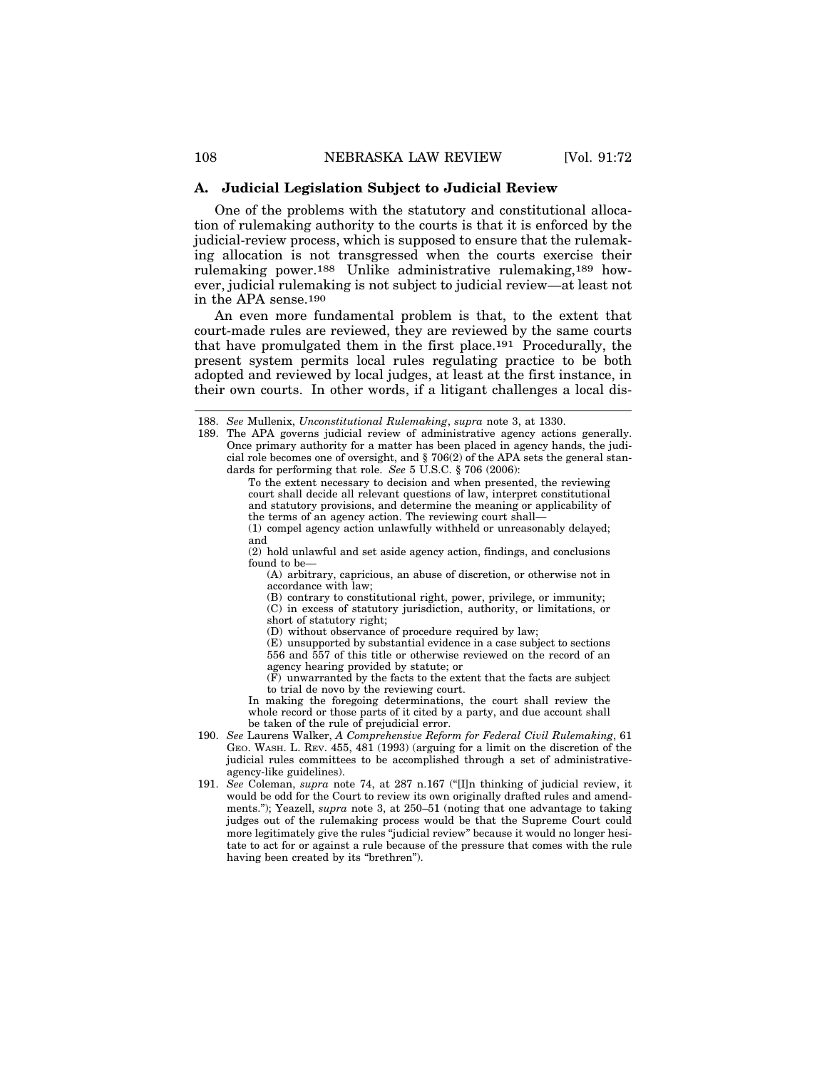### A. Judicial Legislation Subject to Judicial Review

One of the problems with the statutory and constitutional allocation of rulemaking authority to the courts is that it is enforced by the judicial-review process, which is supposed to ensure that the rulemaking allocation is not transgressed when the courts exercise their rulemaking power.[188] Unlike administrative rulemaking,[189] however, judicial rulemaking is not subject to judicial review—at least not in the APA sense.[190]

An even more fundamental problem is that, to the extent that court-made rules are reviewed, they are reviewed by the same courts that have promulgated them in the first place.[191] Procedurally, the present system permits local rules regulating practice to be both adopted and reviewed by local judges, at least at the first instance, in their own courts. In other words, if a litigant challenges a local dis-

---

188. *See* Mullenix, *Unconstitutional Rulemaking*, *supra* note 3, at 1330.

189. The APA governs judicial review of administrative agency actions generally. Once primary authority for a matter has been placed in agency hands, the judicial role becomes one of oversight, and § 706(2) of the APA sets the general standards for performing that role. *See* 5 U.S.C. § 706 (2006):

> To the extent necessary to decision and when presented, the reviewing court shall decide all relevant questions of law, interpret constitutional and statutory provisions, and determine the meaning or applicability of the terms of an agency action. The reviewing court shall—
>
> (1) compel agency action unlawfully withheld or unreasonably delayed; and
>
> (2) hold unlawful and set aside agency action, findings, and conclusions found to be—
>
> (A) arbitrary, capricious, an abuse of discretion, or otherwise not in accordance with law;
>
> (B) contrary to constitutional right, power, privilege, or immunity;
>
> (C) in excess of statutory jurisdiction, authority, or limitations, or short of statutory right;
>
> (D) without observance of procedure required by law;
>
> (E) unsupported by substantial evidence in a case subject to sections 556 and 557 of this title or otherwise reviewed on the record of an agency hearing provided by statute; or
>
> (F) unwarranted by the facts to the extent that the facts are subject to trial de novo by the reviewing court.
>
> In making the foregoing determinations, the court shall review the whole record or those parts of it cited by a party, and due account shall be taken of the rule of prejudicial error.

190. *See* Laurens Walker, *A Comprehensive Reform for Federal Civil Rulemaking*, 61 GEO. WASH. L. REV. 455, 481 (1993) (arguing for a limit on the discretion of the judicial rules committees to be accomplished through a set of administrative-agency-like guidelines).

191. *See* Coleman, *supra* note 74, at 287 n.167 ("[I]n thinking of judicial review, it would be odd for the Court to review its own originally drafted rules and amendments."); Yeazell, *supra* note 3, at 250–51 (noting that one advantage to taking judges out of the rulemaking process would be that the Supreme Court could more legitimately give the rules "judicial review" because it would no longer hesitate to act for or against a rule because of the pressure that comes with the rule having been created by its "brethren").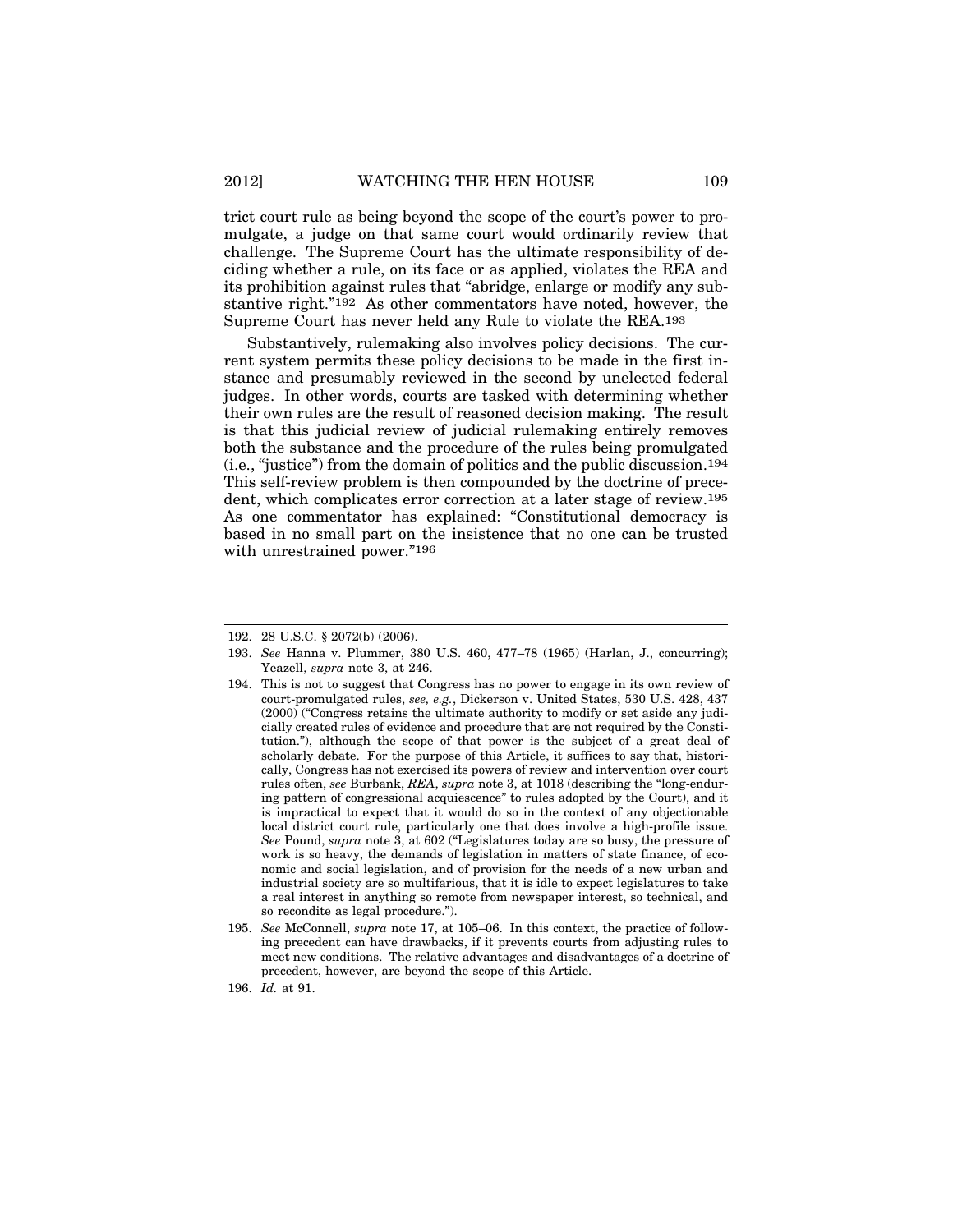trict court rule as being beyond the scope of the court's power to promulgate, a judge on that same court would ordinarily review that challenge. The Supreme Court has the ultimate responsibility of deciding whether a rule, on its face or as applied, violates the REA and its prohibition against rules that "abridge, enlarge or modify any substantive right."[192] As other commentators have noted, however, the Supreme Court has never held any Rule to violate the REA.[193]

Substantively, rulemaking also involves policy decisions. The current system permits these policy decisions to be made in the first instance and presumably reviewed in the second by unelected federal judges. In other words, courts are tasked with determining whether their own rules are the result of reasoned decision making. The result is that this judicial review of judicial rulemaking entirely removes both the substance and the procedure of the rules being promulgated (i.e., "justice") from the domain of politics and the public discussion.[194] This self-review problem is then compounded by the doctrine of precedent, which complicates error correction at a later stage of review.[195] As one commentator has explained: "Constitutional democracy is based in no small part on the insistence that no one can be trusted with unrestrained power."[196]

---

192. 28 U.S.C. § 2072(b) (2006).

193. *See* Hanna v. Plummer, 380 U.S. 460, 477–78 (1965) (Harlan, J., concurring); Yeazell, *supra* note 3, at 246.

194. This is not to suggest that Congress has no power to engage in its own review of court-promulgated rules, *see, e.g.*, Dickerson v. United States, 530 U.S. 428, 437 (2000) ("Congress retains the ultimate authority to modify or set aside any judicially created rules of evidence and procedure that are not required by the Constitution."), although the scope of that power is the subject of a great deal of scholarly debate. For the purpose of this Article, it suffices to say that, historically, Congress has not exercised its powers of review and intervention over court rules often, *see* Burbank, *REA*, *supra* note 3, at 1018 (describing the "long-enduring pattern of congressional acquiescence" to rules adopted by the Court), and it is impractical to expect that it would do so in the context of any objectionable local district court rule, particularly one that does involve a high-profile issue. *See* Pound, *supra* note 3, at 602 ("Legislatures today are so busy, the pressure of work is so heavy, the demands of legislation in matters of state finance, of economic and social legislation, and of provision for the needs of a new urban and industrial society are so multifarious, that it is idle to expect legislatures to take a real interest in anything so remote from newspaper interest, so technical, and so recondite as legal procedure.").

195. *See* McConnell, *supra* note 17, at 105–06. In this context, the practice of following precedent can have drawbacks, if it prevents courts from adjusting rules to meet new conditions. The relative advantages and disadvantages of a doctrine of precedent, however, are beyond the scope of this Article.

196. *Id.* at 91.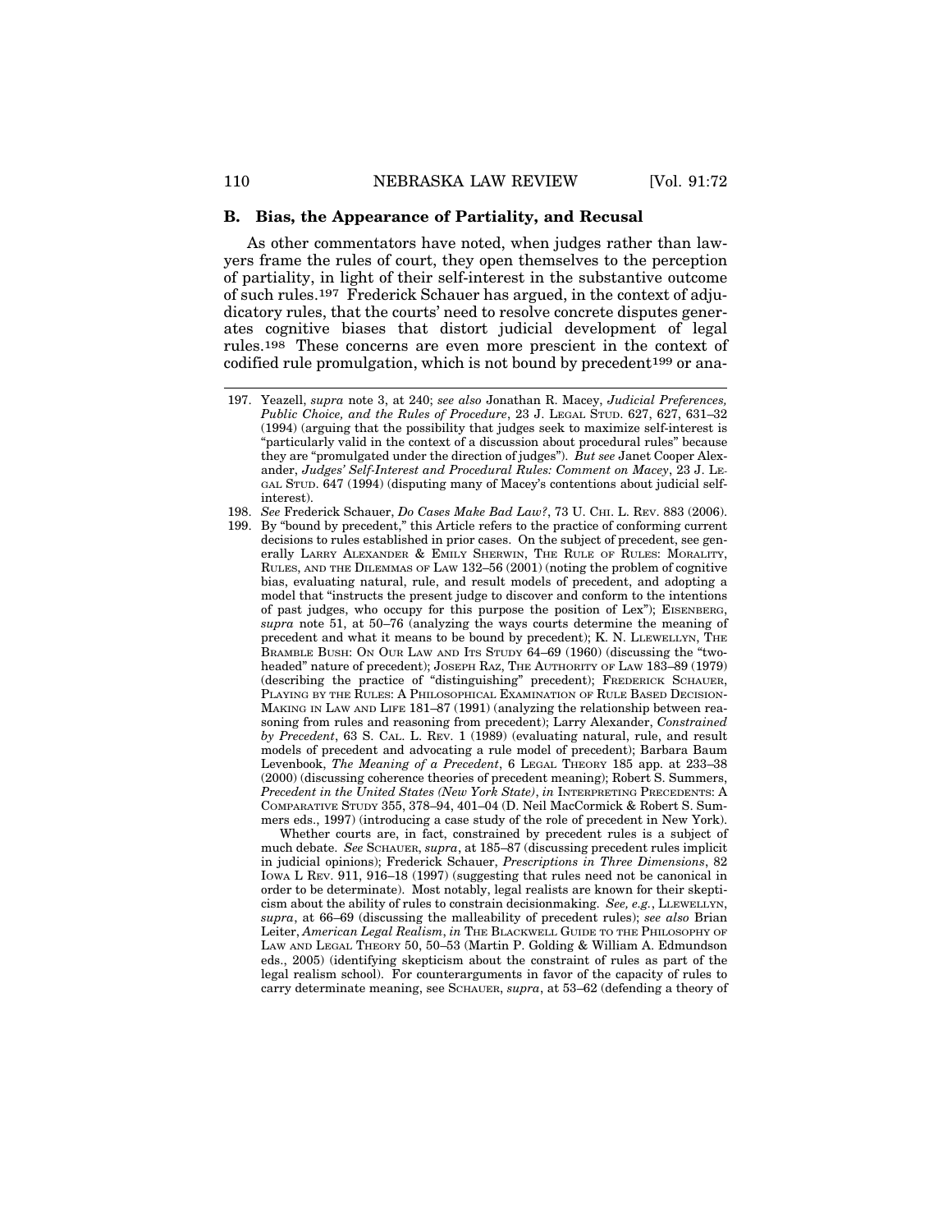### B. Bias, the Appearance of Partiality, and Recusal

As other commentators have noted, when judges rather than lawyers frame the rules of court, they open themselves to the perception of partiality, in light of their self-interest in the substantive outcome of such rules.[197] Frederick Schauer has argued, in the context of adjudicatory rules, that the courts' need to resolve concrete disputes generates cognitive biases that distort judicial development of legal rules.[198] These concerns are even more prescient in the context of codified rule promulgation, which is not bound by precedent[199] or ana-

---

197. Yeazell, *supra* note 3, at 240; *see also* Jonathan R. Macey, *Judicial Preferences, Public Choice, and the Rules of Procedure*, 23 J. LEGAL STUD. 627, 627, 631–32 (1994) (arguing that the possibility that judges seek to maximize self-interest is "particularly valid in the context of a discussion about procedural rules" because they are "promulgated under the direction of judges"). *But see* Janet Cooper Alexander, *Judges' Self-Interest and Procedural Rules: Comment on Macey*, 23 J. LEGAL STUD. 647 (1994) (disputing many of Macey's contentions about judicial self-interest).

198. *See* Frederick Schauer, *Do Cases Make Bad Law?*, 73 U. CHI. L. REV. 883 (2006).

199. By "bound by precedent," this Article refers to the practice of conforming current decisions to rules established in prior cases. On the subject of precedent, see generally LARRY ALEXANDER & EMILY SHERWIN, THE RULE OF RULES: MORALITY, RULES, AND THE DILEMMAS OF LAW 132–56 (2001) (noting the problem of cognitive bias, evaluating natural, rule, and result models of precedent, and adopting a model that "instructs the present judge to discover and conform to the intentions of past judges, who occupy for this purpose the position of Lex"); EISENBERG, *supra* note 51, at 50–76 (analyzing the ways courts determine the meaning of precedent and what it means to be bound by precedent); K. N. LLEWELLYN, THE BRAMBLE BUSH: ON OUR LAW AND ITS STUDY 64–69 (1960) (discussing the "two-headed" nature of precedent); JOSEPH RAZ, THE AUTHORITY OF LAW 183–89 (1979) (describing the practice of "distinguishing" precedent); FREDERICK SCHAUER, PLAYING BY THE RULES: A PHILOSOPHICAL EXAMINATION OF RULE BASED DECISION-MAKING IN LAW AND LIFE 181–87 (1991) (analyzing the relationship between reasoning from rules and reasoning from precedent); Larry Alexander, *Constrained by Precedent*, 63 S. CAL. L. REV. 1 (1989) (evaluating natural, rule, and result models of precedent and advocating a rule model of precedent); Barbara Baum Levenbook, *The Meaning of a Precedent*, 6 LEGAL THEORY 185 app. at 233–38 (2000) (discussing coherence theories of precedent meaning); Robert S. Summers, *Precedent in the United States (New York State)*, *in* INTERPRETING PRECEDENTS: A COMPARATIVE STUDY 355, 378–94, 401–04 (D. Neil MacCormick & Robert S. Summers eds., 1997) (introducing a case study of the role of precedent in New York).

    Whether courts are, in fact, constrained by precedent rules is a subject of much debate. *See* SCHAUER, *supra*, at 185–87 (discussing precedent rules implicit in judicial opinions); Frederick Schauer, *Prescriptions in Three Dimensions*, 82 IOWA L REV. 911, 916–18 (1997) (suggesting that rules need not be canonical in order to be determinate). Most notably, legal realists are known for their skepticism about the ability of rules to constrain decisionmaking. *See, e.g.*, LLEWELLYN, *supra*, at 66–69 (discussing the malleability of precedent rules); *see also* Brian Leiter, *American Legal Realism*, *in* THE BLACKWELL GUIDE TO THE PHILOSOPHY OF LAW AND LEGAL THEORY 50, 50–53 (Martin P. Golding & William A. Edmundson eds., 2005) (identifying skepticism about the constraint of rules as part of the legal realism school). For counterarguments in favor of the capacity of rules to carry determinate meaning, see SCHAUER, *supra*, at 53–62 (defending a theory of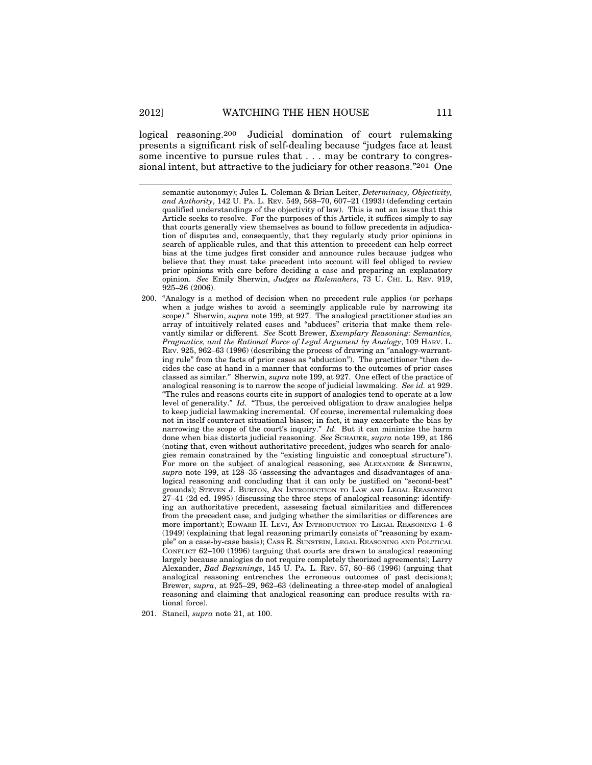logical reasoning.[200] Judicial domination of court rulemaking presents a significant risk of self-dealing because "judges face at least some incentive to pursue rules that . . . may be contrary to congressional intent, but attractive to the judiciary for other reasons."[201] One

---

semantic autonomy); Jules L. Coleman & Brian Leiter, *Determinacy, Objectivity, and Authority*, 142 U. PA. L. REV. 549, 568–70, 607–21 (1993) (defending certain qualified understandings of the objectivity of law). This is not an issue that this Article seeks to resolve. For the purposes of this Article, it suffices simply to say that courts generally view themselves as bound to follow precedents in adjudication of disputes and, consequently, that they regularly study prior opinions in search of applicable rules, and that this attention to precedent can help correct bias at the time judges first consider and announce rules because judges who believe that they must take precedent into account will feel obliged to review prior opinions with care before deciding a case and preparing an explanatory opinion. *See* Emily Sherwin, *Judges as Rulemakers*, 73 U. CHI. L. REV. 919, 925–26 (2006).

200. "Analogy is a method of decision when no precedent rule applies (or perhaps when a judge wishes to avoid a seemingly applicable rule by narrowing its scope)." Sherwin, *supra* note 199, at 927. The analogical practitioner studies an array of intuitively related cases and "abduces" criteria that make them relevantly similar or different. *See* Scott Brewer, *Exemplary Reasoning: Semantics, Pragmatics, and the Rational Force of Legal Argument by Analogy*, 109 HARV. L. REV. 925, 962–63 (1996) (describing the process of drawing an "analogy-warranting rule" from the facts of prior cases as "abduction"). The practitioner "then decides the case at hand in a manner that conforms to the outcomes of prior cases classed as similar." Sherwin, *supra* note 199, at 927. One effect of the practice of analogical reasoning is to narrow the scope of judicial lawmaking. *See id.* at 929. "The rules and reasons courts cite in support of analogies tend to operate at a low level of generality." *Id.* "Thus, the perceived obligation to draw analogies helps to keep judicial lawmaking incremental. Of course, incremental rulemaking does not in itself counteract situational biases; in fact, it may exacerbate the bias by narrowing the scope of the court's inquiry." *Id.* But it can minimize the harm done when bias distorts judicial reasoning. *See* SCHAUER, *supra* note 199, at 186 (noting that, even without authoritative precedent, judges who search for analogies remain constrained by the "existing linguistic and conceptual structure"). For more on the subject of analogical reasoning, see ALEXANDER & SHERWIN, *supra* note 199, at 128–35 (assessing the advantages and disadvantages of analogical reasoning and concluding that it can only be justified on "second-best" grounds); STEVEN J. BURTON, AN INTRODUCTION TO LAW AND LEGAL REASONING 27–41 (2d ed. 1995) (discussing the three steps of analogical reasoning: identifying an authoritative precedent, assessing factual similarities and differences from the precedent case, and judging whether the similarities or differences are more important); EDWARD H. LEVI, AN INTRODUCTION TO LEGAL REASONING 1–6 (1949) (explaining that legal reasoning primarily consists of "reasoning by example" on a case-by-case basis); CASS R. SUNSTEIN, LEGAL REASONING AND POLITICAL CONFLICT 62–100 (1996) (arguing that courts are drawn to analogical reasoning largely because analogies do not require completely theorized agreements); Larry Alexander, *Bad Beginnings*, 145 U. PA. L. REV. 57, 80–86 (1996) (arguing that analogical reasoning entrenches the erroneous outcomes of past decisions); Brewer, *supra*, at 925–29, 962–63 (delineating a three-step model of analogical reasoning and claiming that analogical reasoning can produce results with rational force).

201. Stancil, *supra* note 21, at 100.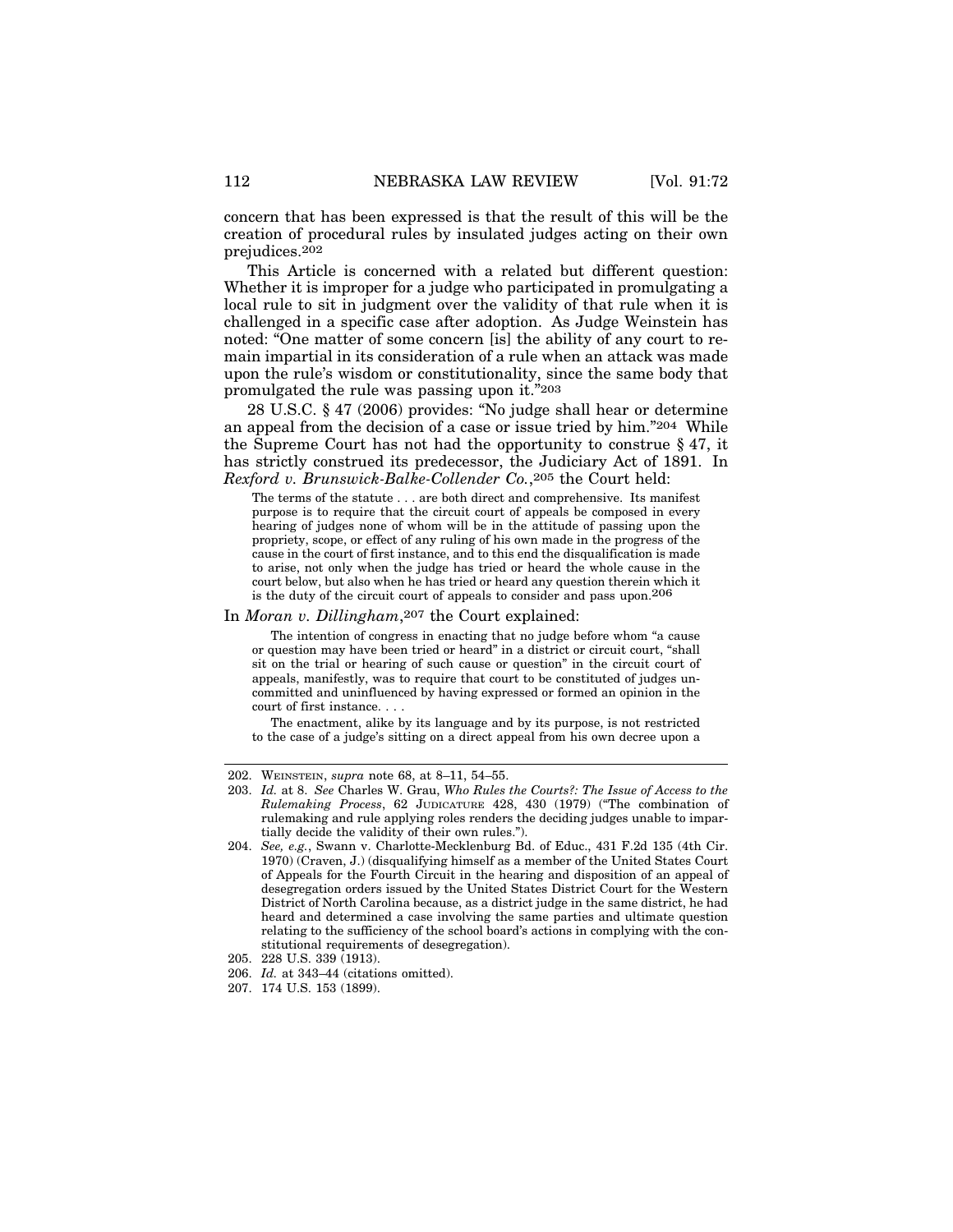concern that has been expressed is that the result of this will be the creation of procedural rules by insulated judges acting on their own prejudices.[202]

This Article is concerned with a related but different question: Whether it is improper for a judge who participated in promulgating a local rule to sit in judgment over the validity of that rule when it is challenged in a specific case after adoption. As Judge Weinstein has noted: "One matter of some concern [is] the ability of any court to remain impartial in its consideration of a rule when an attack was made upon the rule's wisdom or constitutionality, since the same body that promulgated the rule was passing upon it."[203]

28 U.S.C. § 47 (2006) provides: "No judge shall hear or determine an appeal from the decision of a case or issue tried by him."[204] While the Supreme Court has not had the opportunity to construe § 47, it has strictly construed its predecessor, the Judiciary Act of 1891. In *Rexford v. Brunswick-Balke-Collender Co.*,[205] the Court held:

> The terms of the statute . . . are both direct and comprehensive. Its manifest purpose is to require that the circuit court of appeals be composed in every hearing of judges none of whom will be in the attitude of passing upon the propriety, scope, or effect of any ruling of his own made in the progress of the cause in the court of first instance, and to this end the disqualification is made to arise, not only when the judge has tried or heard the whole cause in the court below, but also when he has tried or heard any question therein which it is the duty of the circuit court of appeals to consider and pass upon.[206]

In *Moran v. Dillingham*,[207] the Court explained:

> The intention of congress in enacting that no judge before whom "a cause or question may have been tried or heard" in a district or circuit court, "shall sit on the trial or hearing of such cause or question" in the circuit court of appeals, manifestly, was to require that court to be constituted of judges uncommitted and uninfluenced by having expressed or formed an opinion in the court of first instance. . . .
>
> The enactment, alike by its language and by its purpose, is not restricted to the case of a judge's sitting on a direct appeal from his own decree upon a

---

202. WEINSTEIN, *supra* note 68, at 8–11, 54–55.

203. *Id.* at 8. *See* Charles W. Grau, *Who Rules the Courts?: The Issue of Access to the Rulemaking Process*, 62 JUDICATURE 428, 430 (1979) ("The combination of rulemaking and rule applying roles renders the deciding judges unable to impartially decide the validity of their own rules.").

204. *See, e.g.*, Swann v. Charlotte-Mecklenburg Bd. of Educ., 431 F.2d 135 (4th Cir. 1970) (Craven, J.) (disqualifying himself as a member of the United States Court of Appeals for the Fourth Circuit in the hearing and disposition of an appeal of desegregation orders issued by the United States District Court for the Western District of North Carolina because, as a district judge in the same district, he had heard and determined a case involving the same parties and ultimate question relating to the sufficiency of the school board's actions in complying with the constitutional requirements of desegregation).

205. 228 U.S. 339 (1913).

206. *Id.* at 343–44 (citations omitted).

207. 174 U.S. 153 (1899).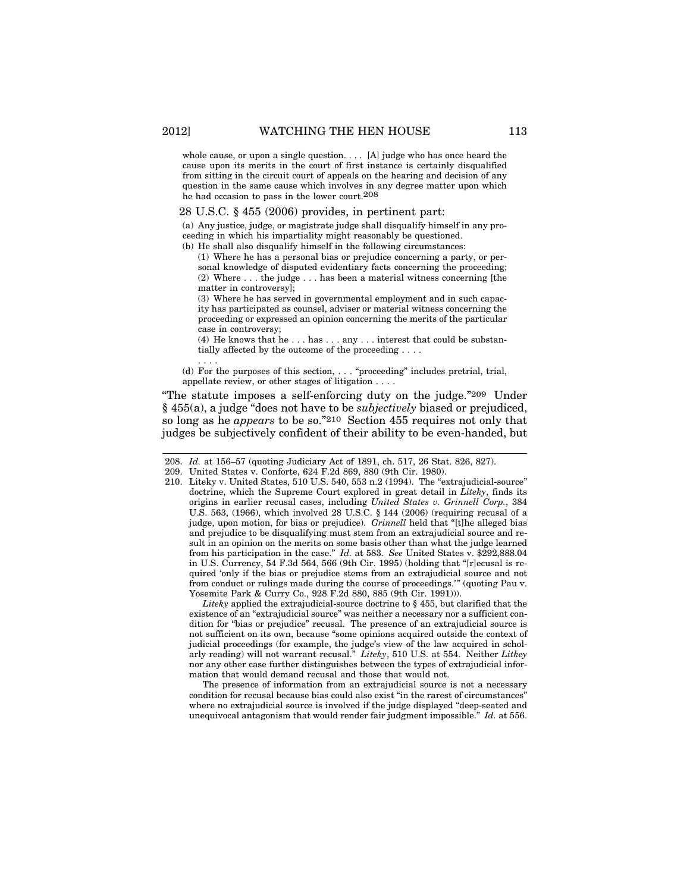> whole cause, or upon a single question. . . . [A] judge who has once heard the cause upon its merits in the court of first instance is certainly disqualified from sitting in the circuit court of appeals on the hearing and decision of any question in the same cause which involves in any degree matter upon which he had occasion to pass in the lower court.[208]

28 U.S.C. § 455 (2006) provides, in pertinent part:

> (a) Any justice, judge, or magistrate judge shall disqualify himself in any proceeding in which his impartiality might reasonably be questioned.
>
> (b) He shall also disqualify himself in the following circumstances:
>
> (1) Where he has a personal bias or prejudice concerning a party, or personal knowledge of disputed evidentiary facts concerning the proceeding;
>
> (2) Where . . . the judge . . . has been a material witness concerning [the matter in controversy];
>
> (3) Where he has served in governmental employment and in such capacity has participated as counsel, adviser or material witness concerning the proceeding or expressed an opinion concerning the merits of the particular case in controversy;
>
> (4) He knows that he . . . has . . . any . . . interest that could be substantially affected by the outcome of the proceeding . . . .
>
> . . . .
>
> (d) For the purposes of this section, . . . "proceeding" includes pretrial, trial, appellate review, or other stages of litigation . . . .

"The statute imposes a self-enforcing duty on the judge."[209] Under § 455(a), a judge "does not have to be *subjectively* biased or prejudiced, so long as he *appears* to be so."[210] Section 455 requires not only that judges be subjectively confident of their ability to be even-handed, but

---

208. *Id.* at 156–57 (quoting Judiciary Act of 1891, ch. 517, 26 Stat. 826, 827).

209. United States v. Conforte, 624 F.2d 869, 880 (9th Cir. 1980).

210. Liteky v. United States, 510 U.S. 540, 553 n.2 (1994). The "extrajudicial-source" doctrine, which the Supreme Court explored in great detail in *Liteky*, finds its origins in earlier recusal cases, including *United States v. Grinnell Corp.*, 384 U.S. 563, (1966), which involved 28 U.S.C. § 144 (2006) (requiring recusal of a judge, upon motion, for bias or prejudice). *Grinnell* held that "[t]he alleged bias and prejudice to be disqualifying must stem from an extrajudicial source and result in an opinion on the merits on some basis other than what the judge learned from his participation in the case." *Id.* at 583. *See* United States v. $292,888.04 in U.S. Currency, 54 F.3d 564, 566 (9th Cir. 1995) (holding that "[r]ecusal is required 'only if the bias or prejudice stems from an extrajudicial source and not from conduct or rulings made during the course of proceedings.'" (quoting Pau v. Yosemite Park & Curry Co., 928 F.2d 880, 885 (9th Cir. 1991))).

*Liteky* applied the extrajudicial-source doctrine to § 455, but clarified that the existence of an "extrajudicial source" was neither a necessary nor a sufficient condition for "bias or prejudice" recusal. The presence of an extrajudicial source is not sufficient on its own, because "some opinions acquired outside the context of judicial proceedings (for example, the judge's view of the law acquired in scholarly reading) will not warrant recusal." *Liteky*, 510 U.S. at 554. Neither *Litkey* nor any other case further distinguishes between the types of extrajudicial information that would demand recusal and those that would not.

The presence of information from an extrajudicial source is not a necessary condition for recusal because bias could also exist "in the rarest of circumstances" where no extrajudicial source is involved if the judge displayed "deep-seated and unequivocal antagonism that would render fair judgment impossible." *Id.* at 556.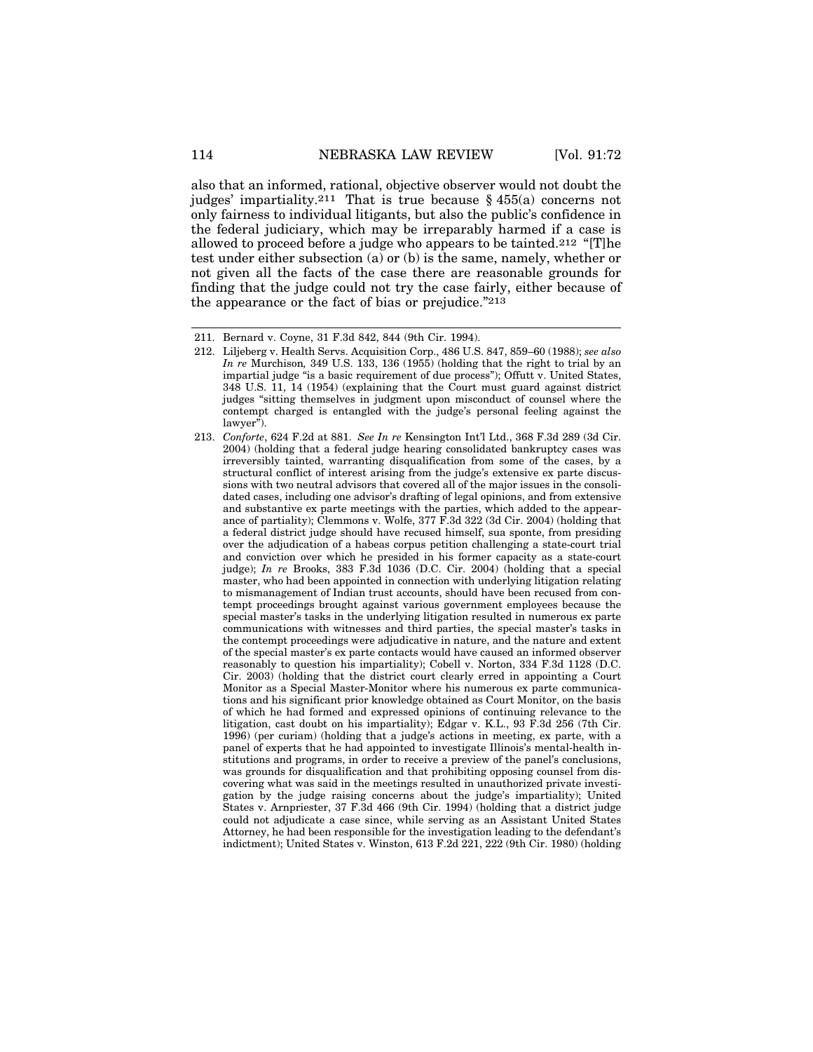also that an informed, rational, objective observer would not doubt the judges' impartiality.[211] That is true because § 455(a) concerns not only fairness to individual litigants, but also the public's confidence in the federal judiciary, which may be irreparably harmed if a case is allowed to proceed before a judge who appears to be tainted.[212] "[T]he test under either subsection (a) or (b) is the same, namely, whether or not given all the facts of the case there are reasonable grounds for finding that the judge could not try the case fairly, either because of the appearance or the fact of bias or prejudice."[213]

---

211. Bernard v. Coyne, 31 F.3d 842, 844 (9th Cir. 1994).

212. Liljeberg v. Health Servs. Acquisition Corp., 486 U.S. 847, 859–60 (1988); *see also In re* Murchison*,* 349 U.S. 133, 136 (1955) (holding that the right to trial by an impartial judge "is a basic requirement of due process"); Offutt v. United States, 348 U.S. 11, 14 (1954) (explaining that the Court must guard against district judges "sitting themselves in judgment upon misconduct of counsel where the contempt charged is entangled with the judge's personal feeling against the lawyer").

213. *Conforte*, 624 F.2d at 881. *See In re* Kensington Int'l Ltd., 368 F.3d 289 (3d Cir. 2004) (holding that a federal judge hearing consolidated bankruptcy cases was irreversibly tainted, warranting disqualification from some of the cases, by a structural conflict of interest arising from the judge's extensive ex parte discussions with two neutral advisors that covered all of the major issues in the consolidated cases, including one advisor's drafting of legal opinions, and from extensive and substantive ex parte meetings with the parties, which added to the appearance of partiality); Clemmons v. Wolfe, 377 F.3d 322 (3d Cir. 2004) (holding that a federal district judge should have recused himself, sua sponte, from presiding over the adjudication of a habeas corpus petition challenging a state-court trial and conviction over which he presided in his former capacity as a state-court judge); *In re* Brooks, 383 F.3d 1036 (D.C. Cir. 2004) (holding that a special master, who had been appointed in connection with underlying litigation relating to mismanagement of Indian trust accounts, should have been recused from contempt proceedings brought against various government employees because the special master's tasks in the underlying litigation resulted in numerous ex parte communications with witnesses and third parties, the special master's tasks in the contempt proceedings were adjudicative in nature, and the nature and extent of the special master's ex parte contacts would have caused an informed observer reasonably to question his impartiality); Cobell v. Norton, 334 F.3d 1128 (D.C. Cir. 2003) (holding that the district court clearly erred in appointing a Court Monitor as a Special Master-Monitor where his numerous ex parte communications and his significant prior knowledge obtained as Court Monitor, on the basis of which he had formed and expressed opinions of continuing relevance to the litigation, cast doubt on his impartiality); Edgar v. K.L., 93 F.3d 256 (7th Cir. 1996) (per curiam) (holding that a judge's actions in meeting, ex parte, with a panel of experts that he had appointed to investigate Illinois's mental-health institutions and programs, in order to receive a preview of the panel's conclusions, was grounds for disqualification and that prohibiting opposing counsel from discovering what was said in the meetings resulted in unauthorized private investigation by the judge raising concerns about the judge's impartiality); United States v. Arnpriester, 37 F.3d 466 (9th Cir. 1994) (holding that a district judge could not adjudicate a case since, while serving as an Assistant United States Attorney, he had been responsible for the investigation leading to the defendant's indictment); United States v. Winston, 613 F.2d 221, 222 (9th Cir. 1980) (holding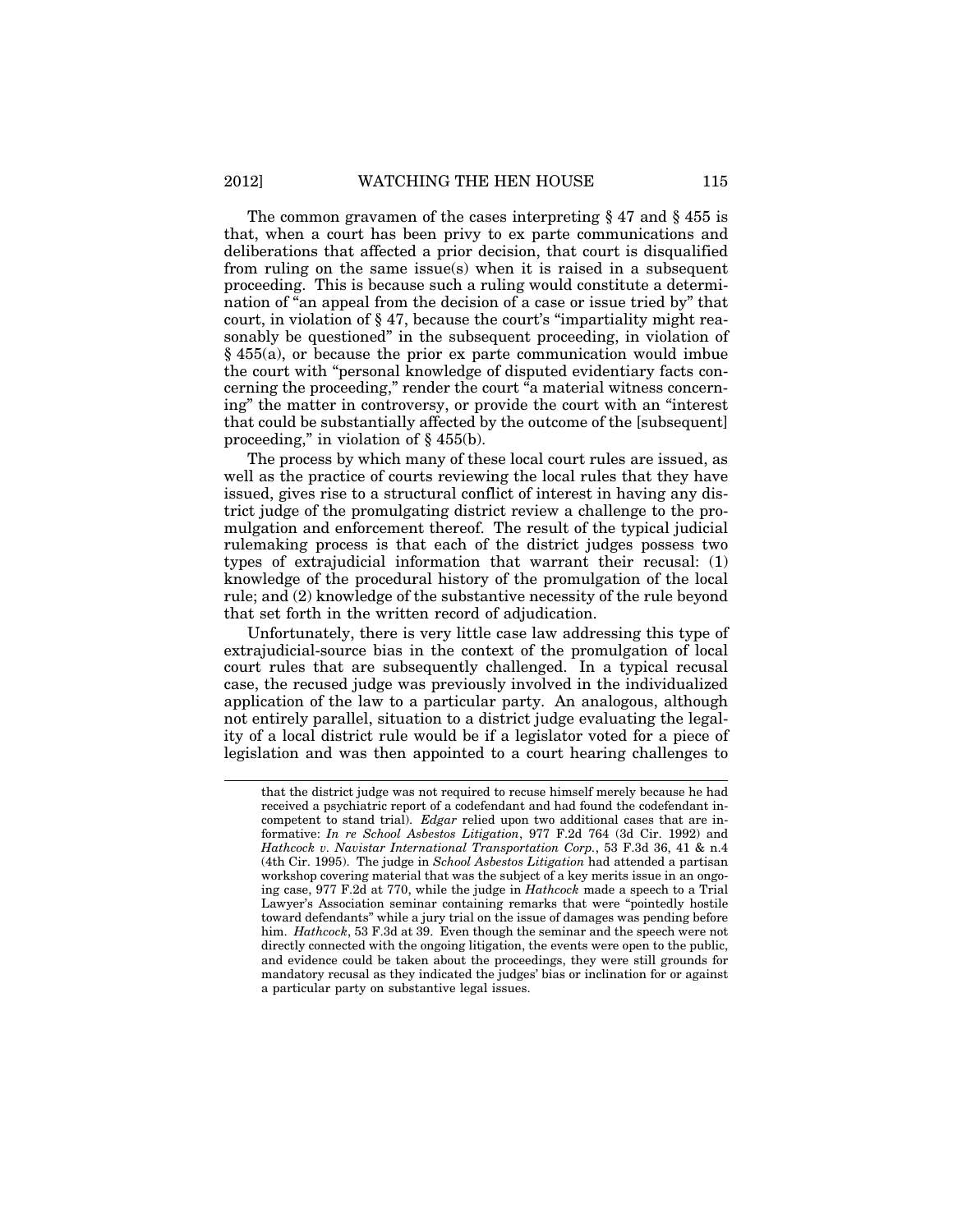The common gravamen of the cases interpreting § 47 and § 455 is that, when a court has been privy to ex parte communications and deliberations that affected a prior decision, that court is disqualified from ruling on the same issue(s) when it is raised in a subsequent proceeding. This is because such a ruling would constitute a determination of "an appeal from the decision of a case or issue tried by" that court, in violation of § 47, because the court's "impartiality might reasonably be questioned" in the subsequent proceeding, in violation of § 455(a), or because the prior ex parte communication would imbue the court with "personal knowledge of disputed evidentiary facts concerning the proceeding," render the court "a material witness concerning" the matter in controversy, or provide the court with an "interest that could be substantially affected by the outcome of the [subsequent] proceeding," in violation of § 455(b).

The process by which many of these local court rules are issued, as well as the practice of courts reviewing the local rules that they have issued, gives rise to a structural conflict of interest in having any district judge of the promulgating district review a challenge to the promulgation and enforcement thereof. The result of the typical judicial rulemaking process is that each of the district judges possess two types of extrajudicial information that warrant their recusal: (1) knowledge of the procedural history of the promulgation of the local rule; and (2) knowledge of the substantive necessity of the rule beyond that set forth in the written record of adjudication.

Unfortunately, there is very little case law addressing this type of extrajudicial-source bias in the context of the promulgation of local court rules that are subsequently challenged. In a typical recusal case, the recused judge was previously involved in the individualized application of the law to a particular party. An analogous, although not entirely parallel, situation to a district judge evaluating the legality of a local district rule would be if a legislator voted for a piece of legislation and was then appointed to a court hearing challenges to

---

that the district judge was not required to recuse himself merely because he had received a psychiatric report of a codefendant and had found the codefendant incompetent to stand trial). *Edgar* relied upon two additional cases that are informative: *In re School Asbestos Litigation*, 977 F.2d 764 (3d Cir. 1992) and *Hathcock v. Navistar International Transportation Corp.*, 53 F.3d 36, 41 & n.4 (4th Cir. 1995). The judge in *School Asbestos Litigation* had attended a partisan workshop covering material that was the subject of a key merits issue in an ongoing case, 977 F.2d at 770, while the judge in *Hathcock* made a speech to a Trial Lawyer's Association seminar containing remarks that were "pointedly hostile toward defendants" while a jury trial on the issue of damages was pending before him. *Hathcock*, 53 F.3d at 39. Even though the seminar and the speech were not directly connected with the ongoing litigation, the events were open to the public, and evidence could be taken about the proceedings, they were still grounds for mandatory recusal as they indicated the judges' bias or inclination for or against a particular party on substantive legal issues.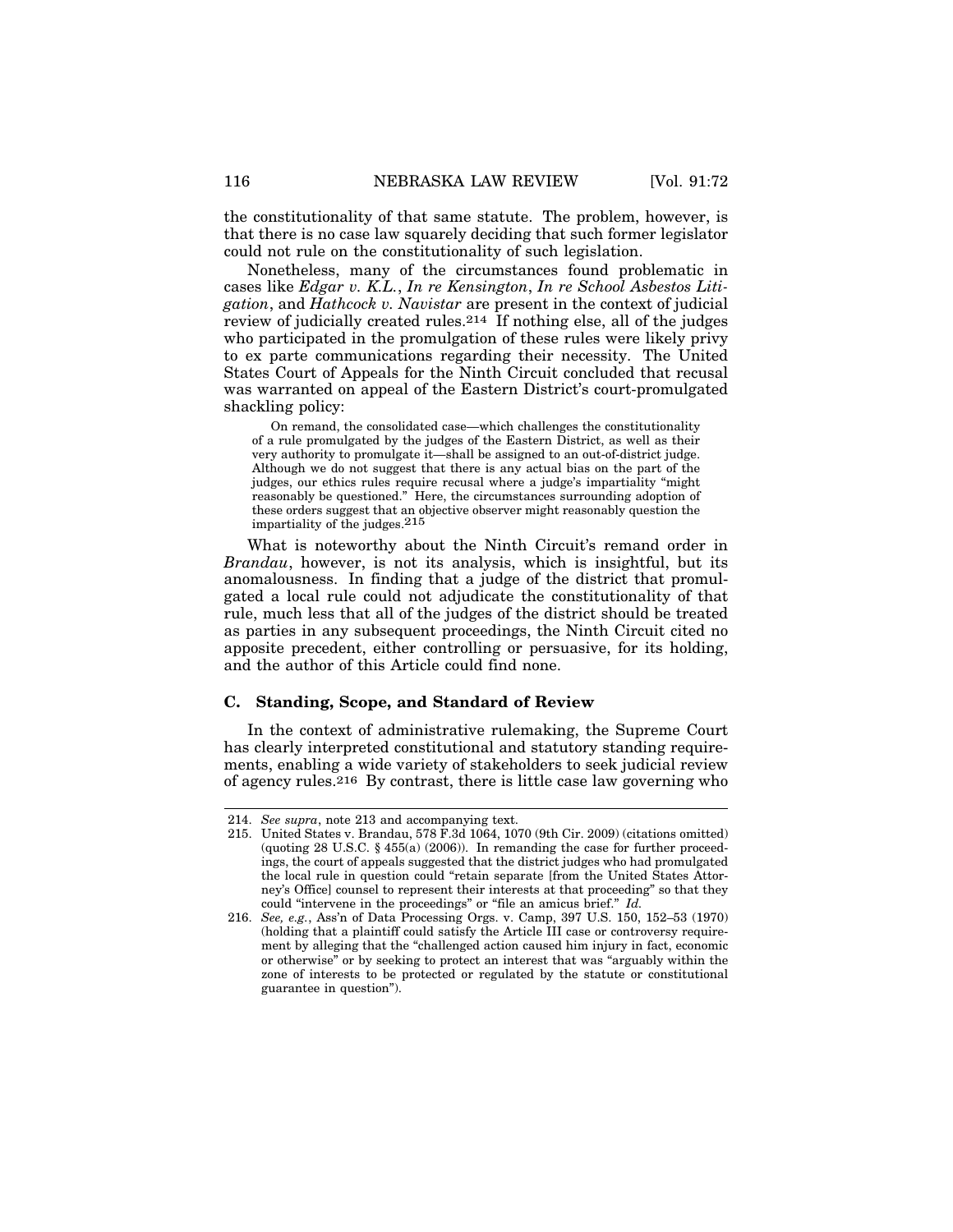the constitutionality of that same statute. The problem, however, is that there is no case law squarely deciding that such former legislator could not rule on the constitutionality of such legislation.

Nonetheless, many of the circumstances found problematic in cases like *Edgar v. K.L.*, *In re Kensington*, *In re School Asbestos Litigation*, and *Hathcock v. Navistar* are present in the context of judicial review of judicially created rules.[214] If nothing else, all of the judges who participated in the promulgation of these rules were likely privy to ex parte communications regarding their necessity. The United States Court of Appeals for the Ninth Circuit concluded that recusal was warranted on appeal of the Eastern District's court-promulgated shackling policy:

> On remand, the consolidated case—which challenges the constitutionality of a rule promulgated by the judges of the Eastern District, as well as their very authority to promulgate it—shall be assigned to an out-of-district judge. Although we do not suggest that there is any actual bias on the part of the judges, our ethics rules require recusal where a judge's impartiality "might reasonably be questioned." Here, the circumstances surrounding adoption of these orders suggest that an objective observer might reasonably question the impartiality of the judges.[215]

What is noteworthy about the Ninth Circuit's remand order in *Brandau*, however, is not its analysis, which is insightful, but its anomalousness. In finding that a judge of the district that promulgated a local rule could not adjudicate the constitutionality of that rule, much less that all of the judges of the district should be treated as parties in any subsequent proceedings, the Ninth Circuit cited no apposite precedent, either controlling or persuasive, for its holding, and the author of this Article could find none.

### C. Standing, Scope, and Standard of Review

In the context of administrative rulemaking, the Supreme Court has clearly interpreted constitutional and statutory standing requirements, enabling a wide variety of stakeholders to seek judicial review of agency rules.[216] By contrast, there is little case law governing who

---

214. *See supra*, note 213 and accompanying text.

215. United States v. Brandau, 578 F.3d 1064, 1070 (9th Cir. 2009) (citations omitted) (quoting 28 U.S.C. § 455(a) (2006)). In remanding the case for further proceedings, the court of appeals suggested that the district judges who had promulgated the local rule in question could "retain separate [from the United States Attorney's Office] counsel to represent their interests at that proceeding" so that they could "intervene in the proceedings" or "file an amicus brief." *Id.*

216. *See, e.g.*, Ass'n of Data Processing Orgs. v. Camp, 397 U.S. 150, 152–53 (1970) (holding that a plaintiff could satisfy the Article III case or controversy requirement by alleging that the "challenged action caused him injury in fact, economic or otherwise" or by seeking to protect an interest that was "arguably within the zone of interests to be protected or regulated by the statute or constitutional guarantee in question").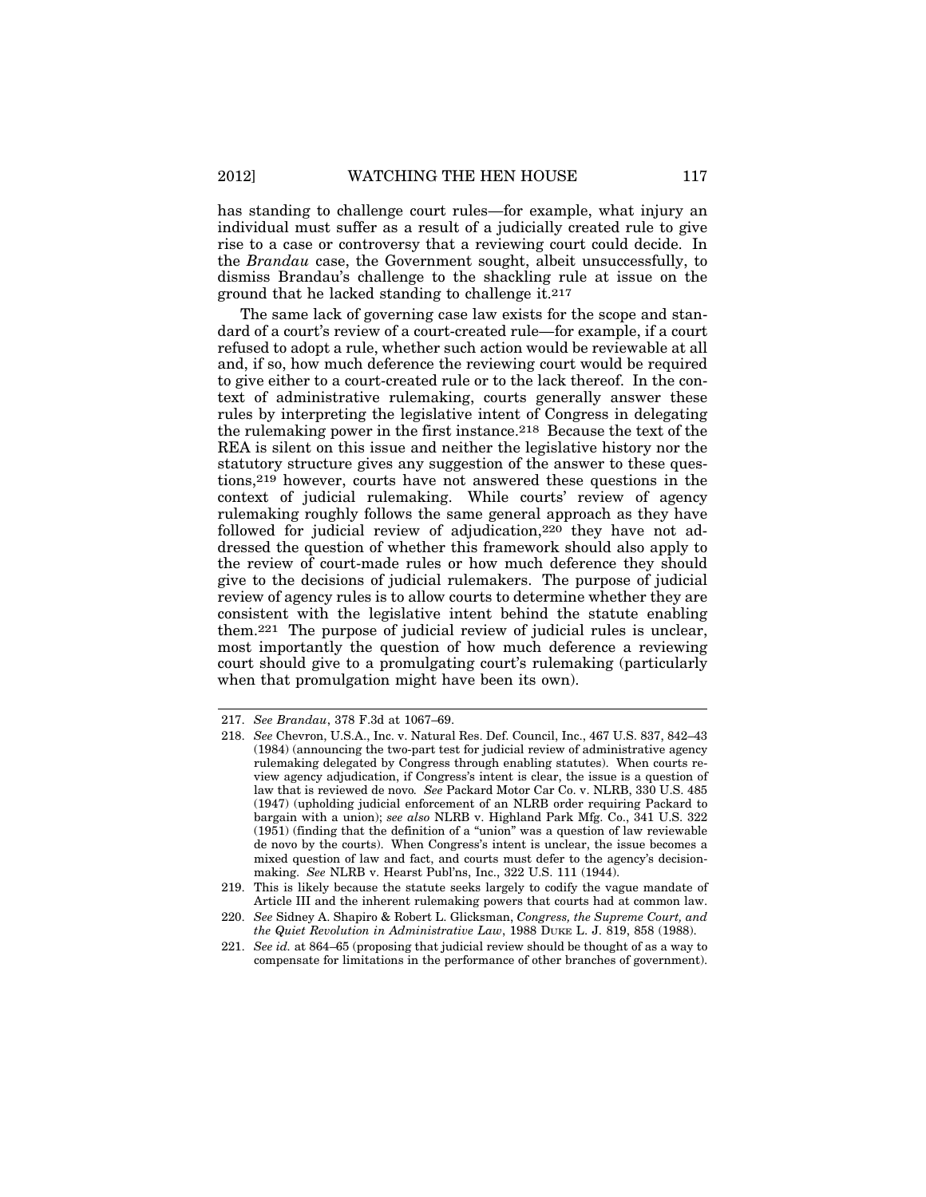has standing to challenge court rules—for example, what injury an individual must suffer as a result of a judicially created rule to give rise to a case or controversy that a reviewing court could decide. In the *Brandau* case, the Government sought, albeit unsuccessfully, to dismiss Brandau's challenge to the shackling rule at issue on the ground that he lacked standing to challenge it.[217]

The same lack of governing case law exists for the scope and standard of a court's review of a court-created rule—for example, if a court refused to adopt a rule, whether such action would be reviewable at all and, if so, how much deference the reviewing court would be required to give either to a court-created rule or to the lack thereof. In the context of administrative rulemaking, courts generally answer these rules by interpreting the legislative intent of Congress in delegating the rulemaking power in the first instance.[218] Because the text of the REA is silent on this issue and neither the legislative history nor the statutory structure gives any suggestion of the answer to these questions,[219] however, courts have not answered these questions in the context of judicial rulemaking. While courts' review of agency rulemaking roughly follows the same general approach as they have followed for judicial review of adjudication,[220] they have not addressed the question of whether this framework should also apply to the review of court-made rules or how much deference they should give to the decisions of judicial rulemakers. The purpose of judicial review of agency rules is to allow courts to determine whether they are consistent with the legislative intent behind the statute enabling them.[221] The purpose of judicial review of judicial rules is unclear, most importantly the question of how much deference a reviewing court should give to a promulgating court's rulemaking (particularly when that promulgation might have been its own).

---

217. *See Brandau*, 378 F.3d at 1067–69.

218. *See* Chevron, U.S.A., Inc. v. Natural Res. Def. Council, Inc., 467 U.S. 837, 842–43 (1984) (announcing the two-part test for judicial review of administrative agency rulemaking delegated by Congress through enabling statutes). When courts review agency adjudication, if Congress's intent is clear, the issue is a question of law that is reviewed de novo. *See* Packard Motor Car Co. v. NLRB, 330 U.S. 485 (1947) (upholding judicial enforcement of an NLRB order requiring Packard to bargain with a union); *see also* NLRB v. Highland Park Mfg. Co., 341 U.S. 322 (1951) (finding that the definition of a "union" was a question of law reviewable de novo by the courts). When Congress's intent is unclear, the issue becomes a mixed question of law and fact, and courts must defer to the agency's decisionmaking. *See* NLRB v. Hearst Publ'ns, Inc., 322 U.S. 111 (1944).

219. This is likely because the statute seeks largely to codify the vague mandate of Article III and the inherent rulemaking powers that courts had at common law.

220. *See* Sidney A. Shapiro & Robert L. Glicksman, *Congress, the Supreme Court, and the Quiet Revolution in Administrative Law*, 1988 DUKE L. J. 819, 858 (1988).

221. *See id.* at 864–65 (proposing that judicial review should be thought of as a way to compensate for limitations in the performance of other branches of government).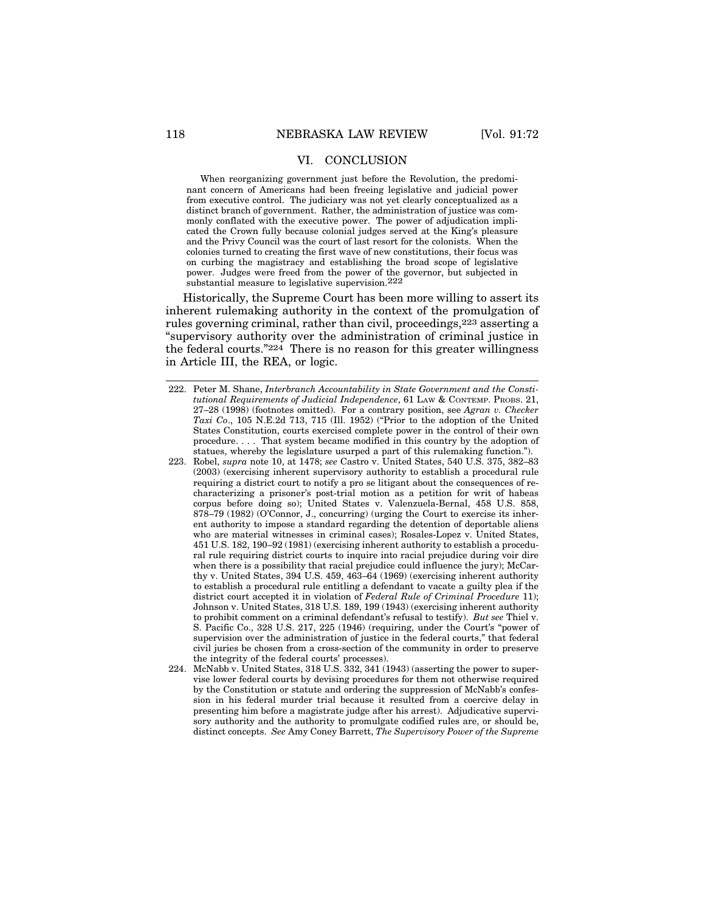## VI. CONCLUSION

> When reorganizing government just before the Revolution, the predominant concern of Americans had been freeing legislative and judicial power from executive control. The judiciary was not yet clearly conceptualized as a distinct branch of government. Rather, the administration of justice was commonly conflated with the executive power. The power of adjudication implicated the Crown fully because colonial judges served at the King's pleasure and the Privy Council was the court of last resort for the colonists. When the colonies turned to creating the first wave of new constitutions, their focus was on curbing the magistracy and establishing the broad scope of legislative power. Judges were freed from the power of the governor, but subjected in substantial measure to legislative supervision.[222]

Historically, the Supreme Court has been more willing to assert its inherent rulemaking authority in the context of the promulgation of rules governing criminal, rather than civil, proceedings,[223] asserting a "supervisory authority over the administration of criminal justice in the federal courts."[224] There is no reason for this greater willingness in Article III, the REA, or logic.

---

222. Peter M. Shane, *Interbranch Accountability in State Government and the Constitutional Requirements of Judicial Independence*, 61 LAW & CONTEMP. PROBS. 21, 27–28 (1998) (footnotes omitted). For a contrary position, see *Agran v. Checker Taxi Co*., 105 N.E.2d 713, 715 (Ill. 1952) ("Prior to the adoption of the United States Constitution, courts exercised complete power in the control of their own procedure. . . . That system became modified in this country by the adoption of statues, whereby the legislature usurped a part of this rulemaking function.").

223. Robel, *supra* note 10, at 1478; *see* Castro v. United States, 540 U.S. 375, 382–83 (2003) (exercising inherent supervisory authority to establish a procedural rule requiring a district court to notify a pro se litigant about the consequences of recharacterizing a prisoner's post-trial motion as a petition for writ of habeas corpus before doing so); United States v. Valenzuela-Bernal, 458 U.S. 858, 878–79 (1982) (O'Connor, J., concurring) (urging the Court to exercise its inherent authority to impose a standard regarding the detention of deportable aliens who are material witnesses in criminal cases); Rosales-Lopez v. United States, 451 U.S. 182, 190–92 (1981) (exercising inherent authority to establish a procedural rule requiring district courts to inquire into racial prejudice during voir dire when there is a possibility that racial prejudice could influence the jury); McCarthy v. United States, 394 U.S. 459, 463–64 (1969) (exercising inherent authority to establish a procedural rule entitling a defendant to vacate a guilty plea if the district court accepted it in violation of *Federal Rule of Criminal Procedure* 11); Johnson v. United States, 318 U.S. 189, 199 (1943) (exercising inherent authority to prohibit comment on a criminal defendant's refusal to testify). *But see* Thiel v. S. Pacific Co., 328 U.S. 217, 225 (1946) (requiring, under the Court's "power of supervision over the administration of justice in the federal courts," that federal civil juries be chosen from a cross-section of the community in order to preserve the integrity of the federal courts' processes).

224. McNabb v. United States, 318 U.S. 332, 341 (1943) (asserting the power to supervise lower federal courts by devising procedures for them not otherwise required by the Constitution or statute and ordering the suppression of McNabb's confession in his federal murder trial because it resulted from a coercive delay in presenting him before a magistrate judge after his arrest). Adjudicative supervisory authority and the authority to promulgate codified rules are, or should be, distinct concepts. *See* Amy Coney Barrett, *The Supervisory Power of the Supreme*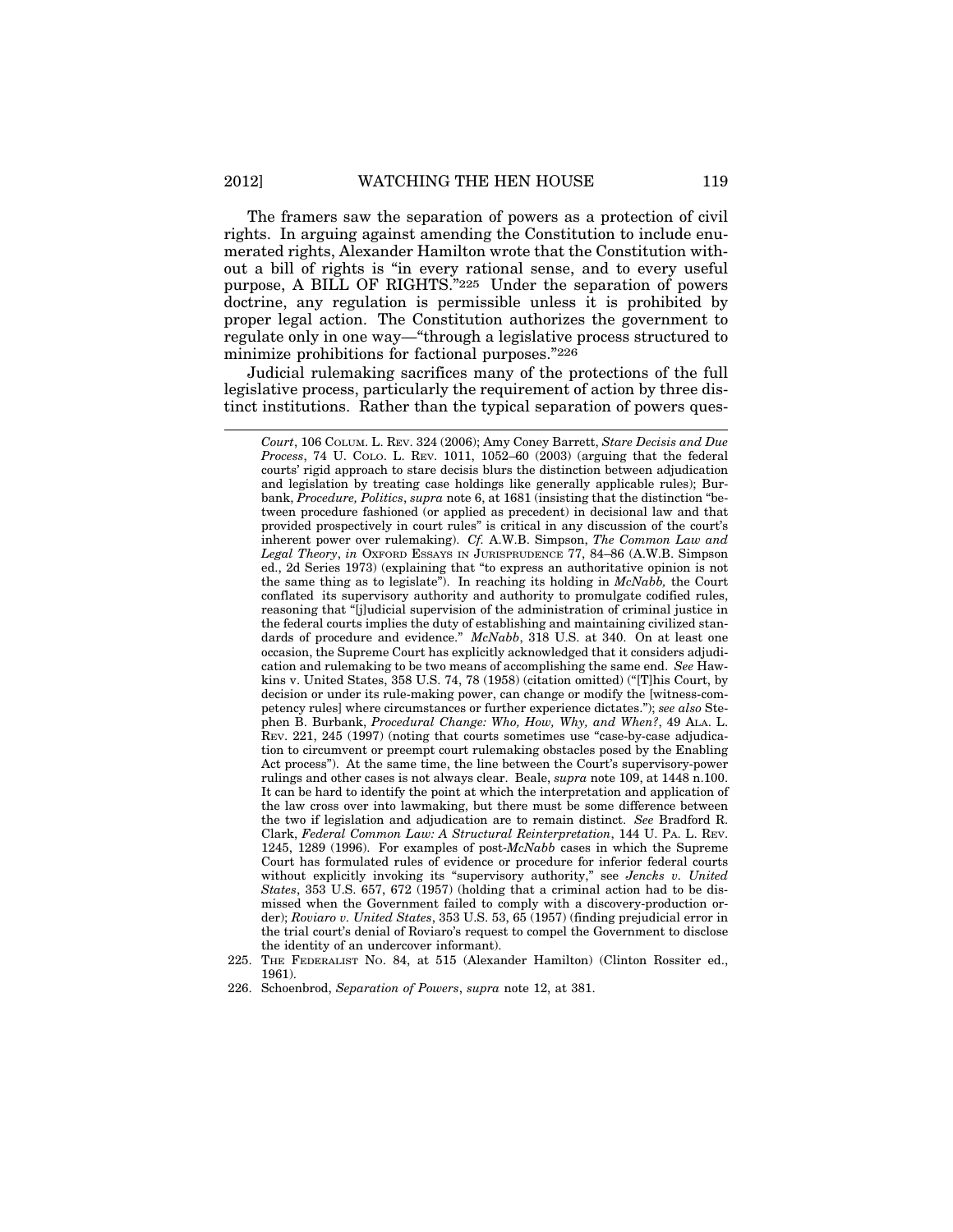The framers saw the separation of powers as a protection of civil rights. In arguing against amending the Constitution to include enumerated rights, Alexander Hamilton wrote that the Constitution without a bill of rights is "in every rational sense, and to every useful purpose, A BILL OF RIGHTS."[225] Under the separation of powers doctrine, any regulation is permissible unless it is prohibited by proper legal action. The Constitution authorizes the government to regulate only in one way—"through a legislative process structured to minimize prohibitions for factional purposes."[226]

Judicial rulemaking sacrifices many of the protections of the full legislative process, particularly the requirement of action by three distinct institutions. Rather than the typical separation of powers ques-

---

*Court*, 106 COLUM. L. REV. 324 (2006); Amy Coney Barrett, *Stare Decisis and Due Process*, 74 U. COLO. L. REV. 1011, 1052–60 (2003) (arguing that the federal courts' rigid approach to stare decisis blurs the distinction between adjudication and legislation by treating case holdings like generally applicable rules); Burbank, *Procedure, Politics*, *supra* note 6, at 1681 (insisting that the distinction "between procedure fashioned (or applied as precedent) in decisional law and that provided prospectively in court rules" is critical in any discussion of the court's inherent power over rulemaking). *Cf.* A.W.B. Simpson, *The Common Law and Legal Theory*, *in* OXFORD ESSAYS IN JURISPRUDENCE 77, 84–86 (A.W.B. Simpson ed., 2d Series 1973) (explaining that "to express an authoritative opinion is not the same thing as to legislate"). In reaching its holding in *McNabb,* the Court conflated its supervisory authority and authority to promulgate codified rules, reasoning that "[j]udicial supervision of the administration of criminal justice in the federal courts implies the duty of establishing and maintaining civilized standards of procedure and evidence." *McNabb*, 318 U.S. at 340. On at least one occasion, the Supreme Court has explicitly acknowledged that it considers adjudication and rulemaking to be two means of accomplishing the same end. *See* Hawkins v. United States, 358 U.S. 74, 78 (1958) (citation omitted) ("[T]his Court, by decision or under its rule-making power, can change or modify the [witness-competency rules] where circumstances or further experience dictates."); *see also* Stephen B. Burbank, *Procedural Change: Who, How, Why, and When?*, 49 ALA. L. REV. 221, 245 (1997) (noting that courts sometimes use "case-by-case adjudication to circumvent or preempt court rulemaking obstacles posed by the Enabling Act process"). At the same time, the line between the Court's supervisory-power rulings and other cases is not always clear. Beale, *supra* note 109, at 1448 n.100. It can be hard to identify the point at which the interpretation and application of the law cross over into lawmaking, but there must be some difference between the two if legislation and adjudication are to remain distinct. *See* Bradford R. Clark, *Federal Common Law: A Structural Reinterpretation*, 144 U. PA. L. REV. 1245, 1289 (1996). For examples of post-*McNabb* cases in which the Supreme Court has formulated rules of evidence or procedure for inferior federal courts without explicitly invoking its "supervisory authority," see *Jencks v. United States*, 353 U.S. 657, 672 (1957) (holding that a criminal action had to be dismissed when the Government failed to comply with a discovery-production order); *Roviaro v. United States*, 353 U.S. 53, 65 (1957) (finding prejudicial error in the trial court's denial of Roviaro's request to compel the Government to disclose the identity of an undercover informant).

225. THE FEDERALIST NO. 84, at 515 (Alexander Hamilton) (Clinton Rossiter ed., 1961).

226. Schoenbrod, *Separation of Powers*, *supra* note 12, at 381.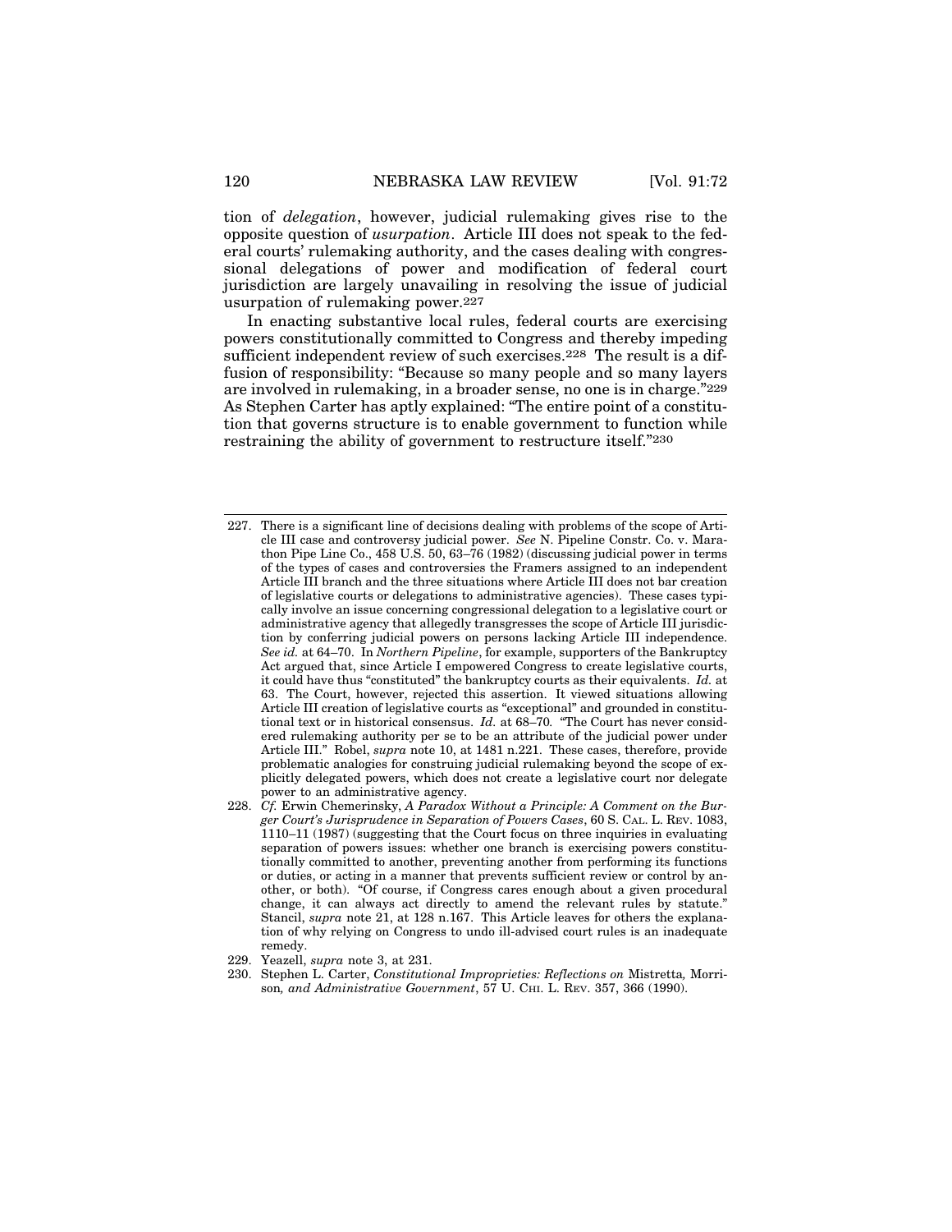tion of *delegation*, however, judicial rulemaking gives rise to the opposite question of *usurpation*. Article III does not speak to the federal courts' rulemaking authority, and the cases dealing with congressional delegations of power and modification of federal court jurisdiction are largely unavailing in resolving the issue of judicial usurpation of rulemaking power.[227]

In enacting substantive local rules, federal courts are exercising powers constitutionally committed to Congress and thereby impeding sufficient independent review of such exercises.[228] The result is a diffusion of responsibility: "Because so many people and so many layers are involved in rulemaking, in a broader sense, no one is in charge."[229] As Stephen Carter has aptly explained: "The entire point of a constitution that governs structure is to enable government to function while restraining the ability of government to restructure itself."[230]

---

227. There is a significant line of decisions dealing with problems of the scope of Article III case and controversy judicial power. *See* N. Pipeline Constr. Co. v. Marathon Pipe Line Co., 458 U.S. 50, 63–76 (1982) (discussing judicial power in terms of the types of cases and controversies the Framers assigned to an independent Article III branch and the three situations where Article III does not bar creation of legislative courts or delegations to administrative agencies). These cases typically involve an issue concerning congressional delegation to a legislative court or administrative agency that allegedly transgresses the scope of Article III jurisdiction by conferring judicial powers on persons lacking Article III independence. *See id.* at 64–70. In *Northern Pipeline*, for example, supporters of the Bankruptcy Act argued that, since Article I empowered Congress to create legislative courts, it could have thus "constituted" the bankruptcy courts as their equivalents. *Id.* at 63. The Court, however, rejected this assertion. It viewed situations allowing Article III creation of legislative courts as "exceptional" and grounded in constitutional text or in historical consensus. *Id.* at 68–70. "The Court has never considered rulemaking authority per se to be an attribute of the judicial power under Article III." Robel, *supra* note 10, at 1481 n.221. These cases, therefore, provide problematic analogies for construing judicial rulemaking beyond the scope of explicitly delegated powers, which does not create a legislative court nor delegate power to an administrative agency.

228. *Cf.* Erwin Chemerinsky, *A Paradox Without a Principle: A Comment on the Burger Court's Jurisprudence in Separation of Powers Cases*, 60 S. CAL. L. REV. 1083, 1110–11 (1987) (suggesting that the Court focus on three inquiries in evaluating separation of powers issues: whether one branch is exercising powers constitutionally committed to another, preventing another from performing its functions or duties, or acting in a manner that prevents sufficient review or control by another, or both). "Of course, if Congress cares enough about a given procedural change, it can always act directly to amend the relevant rules by statute." Stancil, *supra* note 21, at 128 n.167. This Article leaves for others the explanation of why relying on Congress to undo ill-advised court rules is an inadequate remedy.

229. Yeazell, *supra* note 3, at 231.

230. Stephen L. Carter, *Constitutional Improprieties: Reflections on* Mistretta*,* Morrison*, and Administrative Government*, 57 U. CHI. L. REV. 357, 366 (1990).